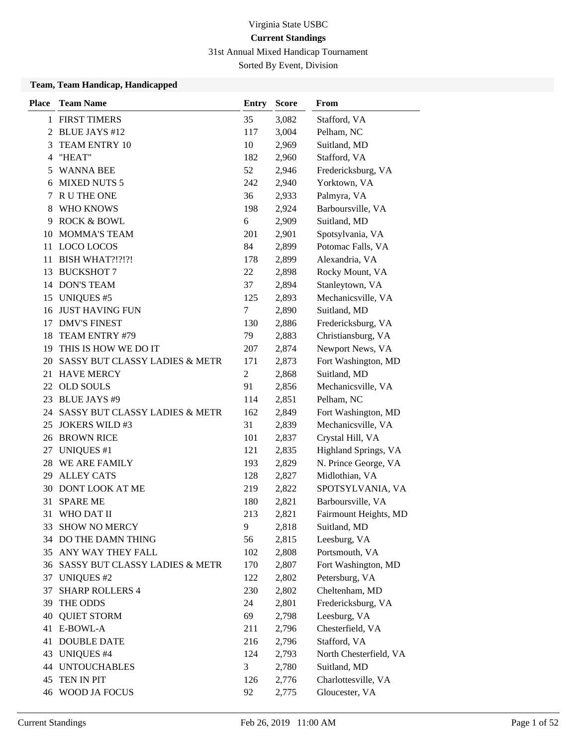Virginia State USBC

**Current Standings**

31st Annual Mixed Handicap Tournament

Sorted By Event, Division

### Team, Team Handicap, Handicapped

| Place | Team Name | Entry | Score | From |
|---|---|---|---|---|
| 1 | FIRST TIMERS | 35 | 3,082 | Stafford, VA |
| 2 | BLUE JAYS #12 | 117 | 3,004 | Pelham, NC |
| 3 | TEAM ENTRY 10 | 10 | 2,969 | Suitland, MD |
| 4 | "HEAT" | 182 | 2,960 | Stafford, VA |
| 5 | WANNA BEE | 52 | 2,946 | Fredericksburg, VA |
| 6 | MIXED NUTS 5 | 242 | 2,940 | Yorktown, VA |
| 7 | R U THE ONE | 36 | 2,933 | Palmyra, VA |
| 8 | WHO KNOWS | 198 | 2,924 | Barboursville, VA |
| 9 | ROCK & BOWL | 6 | 2,909 | Suitland, MD |
| 10 | MOMMA'S TEAM | 201 | 2,901 | Spotsylvania, VA |
| 11 | LOCO LOCOS | 84 | 2,899 | Potomac Falls, VA |
| 11 | BISH WHAT?!?!?! | 178 | 2,899 | Alexandria, VA |
| 13 | BUCKSHOT 7 | 22 | 2,898 | Rocky Mount, VA |
| 14 | DON'S TEAM | 37 | 2,894 | Stanleytown, VA |
| 15 | UNIQUES #5 | 125 | 2,893 | Mechanicsville, VA |
| 16 | JUST HAVING FUN | 7 | 2,890 | Suitland, MD |
| 17 | DMV'S FINEST | 130 | 2,886 | Fredericksburg, VA |
| 18 | TEAM ENTRY #79 | 79 | 2,883 | Christiansburg, VA |
| 19 | THIS IS HOW WE DO IT | 207 | 2,874 | Newport News, VA |
| 20 | SASSY BUT CLASSY LADIES & METR | 171 | 2,873 | Fort Washington, MD |
| 21 | HAVE MERCY | 2 | 2,868 | Suitland, MD |
| 22 | OLD SOULS | 91 | 2,856 | Mechanicsville, VA |
| 23 | BLUE JAYS #9 | 114 | 2,851 | Pelham, NC |
| 24 | SASSY BUT CLASSY LADIES & METR | 162 | 2,849 | Fort Washington, MD |
| 25 | JOKERS WILD #3 | 31 | 2,839 | Mechanicsville, VA |
| 26 | BROWN RICE | 101 | 2,837 | Crystal Hill, VA |
| 27 | UNIQUES #1 | 121 | 2,835 | Highland Springs, VA |
| 28 | WE ARE FAMILY | 193 | 2,829 | N. Prince George, VA |
| 29 | ALLEY CATS | 128 | 2,827 | Midlothian, VA |
| 30 | DONT LOOK AT ME | 219 | 2,822 | SPOTSYLVANIA, VA |
| 31 | SPARE ME | 180 | 2,821 | Barboursville, VA |
| 31 | WHO DAT II | 213 | 2,821 | Fairmount Heights, MD |
| 33 | SHOW NO MERCY | 9 | 2,818 | Suitland, MD |
| 34 | DO THE DAMN THING | 56 | 2,815 | Leesburg, VA |
| 35 | ANY WAY THEY FALL | 102 | 2,808 | Portsmouth, VA |
| 36 | SASSY BUT CLASSY LADIES & METR | 170 | 2,807 | Fort Washington, MD |
| 37 | UNIQUES #2 | 122 | 2,802 | Petersburg, VA |
| 37 | SHARP ROLLERS 4 | 230 | 2,802 | Cheltenham, MD |
| 39 | THE ODDS | 24 | 2,801 | Fredericksburg, VA |
| 40 | QUIET STORM | 69 | 2,798 | Leesburg, VA |
| 41 | E-BOWL-A | 211 | 2,796 | Chesterfield, VA |
| 41 | DOUBLE DATE | 216 | 2,796 | Stafford, VA |
| 43 | UNIQUES #4 | 124 | 2,793 | North Chesterfield, VA |
| 44 | UNTOUCHABLES | 3 | 2,780 | Suitland, MD |
| 45 | TEN IN PIT | 126 | 2,776 | Charlottesville, VA |
| 46 | WOOD JA FOCUS | 92 | 2,775 | Gloucester, VA |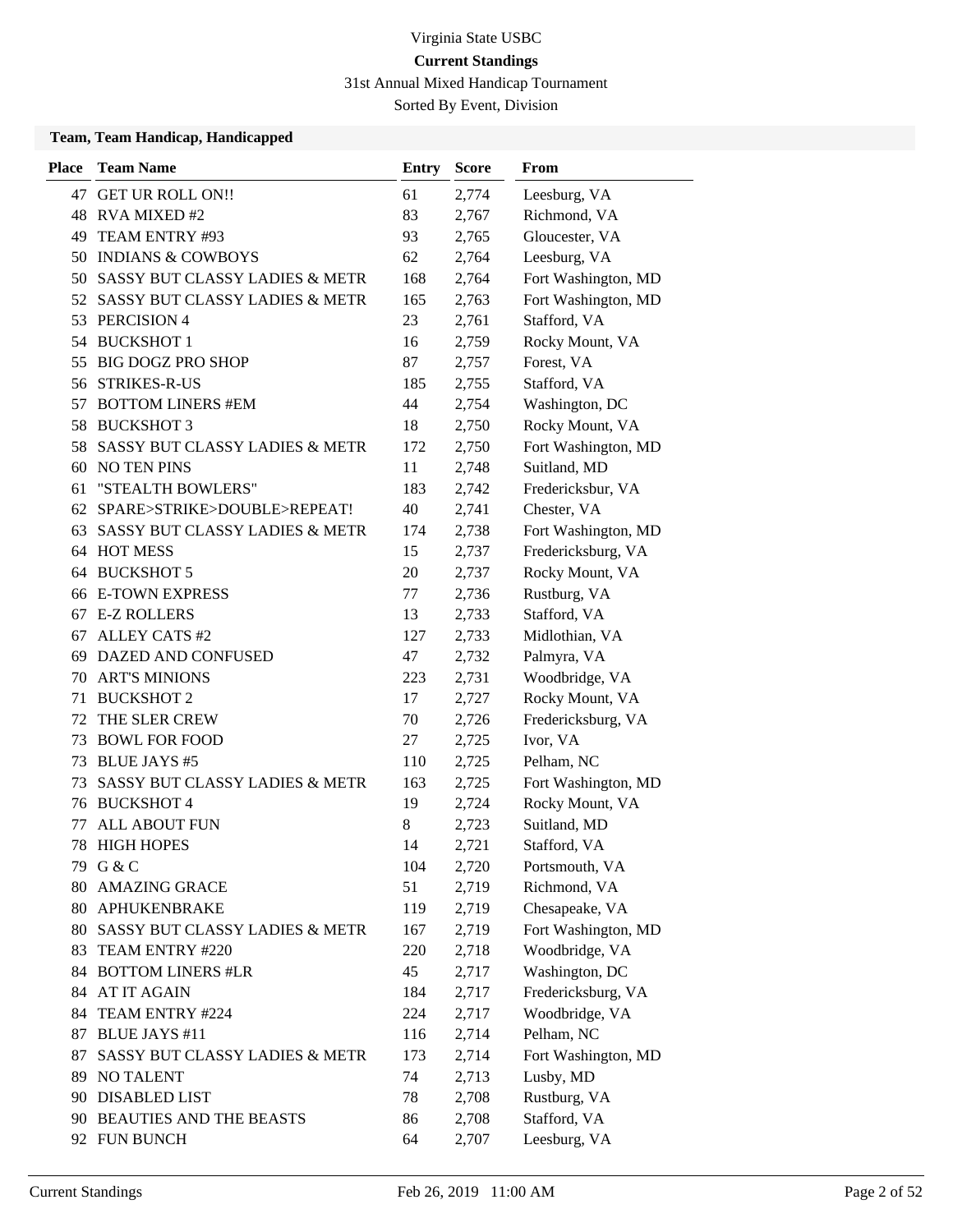Virginia State USBC

**Current Standings**

31st Annual Mixed Handicap Tournament

Sorted By Event, Division

### Team, Team Handicap, Handicapped

| Place | Team Name | Entry | Score | From |
|---|---|---|---|---|
| 47 | GET UR ROLL ON!! | 61 | 2,774 | Leesburg, VA |
| 48 | RVA MIXED #2 | 83 | 2,767 | Richmond, VA |
| 49 | TEAM ENTRY #93 | 93 | 2,765 | Gloucester, VA |
| 50 | INDIANS & COWBOYS | 62 | 2,764 | Leesburg, VA |
| 50 | SASSY BUT CLASSY LADIES & METR | 168 | 2,764 | Fort Washington, MD |
| 52 | SASSY BUT CLASSY LADIES & METR | 165 | 2,763 | Fort Washington, MD |
| 53 | PERCISION 4 | 23 | 2,761 | Stafford, VA |
| 54 | BUCKSHOT 1 | 16 | 2,759 | Rocky Mount, VA |
| 55 | BIG DOGZ PRO SHOP | 87 | 2,757 | Forest, VA |
| 56 | STRIKES-R-US | 185 | 2,755 | Stafford, VA |
| 57 | BOTTOM LINERS #EM | 44 | 2,754 | Washington, DC |
| 58 | BUCKSHOT 3 | 18 | 2,750 | Rocky Mount, VA |
| 58 | SASSY BUT CLASSY LADIES & METR | 172 | 2,750 | Fort Washington, MD |
| 60 | NO TEN PINS | 11 | 2,748 | Suitland, MD |
| 61 | "STEALTH BOWLERS" | 183 | 2,742 | Fredericksbur, VA |
| 62 | SPARE>STRIKE>DOUBLE>REPEAT! | 40 | 2,741 | Chester, VA |
| 63 | SASSY BUT CLASSY LADIES & METR | 174 | 2,738 | Fort Washington, MD |
| 64 | HOT MESS | 15 | 2,737 | Fredericksburg, VA |
| 64 | BUCKSHOT 5 | 20 | 2,737 | Rocky Mount, VA |
| 66 | E-TOWN EXPRESS | 77 | 2,736 | Rustburg, VA |
| 67 | E-Z ROLLERS | 13 | 2,733 | Stafford, VA |
| 67 | ALLEY CATS #2 | 127 | 2,733 | Midlothian, VA |
| 69 | DAZED AND CONFUSED | 47 | 2,732 | Palmyra, VA |
| 70 | ART'S MINIONS | 223 | 2,731 | Woodbridge, VA |
| 71 | BUCKSHOT 2 | 17 | 2,727 | Rocky Mount, VA |
| 72 | THE SLER CREW | 70 | 2,726 | Fredericksburg, VA |
| 73 | BOWL FOR FOOD | 27 | 2,725 | Ivor, VA |
| 73 | BLUE JAYS #5 | 110 | 2,725 | Pelham, NC |
| 73 | SASSY BUT CLASSY LADIES & METR | 163 | 2,725 | Fort Washington, MD |
| 76 | BUCKSHOT 4 | 19 | 2,724 | Rocky Mount, VA |
| 77 | ALL ABOUT FUN | 8 | 2,723 | Suitland, MD |
| 78 | HIGH HOPES | 14 | 2,721 | Stafford, VA |
| 79 | G & C | 104 | 2,720 | Portsmouth, VA |
| 80 | AMAZING GRACE | 51 | 2,719 | Richmond, VA |
| 80 | APHUKENBRAKE | 119 | 2,719 | Chesapeake, VA |
| 80 | SASSY BUT CLASSY LADIES & METR | 167 | 2,719 | Fort Washington, MD |
| 83 | TEAM ENTRY #220 | 220 | 2,718 | Woodbridge, VA |
| 84 | BOTTOM LINERS #LR | 45 | 2,717 | Washington, DC |
| 84 | AT IT AGAIN | 184 | 2,717 | Fredericksburg, VA |
| 84 | TEAM ENTRY #224 | 224 | 2,717 | Woodbridge, VA |
| 87 | BLUE JAYS #11 | 116 | 2,714 | Pelham, NC |
| 87 | SASSY BUT CLASSY LADIES & METR | 173 | 2,714 | Fort Washington, MD |
| 89 | NO TALENT | 74 | 2,713 | Lusby, MD |
| 90 | DISABLED LIST | 78 | 2,708 | Rustburg, VA |
| 90 | BEAUTIES AND THE BEASTS | 86 | 2,708 | Stafford, VA |
| 92 | FUN BUNCH | 64 | 2,707 | Leesburg, VA |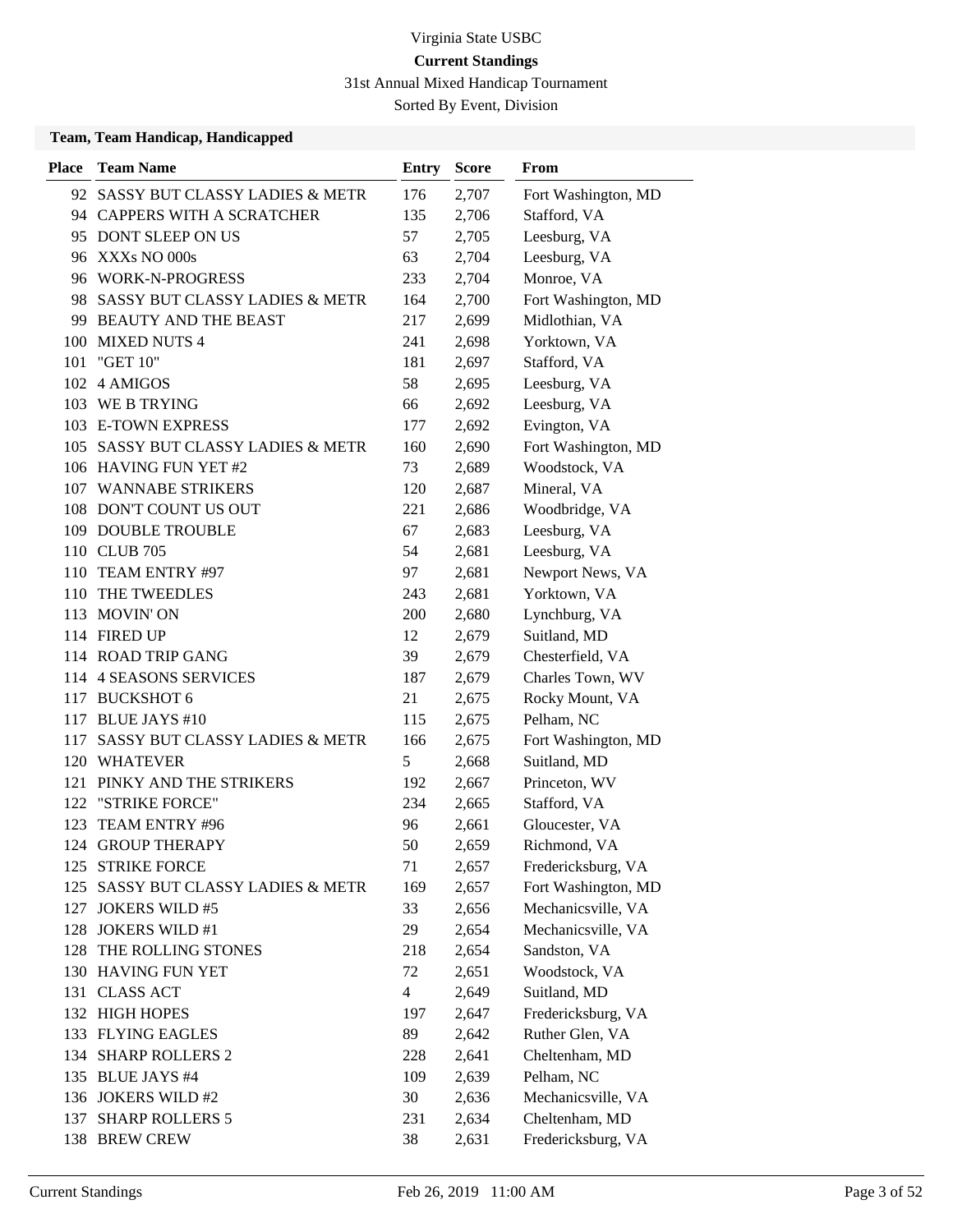Virginia State USBC

**Current Standings**

31st Annual Mixed Handicap Tournament

Sorted By Event, Division

**Team, Team Handicap, Handicapped**

| Place | Team Name | Entry | Score | From |
|---|---|---|---|---|
| 92 | SASSY BUT CLASSY LADIES & METR | 176 | 2,707 | Fort Washington, MD |
| 94 | CAPPERS WITH A SCRATCHER | 135 | 2,706 | Stafford, VA |
| 95 | DONT SLEEP ON US | 57 | 2,705 | Leesburg, VA |
| 96 | XXXs NO 000s | 63 | 2,704 | Leesburg, VA |
| 96 | WORK-N-PROGRESS | 233 | 2,704 | Monroe, VA |
| 98 | SASSY BUT CLASSY LADIES & METR | 164 | 2,700 | Fort Washington, MD |
| 99 | BEAUTY AND THE BEAST | 217 | 2,699 | Midlothian, VA |
| 100 | MIXED NUTS 4 | 241 | 2,698 | Yorktown, VA |
| 101 | "GET 10" | 181 | 2,697 | Stafford, VA |
| 102 | 4 AMIGOS | 58 | 2,695 | Leesburg, VA |
| 103 | WE B TRYING | 66 | 2,692 | Leesburg, VA |
| 103 | E-TOWN EXPRESS | 177 | 2,692 | Evington, VA |
| 105 | SASSY BUT CLASSY LADIES & METR | 160 | 2,690 | Fort Washington, MD |
| 106 | HAVING FUN YET #2 | 73 | 2,689 | Woodstock, VA |
| 107 | WANNABE STRIKERS | 120 | 2,687 | Mineral, VA |
| 108 | DON'T COUNT US OUT | 221 | 2,686 | Woodbridge, VA |
| 109 | DOUBLE TROUBLE | 67 | 2,683 | Leesburg, VA |
| 110 | CLUB 705 | 54 | 2,681 | Leesburg, VA |
| 110 | TEAM ENTRY #97 | 97 | 2,681 | Newport News, VA |
| 110 | THE TWEEDLES | 243 | 2,681 | Yorktown, VA |
| 113 | MOVIN' ON | 200 | 2,680 | Lynchburg, VA |
| 114 | FIRED UP | 12 | 2,679 | Suitland, MD |
| 114 | ROAD TRIP GANG | 39 | 2,679 | Chesterfield, VA |
| 114 | 4 SEASONS SERVICES | 187 | 2,679 | Charles Town, WV |
| 117 | BUCKSHOT 6 | 21 | 2,675 | Rocky Mount, VA |
| 117 | BLUE JAYS #10 | 115 | 2,675 | Pelham, NC |
| 117 | SASSY BUT CLASSY LADIES & METR | 166 | 2,675 | Fort Washington, MD |
| 120 | WHATEVER | 5 | 2,668 | Suitland, MD |
| 121 | PINKY AND THE STRIKERS | 192 | 2,667 | Princeton, WV |
| 122 | "STRIKE FORCE" | 234 | 2,665 | Stafford, VA |
| 123 | TEAM ENTRY #96 | 96 | 2,661 | Gloucester, VA |
| 124 | GROUP THERAPY | 50 | 2,659 | Richmond, VA |
| 125 | STRIKE FORCE | 71 | 2,657 | Fredericksburg, VA |
| 125 | SASSY BUT CLASSY LADIES & METR | 169 | 2,657 | Fort Washington, MD |
| 127 | JOKERS WILD #5 | 33 | 2,656 | Mechanicsville, VA |
| 128 | JOKERS WILD #1 | 29 | 2,654 | Mechanicsville, VA |
| 128 | THE ROLLING STONES | 218 | 2,654 | Sandston, VA |
| 130 | HAVING FUN YET | 72 | 2,651 | Woodstock, VA |
| 131 | CLASS ACT | 4 | 2,649 | Suitland, MD |
| 132 | HIGH HOPES | 197 | 2,647 | Fredericksburg, VA |
| 133 | FLYING EAGLES | 89 | 2,642 | Ruther Glen, VA |
| 134 | SHARP ROLLERS 2 | 228 | 2,641 | Cheltenham, MD |
| 135 | BLUE JAYS #4 | 109 | 2,639 | Pelham, NC |
| 136 | JOKERS WILD #2 | 30 | 2,636 | Mechanicsville, VA |
| 137 | SHARP ROLLERS 5 | 231 | 2,634 | Cheltenham, MD |
| 138 | BREW CREW | 38 | 2,631 | Fredericksburg, VA |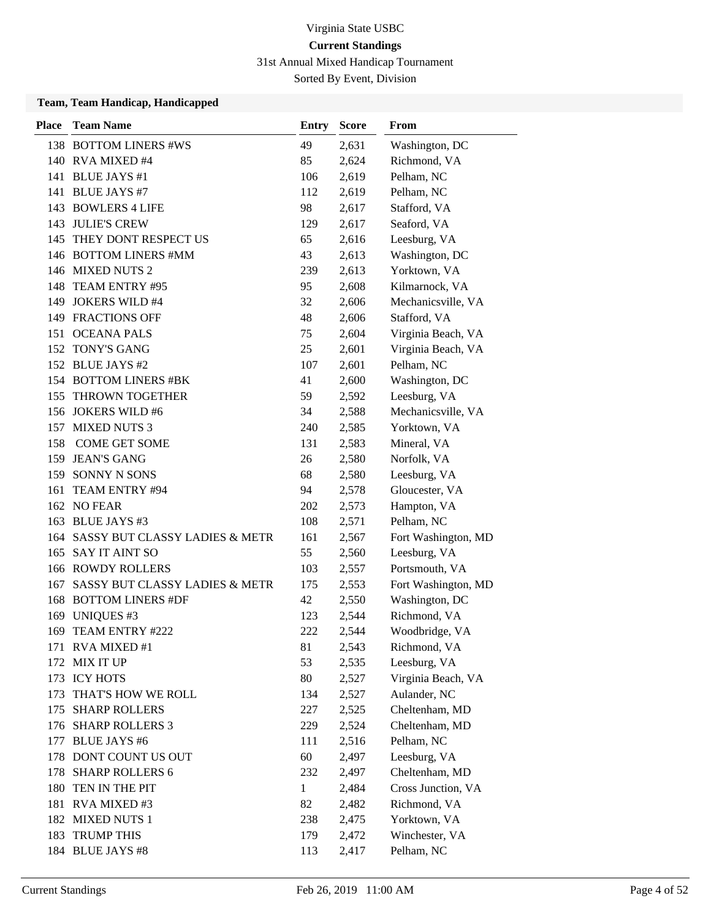Virginia State USBC

**Current Standings**

31st Annual Mixed Handicap Tournament

Sorted By Event, Division

### Team, Team Handicap, Handicapped

| Place | Team Name | Entry | Score | From |
|---|---|---|---|---|
| 138 | BOTTOM LINERS #WS | 49 | 2,631 | Washington, DC |
| 140 | RVA MIXED #4 | 85 | 2,624 | Richmond, VA |
| 141 | BLUE JAYS #1 | 106 | 2,619 | Pelham, NC |
| 141 | BLUE JAYS #7 | 112 | 2,619 | Pelham, NC |
| 143 | BOWLERS 4 LIFE | 98 | 2,617 | Stafford, VA |
| 143 | JULIE'S CREW | 129 | 2,617 | Seaford, VA |
| 145 | THEY DONT RESPECT US | 65 | 2,616 | Leesburg, VA |
| 146 | BOTTOM LINERS #MM | 43 | 2,613 | Washington, DC |
| 146 | MIXED NUTS 2 | 239 | 2,613 | Yorktown, VA |
| 148 | TEAM ENTRY #95 | 95 | 2,608 | Kilmarnock, VA |
| 149 | JOKERS WILD #4 | 32 | 2,606 | Mechanicsville, VA |
| 149 | FRACTIONS OFF | 48 | 2,606 | Stafford, VA |
| 151 | OCEANA PALS | 75 | 2,604 | Virginia Beach, VA |
| 152 | TONY'S GANG | 25 | 2,601 | Virginia Beach, VA |
| 152 | BLUE JAYS #2 | 107 | 2,601 | Pelham, NC |
| 154 | BOTTOM LINERS #BK | 41 | 2,600 | Washington, DC |
| 155 | THROWN TOGETHER | 59 | 2,592 | Leesburg, VA |
| 156 | JOKERS WILD #6 | 34 | 2,588 | Mechanicsville, VA |
| 157 | MIXED NUTS 3 | 240 | 2,585 | Yorktown, VA |
| 158 | COME GET SOME | 131 | 2,583 | Mineral, VA |
| 159 | JEAN'S GANG | 26 | 2,580 | Norfolk, VA |
| 159 | SONNY N SONS | 68 | 2,580 | Leesburg, VA |
| 161 | TEAM ENTRY #94 | 94 | 2,578 | Gloucester, VA |
| 162 | NO FEAR | 202 | 2,573 | Hampton, VA |
| 163 | BLUE JAYS #3 | 108 | 2,571 | Pelham, NC |
| 164 | SASSY BUT CLASSY LADIES & METR | 161 | 2,567 | Fort Washington, MD |
| 165 | SAY IT AINT SO | 55 | 2,560 | Leesburg, VA |
| 166 | ROWDY ROLLERS | 103 | 2,557 | Portsmouth, VA |
| 167 | SASSY BUT CLASSY LADIES & METR | 175 | 2,553 | Fort Washington, MD |
| 168 | BOTTOM LINERS #DF | 42 | 2,550 | Washington, DC |
| 169 | UNIQUES #3 | 123 | 2,544 | Richmond, VA |
| 169 | TEAM ENTRY #222 | 222 | 2,544 | Woodbridge, VA |
| 171 | RVA MIXED #1 | 81 | 2,543 | Richmond, VA |
| 172 | MIX IT UP | 53 | 2,535 | Leesburg, VA |
| 173 | ICY HOTS | 80 | 2,527 | Virginia Beach, VA |
| 173 | THAT'S HOW WE ROLL | 134 | 2,527 | Aulander, NC |
| 175 | SHARP ROLLERS | 227 | 2,525 | Cheltenham, MD |
| 176 | SHARP ROLLERS 3 | 229 | 2,524 | Cheltenham, MD |
| 177 | BLUE JAYS #6 | 111 | 2,516 | Pelham, NC |
| 178 | DONT COUNT US OUT | 60 | 2,497 | Leesburg, VA |
| 178 | SHARP ROLLERS 6 | 232 | 2,497 | Cheltenham, MD |
| 180 | TEN IN THE PIT | 1 | 2,484 | Cross Junction, VA |
| 181 | RVA MIXED #3 | 82 | 2,482 | Richmond, VA |
| 182 | MIXED NUTS 1 | 238 | 2,475 | Yorktown, VA |
| 183 | TRUMP THIS | 179 | 2,472 | Winchester, VA |
| 184 | BLUE JAYS #8 | 113 | 2,417 | Pelham, NC |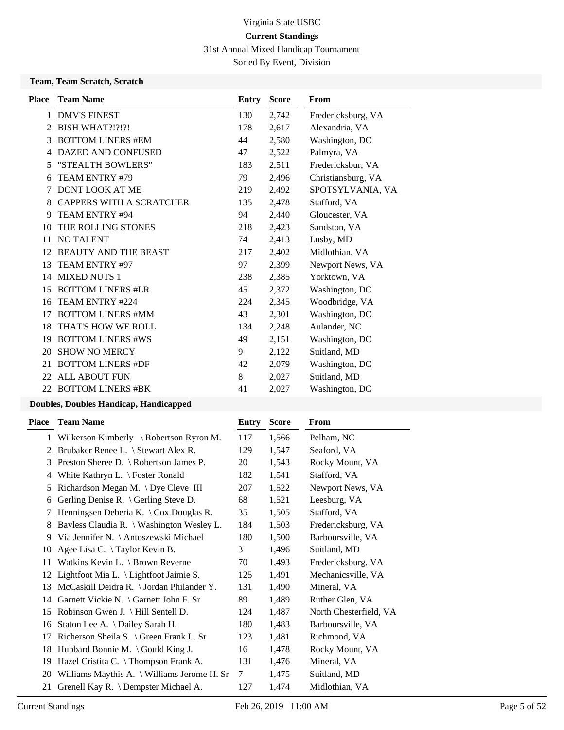Virginia State USBC

**Current Standings**

31st Annual Mixed Handicap Tournament

Sorted By Event, Division

**Team, Team Scratch, Scratch**

| Place | Team Name | Entry | Score | From |
|---|---|---|---|---|
| 1 | DMV'S FINEST | 130 | 2,742 | Fredericksburg, VA |
| 2 | BISH WHAT?!?!?! | 178 | 2,617 | Alexandria, VA |
| 3 | BOTTOM LINERS #EM | 44 | 2,580 | Washington, DC |
| 4 | DAZED AND CONFUSED | 47 | 2,522 | Palmyra, VA |
| 5 | "STEALTH BOWLERS" | 183 | 2,511 | Fredericksbur, VA |
| 6 | TEAM ENTRY #79 | 79 | 2,496 | Christiansburg, VA |
| 7 | DONT LOOK AT ME | 219 | 2,492 | SPOTSYLVANIA, VA |
| 8 | CAPPERS WITH A SCRATCHER | 135 | 2,478 | Stafford, VA |
| 9 | TEAM ENTRY #94 | 94 | 2,440 | Gloucester, VA |
| 10 | THE ROLLING STONES | 218 | 2,423 | Sandston, VA |
| 11 | NO TALENT | 74 | 2,413 | Lusby, MD |
| 12 | BEAUTY AND THE BEAST | 217 | 2,402 | Midlothian, VA |
| 13 | TEAM ENTRY #97 | 97 | 2,399 | Newport News, VA |
| 14 | MIXED NUTS 1 | 238 | 2,385 | Yorktown, VA |
| 15 | BOTTOM LINERS #LR | 45 | 2,372 | Washington, DC |
| 16 | TEAM ENTRY #224 | 224 | 2,345 | Woodbridge, VA |
| 17 | BOTTOM LINERS #MM | 43 | 2,301 | Washington, DC |
| 18 | THAT'S HOW WE ROLL | 134 | 2,248 | Aulander, NC |
| 19 | BOTTOM LINERS #WS | 49 | 2,151 | Washington, DC |
| 20 | SHOW NO MERCY | 9 | 2,122 | Suitland, MD |
| 21 | BOTTOM LINERS #DF | 42 | 2,079 | Washington, DC |
| 22 | ALL ABOUT FUN | 8 | 2,027 | Suitland, MD |
| 22 | BOTTOM LINERS #BK | 41 | 2,027 | Washington, DC |

**Doubles, Doubles Handicap, Handicapped**

| Place | Team Name | Entry | Score | From |
|---|---|---|---|---|
| 1 | Wilkerson Kimberly \ Robertson Ryron M. | 117 | 1,566 | Pelham, NC |
| 2 | Brubaker Renee L. \ Stewart Alex R. | 129 | 1,547 | Seaford, VA |
| 3 | Preston Sheree D. \ Robertson James P. | 20 | 1,543 | Rocky Mount, VA |
| 4 | White Kathryn L. \ Foster Ronald | 182 | 1,541 | Stafford, VA |
| 5 | Richardson Megan M. \ Dye Cleve III | 207 | 1,522 | Newport News, VA |
| 6 | Gerling Denise R. \ Gerling Steve D. | 68 | 1,521 | Leesburg, VA |
| 7 | Henningsen Deberia K. \ Cox Douglas R. | 35 | 1,505 | Stafford, VA |
| 8 | Bayless Claudia R. \ Washington Wesley L. | 184 | 1,503 | Fredericksburg, VA |
| 9 | Via Jennifer N. \ Antoszewski Michael | 180 | 1,500 | Barboursville, VA |
| 10 | Agee Lisa C. \ Taylor Kevin B. | 3 | 1,496 | Suitland, MD |
| 11 | Watkins Kevin L. \ Brown Reverne | 70 | 1,493 | Fredericksburg, VA |
| 12 | Lightfoot Mia L. \ Lightfoot Jaimie S. | 125 | 1,491 | Mechanicsville, VA |
| 13 | McCaskill Deidra R. \ Jordan Philander Y. | 131 | 1,490 | Mineral, VA |
| 14 | Garnett Vickie N. \ Garnett John F. Sr | 89 | 1,489 | Ruther Glen, VA |
| 15 | Robinson Gwen J. \ Hill Sentell D. | 124 | 1,487 | North Chesterfield, VA |
| 16 | Staton Lee A. \ Dailey Sarah H. | 180 | 1,483 | Barboursville, VA |
| 17 | Richerson Sheila S. \ Green Frank L. Sr | 123 | 1,481 | Richmond, VA |
| 18 | Hubbard Bonnie M. \ Gould King J. | 16 | 1,478 | Rocky Mount, VA |
| 19 | Hazel Cristita C. \ Thompson Frank A. | 131 | 1,476 | Mineral, VA |
| 20 | Williams Maythis A. \ Williams Jerome H. Sr | 7 | 1,475 | Suitland, MD |
| 21 | Grenell Kay R. \ Dempster Michael A. | 127 | 1,474 | Midlothian, VA |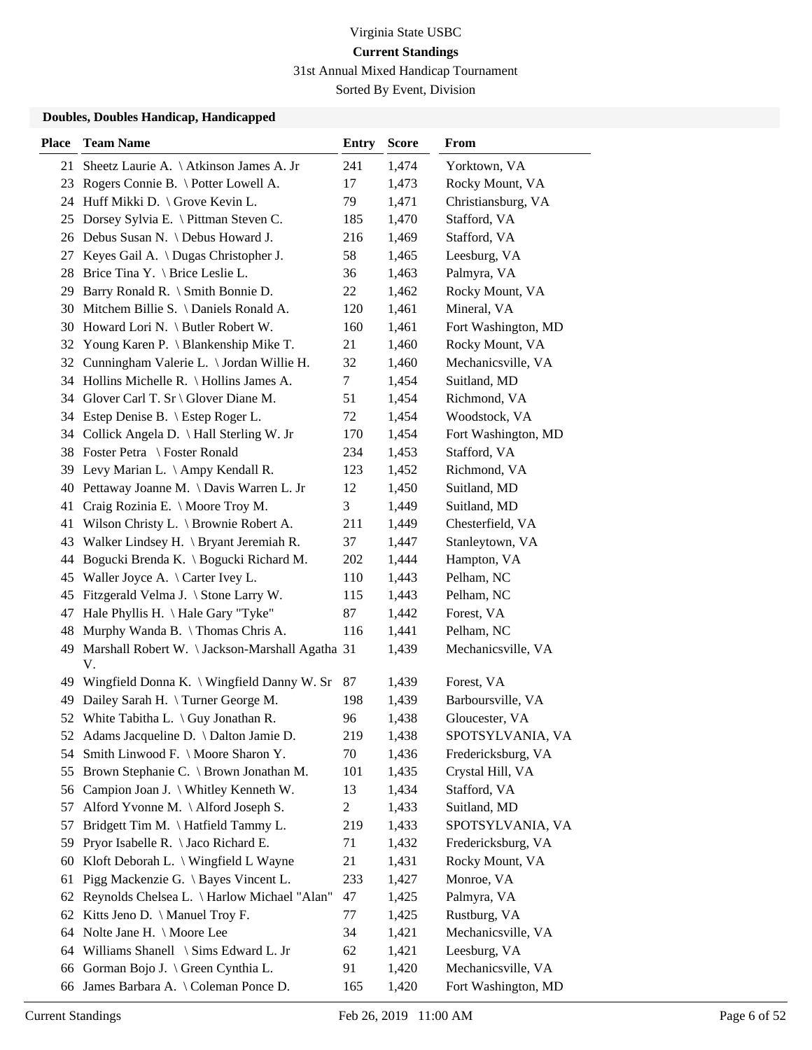Virginia State USBC

**Current Standings**

31st Annual Mixed Handicap Tournament

Sorted By Event, Division

### Doubles, Doubles Handicap, Handicapped

| Place | Team Name | Entry | Score | From |
|---|---|---|---|---|
| 21 | Sheetz Laurie A. \ Atkinson James A. Jr | 241 | 1,474 | Yorktown, VA |
| 23 | Rogers Connie B. \ Potter Lowell A. | 17 | 1,473 | Rocky Mount, VA |
| 24 | Huff Mikki D. \ Grove Kevin L. | 79 | 1,471 | Christiansburg, VA |
| 25 | Dorsey Sylvia E. \ Pittman Steven C. | 185 | 1,470 | Stafford, VA |
| 26 | Debus Susan N. \ Debus Howard J. | 216 | 1,469 | Stafford, VA |
| 27 | Keyes Gail A. \ Dugas Christopher J. | 58 | 1,465 | Leesburg, VA |
| 28 | Brice Tina Y. \ Brice Leslie L. | 36 | 1,463 | Palmyra, VA |
| 29 | Barry Ronald R. \ Smith Bonnie D. | 22 | 1,462 | Rocky Mount, VA |
| 30 | Mitchem Billie S. \ Daniels Ronald A. | 120 | 1,461 | Mineral, VA |
| 30 | Howard Lori N. \ Butler Robert W. | 160 | 1,461 | Fort Washington, MD |
| 32 | Young Karen P. \ Blankenship Mike T. | 21 | 1,460 | Rocky Mount, VA |
| 32 | Cunningham Valerie L. \ Jordan Willie H. | 32 | 1,460 | Mechanicsville, VA |
| 34 | Hollins Michelle R. \ Hollins James A. | 7 | 1,454 | Suitland, MD |
| 34 | Glover Carl T. Sr \ Glover Diane M. | 51 | 1,454 | Richmond, VA |
| 34 | Estep Denise B. \ Estep Roger L. | 72 | 1,454 | Woodstock, VA |
| 34 | Collick Angela D. \ Hall Sterling W. Jr | 170 | 1,454 | Fort Washington, MD |
| 38 | Foster Petra \ Foster Ronald | 234 | 1,453 | Stafford, VA |
| 39 | Levy Marian L. \ Ampy Kendall R. | 123 | 1,452 | Richmond, VA |
| 40 | Pettaway Joanne M. \ Davis Warren L. Jr | 12 | 1,450 | Suitland, MD |
| 41 | Craig Rozinia E. \ Moore Troy M. | 3 | 1,449 | Suitland, MD |
| 41 | Wilson Christy L. \ Brownie Robert A. | 211 | 1,449 | Chesterfield, VA |
| 43 | Walker Lindsey H. \ Bryant Jeremiah R. | 37 | 1,447 | Stanleytown, VA |
| 44 | Bogucki Brenda K. \ Bogucki Richard M. | 202 | 1,444 | Hampton, VA |
| 45 | Waller Joyce A. \ Carter Ivey L. | 110 | 1,443 | Pelham, NC |
| 45 | Fitzgerald Velma J. \ Stone Larry W. | 115 | 1,443 | Pelham, NC |
| 47 | Hale Phyllis H. \ Hale Gary "Tyke" | 87 | 1,442 | Forest, VA |
| 48 | Murphy Wanda B. \ Thomas Chris A. | 116 | 1,441 | Pelham, NC |
| 49 | Marshall Robert W. \ Jackson-Marshall Agatha V. | 31 | 1,439 | Mechanicsville, VA |
| 49 | Wingfield Donna K. \ Wingfield Danny W. Sr | 87 | 1,439 | Forest, VA |
| 49 | Dailey Sarah H. \ Turner George M. | 198 | 1,439 | Barboursville, VA |
| 52 | White Tabitha L. \ Guy Jonathan R. | 96 | 1,438 | Gloucester, VA |
| 52 | Adams Jacqueline D. \ Dalton Jamie D. | 219 | 1,438 | SPOTSYLVANIA, VA |
| 54 | Smith Linwood F. \ Moore Sharon Y. | 70 | 1,436 | Fredericksburg, VA |
| 55 | Brown Stephanie C. \ Brown Jonathan M. | 101 | 1,435 | Crystal Hill, VA |
| 56 | Campion Joan J. \ Whitley Kenneth W. | 13 | 1,434 | Stafford, VA |
| 57 | Alford Yvonne M. \ Alford Joseph S. | 2 | 1,433 | Suitland, MD |
| 57 | Bridgett Tim M. \ Hatfield Tammy L. | 219 | 1,433 | SPOTSYLVANIA, VA |
| 59 | Pryor Isabelle R. \ Jaco Richard E. | 71 | 1,432 | Fredericksburg, VA |
| 60 | Kloft Deborah L. \ Wingfield L Wayne | 21 | 1,431 | Rocky Mount, VA |
| 61 | Pigg Mackenzie G. \ Bayes Vincent L. | 233 | 1,427 | Monroe, VA |
| 62 | Reynolds Chelsea L. \ Harlow Michael "Alan" | 47 | 1,425 | Palmyra, VA |
| 62 | Kitts Jeno D. \ Manuel Troy F. | 77 | 1,425 | Rustburg, VA |
| 64 | Nolte Jane H. \ Moore Lee | 34 | 1,421 | Mechanicsville, VA |
| 64 | Williams Shanell \ Sims Edward L. Jr | 62 | 1,421 | Leesburg, VA |
| 66 | Gorman Bojo J. \ Green Cynthia L. | 91 | 1,420 | Mechanicsville, VA |
| 66 | James Barbara A. \ Coleman Ponce D. | 165 | 1,420 | Fort Washington, MD |

Current Standings Feb 26, 2019 11:00 AM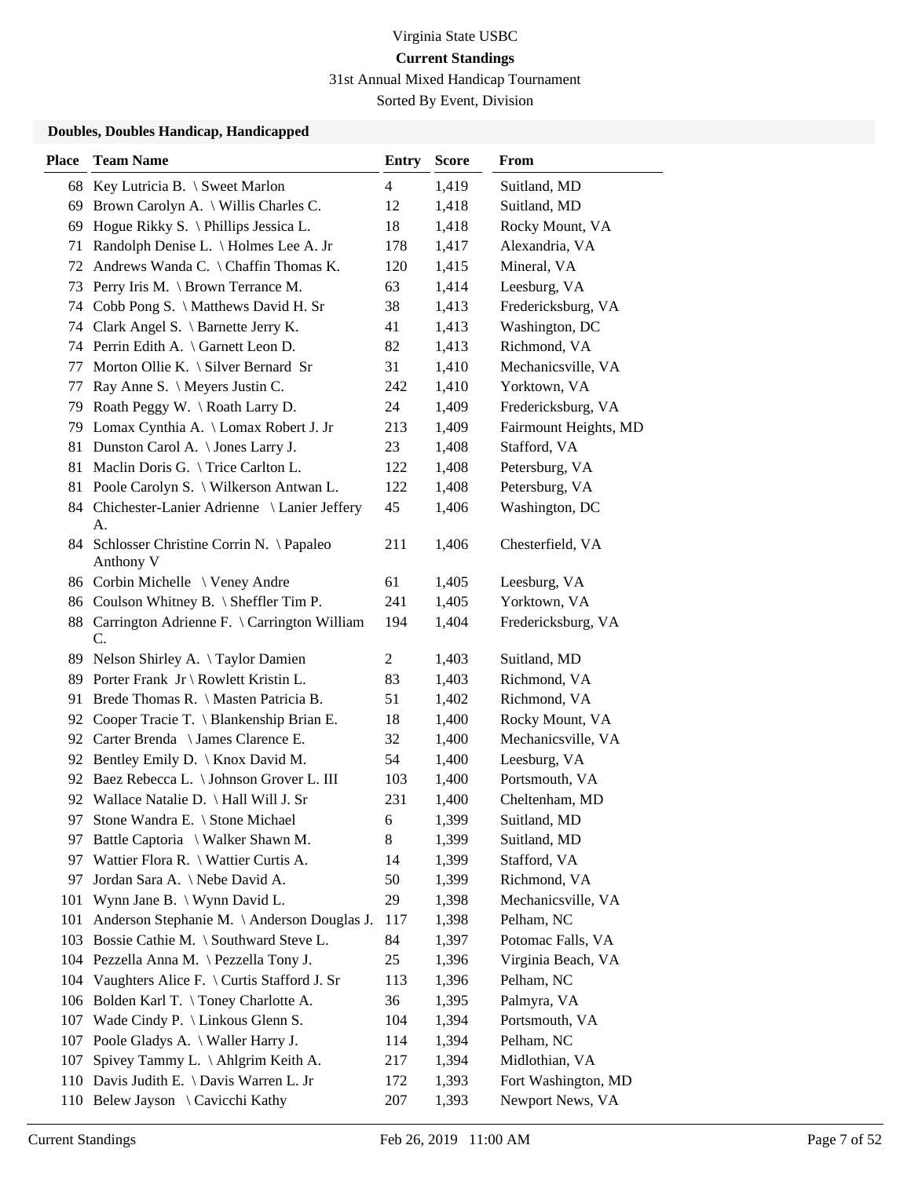Virginia State USBC

**Current Standings**

31st Annual Mixed Handicap Tournament

Sorted By Event, Division

### Doubles, Doubles Handicap, Handicapped

| Place | Team Name | Entry | Score | From |
|---|---|---|---|---|
| 68 | Key Lutricia B. \ Sweet Marlon | 4 | 1,419 | Suitland, MD |
| 69 | Brown Carolyn A. \ Willis Charles C. | 12 | 1,418 | Suitland, MD |
| 69 | Hogue Rikky S. \ Phillips Jessica L. | 18 | 1,418 | Rocky Mount, VA |
| 71 | Randolph Denise L. \ Holmes Lee A. Jr | 178 | 1,417 | Alexandria, VA |
| 72 | Andrews Wanda C. \ Chaffin Thomas K. | 120 | 1,415 | Mineral, VA |
| 73 | Perry Iris M. \ Brown Terrance M. | 63 | 1,414 | Leesburg, VA |
| 74 | Cobb Pong S. \ Matthews David H. Sr | 38 | 1,413 | Fredericksburg, VA |
| 74 | Clark Angel S. \ Barnette Jerry K. | 41 | 1,413 | Washington, DC |
| 74 | Perrin Edith A. \ Garnett Leon D. | 82 | 1,413 | Richmond, VA |
| 77 | Morton Ollie K. \ Silver Bernard Sr | 31 | 1,410 | Mechanicsville, VA |
| 77 | Ray Anne S. \ Meyers Justin C. | 242 | 1,410 | Yorktown, VA |
| 79 | Roath Peggy W. \ Roath Larry D. | 24 | 1,409 | Fredericksburg, VA |
| 79 | Lomax Cynthia A. \ Lomax Robert J. Jr | 213 | 1,409 | Fairmount Heights, MD |
| 81 | Dunston Carol A. \ Jones Larry J. | 23 | 1,408 | Stafford, VA |
| 81 | Maclin Doris G. \ Trice Carlton L. | 122 | 1,408 | Petersburg, VA |
| 81 | Poole Carolyn S. \ Wilkerson Antwan L. | 122 | 1,408 | Petersburg, VA |
| 84 | Chichester-Lanier Adrienne \ Lanier Jeffery A. | 45 | 1,406 | Washington, DC |
| 84 | Schlosser Christine Corrin N. \ Papaleo Anthony V | 211 | 1,406 | Chesterfield, VA |
| 86 | Corbin Michelle \ Veney Andre | 61 | 1,405 | Leesburg, VA |
| 86 | Coulson Whitney B. \ Sheffler Tim P. | 241 | 1,405 | Yorktown, VA |
| 88 | Carrington Adrienne F. \ Carrington William C. | 194 | 1,404 | Fredericksburg, VA |
| 89 | Nelson Shirley A. \ Taylor Damien | 2 | 1,403 | Suitland, MD |
| 89 | Porter Frank Jr \ Rowlett Kristin L. | 83 | 1,403 | Richmond, VA |
| 91 | Brede Thomas R. \ Masten Patricia B. | 51 | 1,402 | Richmond, VA |
| 92 | Cooper Tracie T. \ Blankenship Brian E. | 18 | 1,400 | Rocky Mount, VA |
| 92 | Carter Brenda \ James Clarence E. | 32 | 1,400 | Mechanicsville, VA |
| 92 | Bentley Emily D. \ Knox David M. | 54 | 1,400 | Leesburg, VA |
| 92 | Baez Rebecca L. \ Johnson Grover L. III | 103 | 1,400 | Portsmouth, VA |
| 92 | Wallace Natalie D. \ Hall Will J. Sr | 231 | 1,400 | Cheltenham, MD |
| 97 | Stone Wandra E. \ Stone Michael | 6 | 1,399 | Suitland, MD |
| 97 | Battle Captoria \ Walker Shawn M. | 8 | 1,399 | Suitland, MD |
| 97 | Wattier Flora R. \ Wattier Curtis A. | 14 | 1,399 | Stafford, VA |
| 97 | Jordan Sara A. \ Nebe David A. | 50 | 1,399 | Richmond, VA |
| 101 | Wynn Jane B. \ Wynn David L. | 29 | 1,398 | Mechanicsville, VA |
| 101 | Anderson Stephanie M. \ Anderson Douglas J. | 117 | 1,398 | Pelham, NC |
| 103 | Bossie Cathie M. \ Southward Steve L. | 84 | 1,397 | Potomac Falls, VA |
| 104 | Pezzella Anna M. \ Pezzella Tony J. | 25 | 1,396 | Virginia Beach, VA |
| 104 | Vaughters Alice F. \ Curtis Stafford J. Sr | 113 | 1,396 | Pelham, NC |
| 106 | Bolden Karl T. \ Toney Charlotte A. | 36 | 1,395 | Palmyra, VA |
| 107 | Wade Cindy P. \ Linkous Glenn S. | 104 | 1,394 | Portsmouth, VA |
| 107 | Poole Gladys A. \ Waller Harry J. | 114 | 1,394 | Pelham, NC |
| 107 | Spivey Tammy L. \ Ahlgrim Keith A. | 217 | 1,394 | Midlothian, VA |
| 110 | Davis Judith E. \ Davis Warren L. Jr | 172 | 1,393 | Fort Washington, MD |
| 110 | Belew Jayson \ Cavicchi Kathy | 207 | 1,393 | Newport News, VA |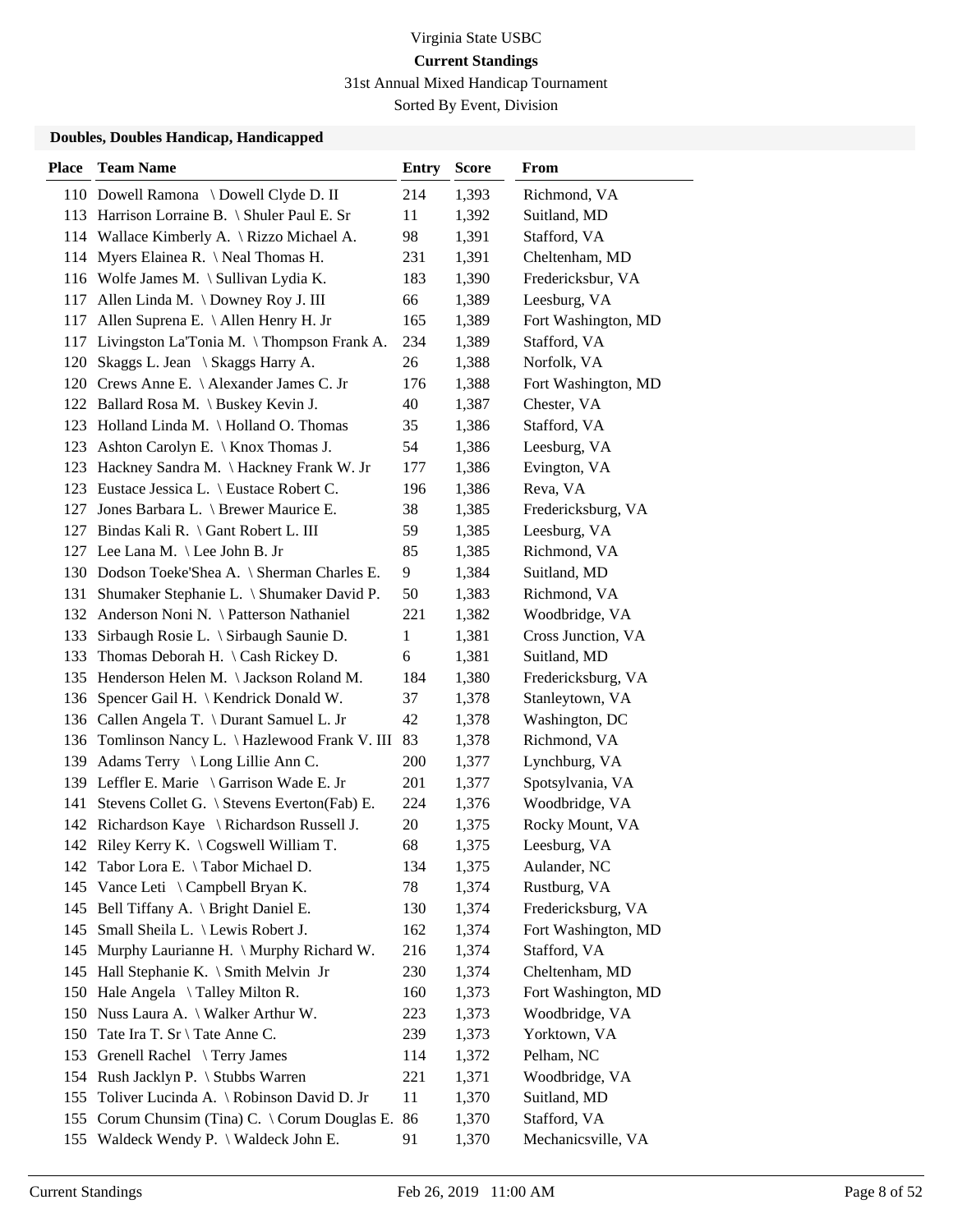Virginia State USBC

**Current Standings**

31st Annual Mixed Handicap Tournament

Sorted By Event, Division

### Doubles, Doubles Handicap, Handicapped

| Place | Team Name | Entry | Score | From |
|---|---|---|---|---|
| 110 | Dowell Ramona \ Dowell Clyde D. II | 214 | 1,393 | Richmond, VA |
| 113 | Harrison Lorraine B. \ Shuler Paul E. Sr | 11 | 1,392 | Suitland, MD |
| 114 | Wallace Kimberly A. \ Rizzo Michael A. | 98 | 1,391 | Stafford, VA |
| 114 | Myers Elainea R. \ Neal Thomas H. | 231 | 1,391 | Cheltenham, MD |
| 116 | Wolfe James M. \ Sullivan Lydia K. | 183 | 1,390 | Fredericksbur, VA |
| 117 | Allen Linda M. \ Downey Roy J. III | 66 | 1,389 | Leesburg, VA |
| 117 | Allen Suprena E. \ Allen Henry H. Jr | 165 | 1,389 | Fort Washington, MD |
| 117 | Livingston La'Tonia M. \ Thompson Frank A. | 234 | 1,389 | Stafford, VA |
| 120 | Skaggs L. Jean \ Skaggs Harry A. | 26 | 1,388 | Norfolk, VA |
| 120 | Crews Anne E. \ Alexander James C. Jr | 176 | 1,388 | Fort Washington, MD |
| 122 | Ballard Rosa M. \ Buskey Kevin J. | 40 | 1,387 | Chester, VA |
| 123 | Holland Linda M. \ Holland O. Thomas | 35 | 1,386 | Stafford, VA |
| 123 | Ashton Carolyn E. \ Knox Thomas J. | 54 | 1,386 | Leesburg, VA |
| 123 | Hackney Sandra M. \ Hackney Frank W. Jr | 177 | 1,386 | Evington, VA |
| 123 | Eustace Jessica L. \ Eustace Robert C. | 196 | 1,386 | Reva, VA |
| 127 | Jones Barbara L. \ Brewer Maurice E. | 38 | 1,385 | Fredericksburg, VA |
| 127 | Bindas Kali R. \ Gant Robert L. III | 59 | 1,385 | Leesburg, VA |
| 127 | Lee Lana M. \ Lee John B. Jr | 85 | 1,385 | Richmond, VA |
| 130 | Dodson Toeke'Shea A. \ Sherman Charles E. | 9 | 1,384 | Suitland, MD |
| 131 | Shumaker Stephanie L. \ Shumaker David P. | 50 | 1,383 | Richmond, VA |
| 132 | Anderson Noni N. \ Patterson Nathaniel | 221 | 1,382 | Woodbridge, VA |
| 133 | Sirbaugh Rosie L. \ Sirbaugh Saunie D. | 1 | 1,381 | Cross Junction, VA |
| 133 | Thomas Deborah H. \ Cash Rickey D. | 6 | 1,381 | Suitland, MD |
| 135 | Henderson Helen M. \ Jackson Roland M. | 184 | 1,380 | Fredericksburg, VA |
| 136 | Spencer Gail H. \ Kendrick Donald W. | 37 | 1,378 | Stanleytown, VA |
| 136 | Callen Angela T. \ Durant Samuel L. Jr | 42 | 1,378 | Washington, DC |
| 136 | Tomlinson Nancy L. \ Hazlewood Frank V. III | 83 | 1,378 | Richmond, VA |
| 139 | Adams Terry \ Long Lillie Ann C. | 200 | 1,377 | Lynchburg, VA |
| 139 | Leffler E. Marie \ Garrison Wade E. Jr | 201 | 1,377 | Spotsylvania, VA |
| 141 | Stevens Collet G. \ Stevens Everton(Fab) E. | 224 | 1,376 | Woodbridge, VA |
| 142 | Richardson Kaye \ Richardson Russell J. | 20 | 1,375 | Rocky Mount, VA |
| 142 | Riley Kerry K. \ Cogswell William T. | 68 | 1,375 | Leesburg, VA |
| 142 | Tabor Lora E. \ Tabor Michael D. | 134 | 1,375 | Aulander, NC |
| 145 | Vance Leti \ Campbell Bryan K. | 78 | 1,374 | Rustburg, VA |
| 145 | Bell Tiffany A. \ Bright Daniel E. | 130 | 1,374 | Fredericksburg, VA |
| 145 | Small Sheila L. \ Lewis Robert J. | 162 | 1,374 | Fort Washington, MD |
| 145 | Murphy Laurianne H. \ Murphy Richard W. | 216 | 1,374 | Stafford, VA |
| 145 | Hall Stephanie K. \ Smith Melvin Jr | 230 | 1,374 | Cheltenham, MD |
| 150 | Hale Angela \ Talley Milton R. | 160 | 1,373 | Fort Washington, MD |
| 150 | Nuss Laura A. \ Walker Arthur W. | 223 | 1,373 | Woodbridge, VA |
| 150 | Tate Ira T. Sr \ Tate Anne C. | 239 | 1,373 | Yorktown, VA |
| 153 | Grenell Rachel \ Terry James | 114 | 1,372 | Pelham, NC |
| 154 | Rush Jacklyn P. \ Stubbs Warren | 221 | 1,371 | Woodbridge, VA |
| 155 | Toliver Lucinda A. \ Robinson David D. Jr | 11 | 1,370 | Suitland, MD |
| 155 | Corum Chunsim (Tina) C. \ Corum Douglas E. | 86 | 1,370 | Stafford, VA |
| 155 | Waldeck Wendy P. \ Waldeck John E. | 91 | 1,370 | Mechanicsville, VA |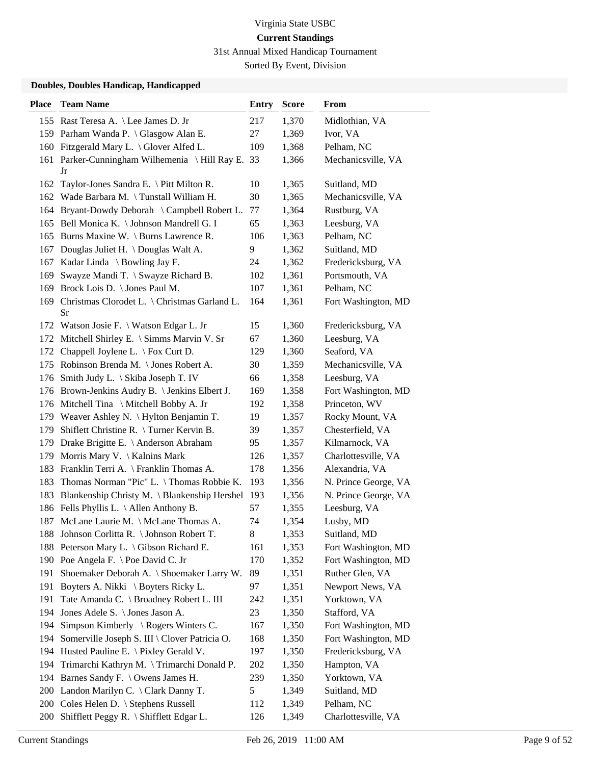Virginia State USBC

**Current Standings**

31st Annual Mixed Handicap Tournament

Sorted By Event, Division

### Doubles, Doubles Handicap, Handicapped

| Place | Team Name | Entry | Score | From |
|---|---|---|---|---|
| 155 | Rast Teresa A. \ Lee James D. Jr | 217 | 1,370 | Midlothian, VA |
| 159 | Parham Wanda P. \ Glasgow Alan E. | 27 | 1,369 | Ivor, VA |
| 160 | Fitzgerald Mary L. \ Glover Alfed L. | 109 | 1,368 | Pelham, NC |
| 161 | Parker-Cunningham Wilhemenia \ Hill Ray E. Jr | 33 | 1,366 | Mechanicsville, VA |
| 162 | Taylor-Jones Sandra E. \ Pitt Milton R. | 10 | 1,365 | Suitland, MD |
| 162 | Wade Barbara M. \ Tunstall William H. | 30 | 1,365 | Mechanicsville, VA |
| 164 | Bryant-Dowdy Deborah \ Campbell Robert L. | 77 | 1,364 | Rustburg, VA |
| 165 | Bell Monica K. \ Johnson Mandrell G. I | 65 | 1,363 | Leesburg, VA |
| 165 | Burns Maxine W. \ Burns Lawrence R. | 106 | 1,363 | Pelham, NC |
| 167 | Douglas Juliet H. \ Douglas Walt A. | 9 | 1,362 | Suitland, MD |
| 167 | Kadar Linda \ Bowling Jay F. | 24 | 1,362 | Fredericksburg, VA |
| 169 | Swayze Mandi T. \ Swayze Richard B. | 102 | 1,361 | Portsmouth, VA |
| 169 | Brock Lois D. \ Jones Paul M. | 107 | 1,361 | Pelham, NC |
| 169 | Christmas Clorodet L. \ Christmas Garland L. Sr | 164 | 1,361 | Fort Washington, MD |
| 172 | Watson Josie F. \ Watson Edgar L. Jr | 15 | 1,360 | Fredericksburg, VA |
| 172 | Mitchell Shirley E. \ Simms Marvin V. Sr | 67 | 1,360 | Leesburg, VA |
| 172 | Chappell Joylene L. \ Fox Curt D. | 129 | 1,360 | Seaford, VA |
| 175 | Robinson Brenda M. \ Jones Robert A. | 30 | 1,359 | Mechanicsville, VA |
| 176 | Smith Judy L. \ Skiba Joseph T. IV | 66 | 1,358 | Leesburg, VA |
| 176 | Brown-Jenkins Audry B. \ Jenkins Elbert J. | 169 | 1,358 | Fort Washington, MD |
| 176 | Mitchell Tina \ Mitchell Bobby A. Jr | 192 | 1,358 | Princeton, WV |
| 179 | Weaver Ashley N. \ Hylton Benjamin T. | 19 | 1,357 | Rocky Mount, VA |
| 179 | Shiflett Christine R. \ Turner Kervin B. | 39 | 1,357 | Chesterfield, VA |
| 179 | Drake Brigitte E. \ Anderson Abraham | 95 | 1,357 | Kilmarnock, VA |
| 179 | Morris Mary V. \ Kalnins Mark | 126 | 1,357 | Charlottesville, VA |
| 183 | Franklin Terri A. \ Franklin Thomas A. | 178 | 1,356 | Alexandria, VA |
| 183 | Thomas Norman "Pic" L. \ Thomas Robbie K. | 193 | 1,356 | N. Prince George, VA |
| 183 | Blankenship Christy M. \ Blankenship Hershel | 193 | 1,356 | N. Prince George, VA |
| 186 | Fells Phyllis L. \ Allen Anthony B. | 57 | 1,355 | Leesburg, VA |
| 187 | McLane Laurie M. \ McLane Thomas A. | 74 | 1,354 | Lusby, MD |
| 188 | Johnson Corlitta R. \ Johnson Robert T. | 8 | 1,353 | Suitland, MD |
| 188 | Peterson Mary L. \ Gibson Richard E. | 161 | 1,353 | Fort Washington, MD |
| 190 | Poe Angela F. \ Poe David C. Jr | 170 | 1,352 | Fort Washington, MD |
| 191 | Shoemaker Deborah A. \ Shoemaker Larry W. | 89 | 1,351 | Ruther Glen, VA |
| 191 | Boyters A. Nikki \ Boyters Ricky L. | 97 | 1,351 | Newport News, VA |
| 191 | Tate Amanda C. \ Broadney Robert L. III | 242 | 1,351 | Yorktown, VA |
| 194 | Jones Adele S. \ Jones Jason A. | 23 | 1,350 | Stafford, VA |
| 194 | Simpson Kimberly \ Rogers Winters C. | 167 | 1,350 | Fort Washington, MD |
| 194 | Somerville Joseph S. III \ Clover Patricia O. | 168 | 1,350 | Fort Washington, MD |
| 194 | Husted Pauline E. \ Pixley Gerald V. | 197 | 1,350 | Fredericksburg, VA |
| 194 | Trimarchi Kathryn M. \ Trimarchi Donald P. | 202 | 1,350 | Hampton, VA |
| 194 | Barnes Sandy F. \ Owens James H. | 239 | 1,350 | Yorktown, VA |
| 200 | Landon Marilyn C. \ Clark Danny T. | 5 | 1,349 | Suitland, MD |
| 200 | Coles Helen D. \ Stephens Russell | 112 | 1,349 | Pelham, NC |
| 200 | Shifflett Peggy R. \ Shifflett Edgar L. | 126 | 1,349 | Charlottesville, VA |

Current Standings Feb 26, 2019 11:00 AM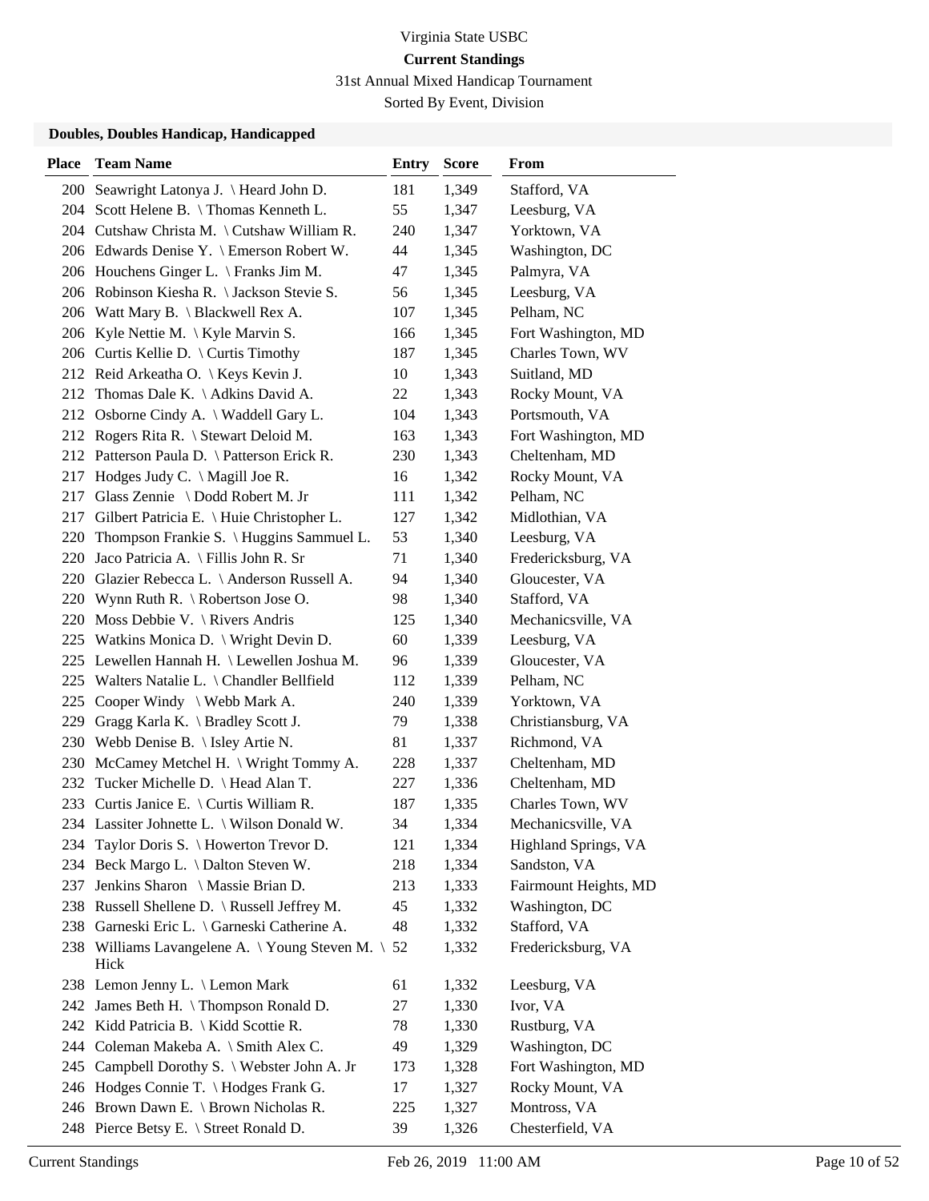Virginia State USBC

**Current Standings**

31st Annual Mixed Handicap Tournament

Sorted By Event, Division

### Doubles, Doubles Handicap, Handicapped

| Place | Team Name | Entry | Score | From |
|---|---|---|---|---|
| 200 | Seawright Latonya J. \ Heard John D. | 181 | 1,349 | Stafford, VA |
| 204 | Scott Helene B. \ Thomas Kenneth L. | 55 | 1,347 | Leesburg, VA |
| 204 | Cutshaw Christa M. \ Cutshaw William R. | 240 | 1,347 | Yorktown, VA |
| 206 | Edwards Denise Y. \ Emerson Robert W. | 44 | 1,345 | Washington, DC |
| 206 | Houchens Ginger L. \ Franks Jim M. | 47 | 1,345 | Palmyra, VA |
| 206 | Robinson Kiesha R. \ Jackson Stevie S. | 56 | 1,345 | Leesburg, VA |
| 206 | Watt Mary B. \ Blackwell Rex A. | 107 | 1,345 | Pelham, NC |
| 206 | Kyle Nettie M. \ Kyle Marvin S. | 166 | 1,345 | Fort Washington, MD |
| 206 | Curtis Kellie D. \ Curtis Timothy | 187 | 1,345 | Charles Town, WV |
| 212 | Reid Arkeatha O. \ Keys Kevin J. | 10 | 1,343 | Suitland, MD |
| 212 | Thomas Dale K. \ Adkins David A. | 22 | 1,343 | Rocky Mount, VA |
| 212 | Osborne Cindy A. \ Waddell Gary L. | 104 | 1,343 | Portsmouth, VA |
| 212 | Rogers Rita R. \ Stewart Deloid M. | 163 | 1,343 | Fort Washington, MD |
| 212 | Patterson Paula D. \ Patterson Erick R. | 230 | 1,343 | Cheltenham, MD |
| 217 | Hodges Judy C. \ Magill Joe R. | 16 | 1,342 | Rocky Mount, VA |
| 217 | Glass Zennie \ Dodd Robert M. Jr | 111 | 1,342 | Pelham, NC |
| 217 | Gilbert Patricia E. \ Huie Christopher L. | 127 | 1,342 | Midlothian, VA |
| 220 | Thompson Frankie S. \ Huggins Sammuel L. | 53 | 1,340 | Leesburg, VA |
| 220 | Jaco Patricia A. \ Fillis John R. Sr | 71 | 1,340 | Fredericksburg, VA |
| 220 | Glazier Rebecca L. \ Anderson Russell A. | 94 | 1,340 | Gloucester, VA |
| 220 | Wynn Ruth R. \ Robertson Jose O. | 98 | 1,340 | Stafford, VA |
| 220 | Moss Debbie V. \ Rivers Andris | 125 | 1,340 | Mechanicsville, VA |
| 225 | Watkins Monica D. \ Wright Devin D. | 60 | 1,339 | Leesburg, VA |
| 225 | Lewellen Hannah H. \ Lewellen Joshua M. | 96 | 1,339 | Gloucester, VA |
| 225 | Walters Natalie L. \ Chandler Bellfield | 112 | 1,339 | Pelham, NC |
| 225 | Cooper Windy \ Webb Mark A. | 240 | 1,339 | Yorktown, VA |
| 229 | Gragg Karla K. \ Bradley Scott J. | 79 | 1,338 | Christiansburg, VA |
| 230 | Webb Denise B. \ Isley Artie N. | 81 | 1,337 | Richmond, VA |
| 230 | McCamey Metchel H. \ Wright Tommy A. | 228 | 1,337 | Cheltenham, MD |
| 232 | Tucker Michelle D. \ Head Alan T. | 227 | 1,336 | Cheltenham, MD |
| 233 | Curtis Janice E. \ Curtis William R. | 187 | 1,335 | Charles Town, WV |
| 234 | Lassiter Johnette L. \ Wilson Donald W. | 34 | 1,334 | Mechanicsville, VA |
| 234 | Taylor Doris S. \ Howerton Trevor D. | 121 | 1,334 | Highland Springs, VA |
| 234 | Beck Margo L. \ Dalton Steven W. | 218 | 1,334 | Sandston, VA |
| 237 | Jenkins Sharon \ Massie Brian D. | 213 | 1,333 | Fairmount Heights, MD |
| 238 | Russell Shellene D. \ Russell Jeffrey M. | 45 | 1,332 | Washington, DC |
| 238 | Garneski Eric L. \ Garneski Catherine A. | 48 | 1,332 | Stafford, VA |
| 238 | Williams Lavangelene A. \ Young Steven M. \ Hick | 52 | 1,332 | Fredericksburg, VA |
| 238 | Lemon Jenny L. \ Lemon Mark | 61 | 1,332 | Leesburg, VA |
| 242 | James Beth H. \ Thompson Ronald D. | 27 | 1,330 | Ivor, VA |
| 242 | Kidd Patricia B. \ Kidd Scottie R. | 78 | 1,330 | Rustburg, VA |
| 244 | Coleman Makeba A. \ Smith Alex C. | 49 | 1,329 | Washington, DC |
| 245 | Campbell Dorothy S. \ Webster John A. Jr | 173 | 1,328 | Fort Washington, MD |
| 246 | Hodges Connie T. \ Hodges Frank G. | 17 | 1,327 | Rocky Mount, VA |
| 246 | Brown Dawn E. \ Brown Nicholas R. | 225 | 1,327 | Montross, VA |
| 248 | Pierce Betsy E. \ Street Ronald D. | 39 | 1,326 | Chesterfield, VA |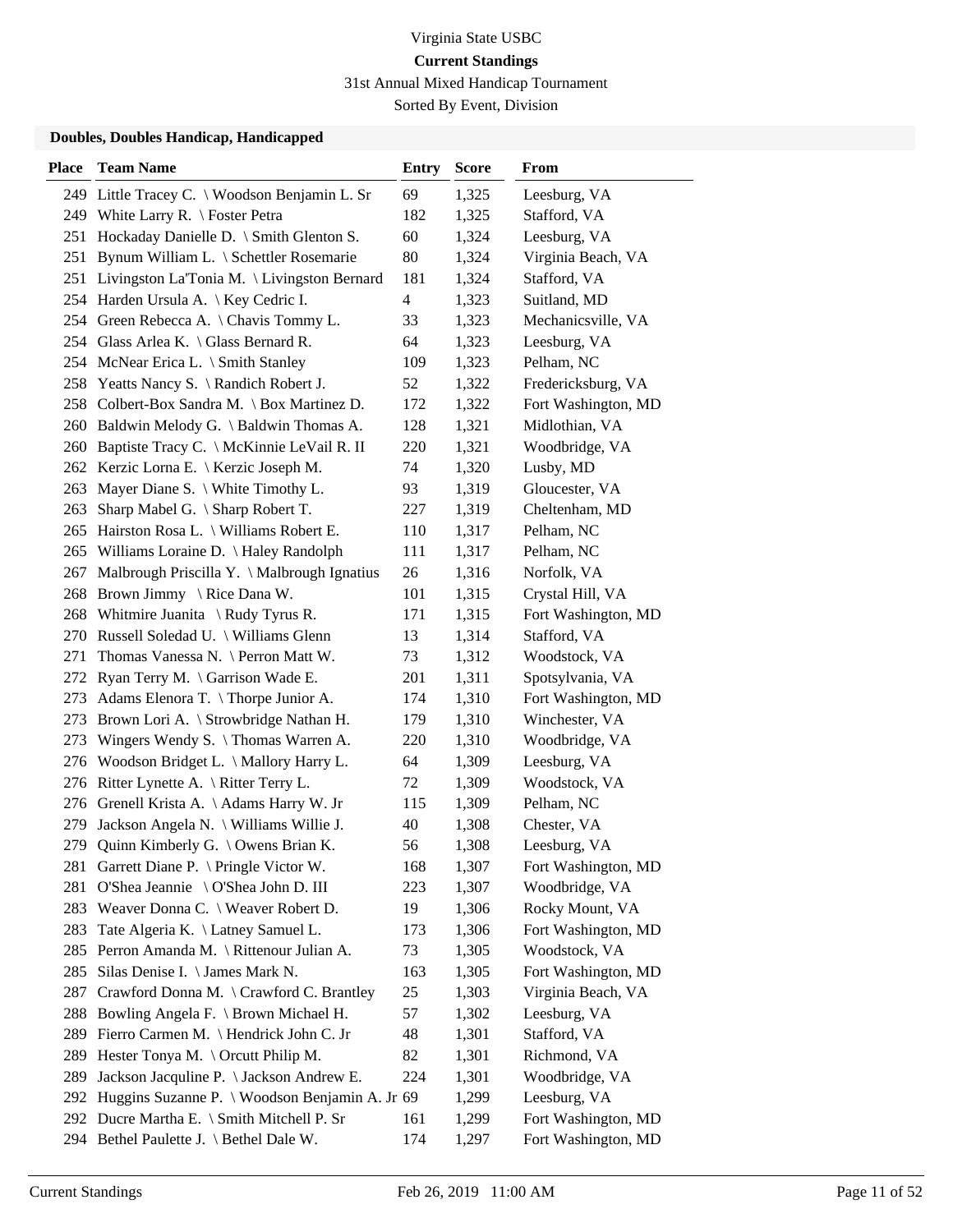Virginia State USBC

**Current Standings**

31st Annual Mixed Handicap Tournament

Sorted By Event, Division

### Doubles, Doubles Handicap, Handicapped

| Place | Team Name | Entry | Score | From |
|---|---|---|---|---|
| 249 | Little Tracey C. \ Woodson Benjamin L. Sr | 69 | 1,325 | Leesburg, VA |
| 249 | White Larry R. \ Foster Petra | 182 | 1,325 | Stafford, VA |
| 251 | Hockaday Danielle D. \ Smith Glenton S. | 60 | 1,324 | Leesburg, VA |
| 251 | Bynum William L. \ Schettler Rosemarie | 80 | 1,324 | Virginia Beach, VA |
| 251 | Livingston La'Tonia M. \ Livingston Bernard | 181 | 1,324 | Stafford, VA |
| 254 | Harden Ursula A. \ Key Cedric I. | 4 | 1,323 | Suitland, MD |
| 254 | Green Rebecca A. \ Chavis Tommy L. | 33 | 1,323 | Mechanicsville, VA |
| 254 | Glass Arlea K. \ Glass Bernard R. | 64 | 1,323 | Leesburg, VA |
| 254 | McNear Erica L. \ Smith Stanley | 109 | 1,323 | Pelham, NC |
| 258 | Yeatts Nancy S. \ Randich Robert J. | 52 | 1,322 | Fredericksburg, VA |
| 258 | Colbert-Box Sandra M. \ Box Martinez D. | 172 | 1,322 | Fort Washington, MD |
| 260 | Baldwin Melody G. \ Baldwin Thomas A. | 128 | 1,321 | Midlothian, VA |
| 260 | Baptiste Tracy C. \ McKinnie LeVail R. II | 220 | 1,321 | Woodbridge, VA |
| 262 | Kerzic Lorna E. \ Kerzic Joseph M. | 74 | 1,320 | Lusby, MD |
| 263 | Mayer Diane S. \ White Timothy L. | 93 | 1,319 | Gloucester, VA |
| 263 | Sharp Mabel G. \ Sharp Robert T. | 227 | 1,319 | Cheltenham, MD |
| 265 | Hairston Rosa L. \ Williams Robert E. | 110 | 1,317 | Pelham, NC |
| 265 | Williams Loraine D. \ Haley Randolph | 111 | 1,317 | Pelham, NC |
| 267 | Malbrough Priscilla Y. \ Malbrough Ignatius | 26 | 1,316 | Norfolk, VA |
| 268 | Brown Jimmy \ Rice Dana W. | 101 | 1,315 | Crystal Hill, VA |
| 268 | Whitmire Juanita \ Rudy Tyrus R. | 171 | 1,315 | Fort Washington, MD |
| 270 | Russell Soledad U. \ Williams Glenn | 13 | 1,314 | Stafford, VA |
| 271 | Thomas Vanessa N. \ Perron Matt W. | 73 | 1,312 | Woodstock, VA |
| 272 | Ryan Terry M. \ Garrison Wade E. | 201 | 1,311 | Spotsylvania, VA |
| 273 | Adams Elenora T. \ Thorpe Junior A. | 174 | 1,310 | Fort Washington, MD |
| 273 | Brown Lori A. \ Strowbridge Nathan H. | 179 | 1,310 | Winchester, VA |
| 273 | Wingers Wendy S. \ Thomas Warren A. | 220 | 1,310 | Woodbridge, VA |
| 276 | Woodson Bridget L. \ Mallory Harry L. | 64 | 1,309 | Leesburg, VA |
| 276 | Ritter Lynette A. \ Ritter Terry L. | 72 | 1,309 | Woodstock, VA |
| 276 | Grenell Krista A. \ Adams Harry W. Jr | 115 | 1,309 | Pelham, NC |
| 279 | Jackson Angela N. \ Williams Willie J. | 40 | 1,308 | Chester, VA |
| 279 | Quinn Kimberly G. \ Owens Brian K. | 56 | 1,308 | Leesburg, VA |
| 281 | Garrett Diane P. \ Pringle Victor W. | 168 | 1,307 | Fort Washington, MD |
| 281 | O'Shea Jeannie \ O'Shea John D. III | 223 | 1,307 | Woodbridge, VA |
| 283 | Weaver Donna C. \ Weaver Robert D. | 19 | 1,306 | Rocky Mount, VA |
| 283 | Tate Algeria K. \ Latney Samuel L. | 173 | 1,306 | Fort Washington, MD |
| 285 | Perron Amanda M. \ Rittenour Julian A. | 73 | 1,305 | Woodstock, VA |
| 285 | Silas Denise I. \ James Mark N. | 163 | 1,305 | Fort Washington, MD |
| 287 | Crawford Donna M. \ Crawford C. Brantley | 25 | 1,303 | Virginia Beach, VA |
| 288 | Bowling Angela F. \ Brown Michael H. | 57 | 1,302 | Leesburg, VA |
| 289 | Fierro Carmen M. \ Hendrick John C. Jr | 48 | 1,301 | Stafford, VA |
| 289 | Hester Tonya M. \ Orcutt Philip M. | 82 | 1,301 | Richmond, VA |
| 289 | Jackson Jacquline P. \ Jackson Andrew E. | 224 | 1,301 | Woodbridge, VA |
| 292 | Huggins Suzanne P. \ Woodson Benjamin A. Jr | 69 | 1,299 | Leesburg, VA |
| 292 | Ducre Martha E. \ Smith Mitchell P. Sr | 161 | 1,299 | Fort Washington, MD |
| 294 | Bethel Paulette J. \ Bethel Dale W. | 174 | 1,297 | Fort Washington, MD |

Current Standings Feb 26, 2019 11:00 AM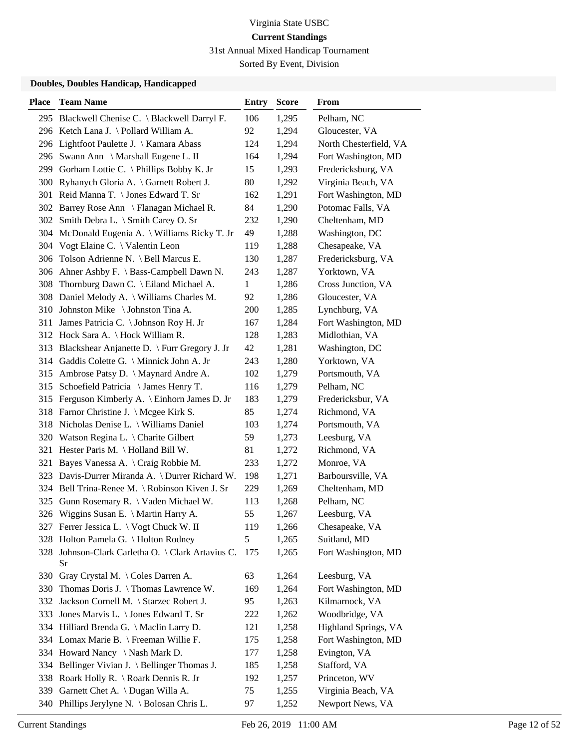Virginia State USBC

**Current Standings**

31st Annual Mixed Handicap Tournament

Sorted By Event, Division

### Doubles, Doubles Handicap, Handicapped

| Place | Team Name | Entry | Score | From |
|---|---|---|---|---|
| 295 | Blackwell Chenise C. \ Blackwell Darryl F. | 106 | 1,295 | Pelham, NC |
| 296 | Ketch Lana J. \ Pollard William A. | 92 | 1,294 | Gloucester, VA |
| 296 | Lightfoot Paulette J. \ Kamara Abass | 124 | 1,294 | North Chesterfield, VA |
| 296 | Swann Ann \ Marshall Eugene L. II | 164 | 1,294 | Fort Washington, MD |
| 299 | Gorham Lottie C. \ Phillips Bobby K. Jr | 15 | 1,293 | Fredericksburg, VA |
| 300 | Ryhanych Gloria A. \ Garnett Robert J. | 80 | 1,292 | Virginia Beach, VA |
| 301 | Reid Manna T. \ Jones Edward T. Sr | 162 | 1,291 | Fort Washington, MD |
| 302 | Barrey Rose Ann \ Flanagan Michael R. | 84 | 1,290 | Potomac Falls, VA |
| 302 | Smith Debra L. \ Smith Carey O. Sr | 232 | 1,290 | Cheltenham, MD |
| 304 | McDonald Eugenia A. \ Williams Ricky T. Jr | 49 | 1,288 | Washington, DC |
| 304 | Vogt Elaine C. \ Valentin Leon | 119 | 1,288 | Chesapeake, VA |
| 306 | Tolson Adrienne N. \ Bell Marcus E. | 130 | 1,287 | Fredericksburg, VA |
| 306 | Ahner Ashby F. \ Bass-Campbell Dawn N. | 243 | 1,287 | Yorktown, VA |
| 308 | Thornburg Dawn C. \ Eiland Michael A. | 1 | 1,286 | Cross Junction, VA |
| 308 | Daniel Melody A. \ Williams Charles M. | 92 | 1,286 | Gloucester, VA |
| 310 | Johnston Mike \ Johnston Tina A. | 200 | 1,285 | Lynchburg, VA |
| 311 | James Patricia C. \ Johnson Roy H. Jr | 167 | 1,284 | Fort Washington, MD |
| 312 | Hock Sara A. \ Hock William R. | 128 | 1,283 | Midlothian, VA |
| 313 | Blackshear Anjanette D. \ Furr Gregory J. Jr | 42 | 1,281 | Washington, DC |
| 314 | Gaddis Colette G. \ Minnick John A. Jr | 243 | 1,280 | Yorktown, VA |
| 315 | Ambrose Patsy D. \ Maynard Andre A. | 102 | 1,279 | Portsmouth, VA |
| 315 | Schoefield Patricia \ James Henry T. | 116 | 1,279 | Pelham, NC |
| 315 | Ferguson Kimberly A. \ Einhorn James D. Jr | 183 | 1,279 | Fredericksbur, VA |
| 318 | Farnor Christine J. \ Mcgee Kirk S. | 85 | 1,274 | Richmond, VA |
| 318 | Nicholas Denise L. \ Williams Daniel | 103 | 1,274 | Portsmouth, VA |
| 320 | Watson Regina L. \ Charite Gilbert | 59 | 1,273 | Leesburg, VA |
| 321 | Hester Paris M. \ Holland Bill W. | 81 | 1,272 | Richmond, VA |
| 321 | Bayes Vanessa A. \ Craig Robbie M. | 233 | 1,272 | Monroe, VA |
| 323 | Davis-Durrer Miranda A. \ Durrer Richard W. | 198 | 1,271 | Barboursville, VA |
| 324 | Bell Trina-Renee M. \ Robinson Kiven J. Sr | 229 | 1,269 | Cheltenham, MD |
| 325 | Gunn Rosemary R. \ Vaden Michael W. | 113 | 1,268 | Pelham, NC |
| 326 | Wiggins Susan E. \ Martin Harry A. | 55 | 1,267 | Leesburg, VA |
| 327 | Ferrer Jessica L. \ Vogt Chuck W. II | 119 | 1,266 | Chesapeake, VA |
| 328 | Holton Pamela G. \ Holton Rodney | 5 | 1,265 | Suitland, MD |
| 328 | Johnson-Clark Carletha O. \ Clark Artavius C. Sr | 175 | 1,265 | Fort Washington, MD |
| 330 | Gray Crystal M. \ Coles Darren A. | 63 | 1,264 | Leesburg, VA |
| 330 | Thomas Doris J. \ Thomas Lawrence W. | 169 | 1,264 | Fort Washington, MD |
| 332 | Jackson Cornell M. \ Starzec Robert J. | 95 | 1,263 | Kilmarnock, VA |
| 333 | Jones Marvis L. \ Jones Edward T. Sr | 222 | 1,262 | Woodbridge, VA |
| 334 | Hilliard Brenda G. \ Maclin Larry D. | 121 | 1,258 | Highland Springs, VA |
| 334 | Lomax Marie B. \ Freeman Willie F. | 175 | 1,258 | Fort Washington, MD |
| 334 | Howard Nancy \ Nash Mark D. | 177 | 1,258 | Evington, VA |
| 334 | Bellinger Vivian J. \ Bellinger Thomas J. | 185 | 1,258 | Stafford, VA |
| 338 | Roark Holly R. \ Roark Dennis R. Jr | 192 | 1,257 | Princeton, WV |
| 339 | Garnett Chet A. \ Dugan Willa A. | 75 | 1,255 | Virginia Beach, VA |
| 340 | Phillips Jerylyne N. \ Bolosan Chris L. | 97 | 1,252 | Newport News, VA |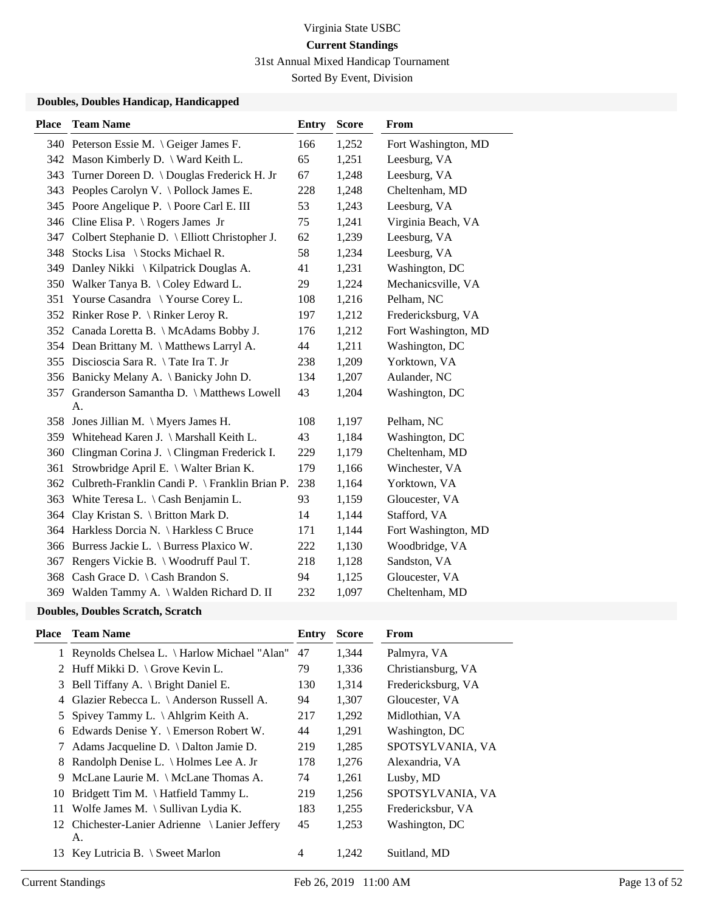Virginia State USBC

**Current Standings**

31st Annual Mixed Handicap Tournament

Sorted By Event, Division

### Doubles, Doubles Handicap, Handicapped

| Place | Team Name | Entry | Score | From |
|---|---|---|---|---|
| 340 | Peterson Essie M. \ Geiger James F. | 166 | 1,252 | Fort Washington, MD |
| 342 | Mason Kimberly D. \ Ward Keith L. | 65 | 1,251 | Leesburg, VA |
| 343 | Turner Doreen D. \ Douglas Frederick H. Jr | 67 | 1,248 | Leesburg, VA |
| 343 | Peoples Carolyn V. \ Pollock James E. | 228 | 1,248 | Cheltenham, MD |
| 345 | Poore Angelique P. \ Poore Carl E. III | 53 | 1,243 | Leesburg, VA |
| 346 | Cline Elisa P. \ Rogers James Jr | 75 | 1,241 | Virginia Beach, VA |
| 347 | Colbert Stephanie D. \ Elliott Christopher J. | 62 | 1,239 | Leesburg, VA |
| 348 | Stocks Lisa \ Stocks Michael R. | 58 | 1,234 | Leesburg, VA |
| 349 | Danley Nikki \ Kilpatrick Douglas A. | 41 | 1,231 | Washington, DC |
| 350 | Walker Tanya B. \ Coley Edward L. | 29 | 1,224 | Mechanicsville, VA |
| 351 | Yourse Casandra \ Yourse Corey L. | 108 | 1,216 | Pelham, NC |
| 352 | Rinker Rose P. \ Rinker Leroy R. | 197 | 1,212 | Fredericksburg, VA |
| 352 | Canada Loretta B. \ McAdams Bobby J. | 176 | 1,212 | Fort Washington, MD |
| 354 | Dean Brittany M. \ Matthews Larryl A. | 44 | 1,211 | Washington, DC |
| 355 | Discioscia Sara R. \ Tate Ira T. Jr | 238 | 1,209 | Yorktown, VA |
| 356 | Banicky Melany A. \ Banicky John D. | 134 | 1,207 | Aulander, NC |
| 357 | Granderson Samantha D. \ Matthews Lowell A. | 43 | 1,204 | Washington, DC |
| 358 | Jones Jillian M. \ Myers James H. | 108 | 1,197 | Pelham, NC |
| 359 | Whitehead Karen J. \ Marshall Keith L. | 43 | 1,184 | Washington, DC |
| 360 | Clingman Corina J. \ Clingman Frederick I. | 229 | 1,179 | Cheltenham, MD |
| 361 | Strowbridge April E. \ Walter Brian K. | 179 | 1,166 | Winchester, VA |
| 362 | Culbreth-Franklin Candi P. \ Franklin Brian P. | 238 | 1,164 | Yorktown, VA |
| 363 | White Teresa L. \ Cash Benjamin L. | 93 | 1,159 | Gloucester, VA |
| 364 | Clay Kristan S. \ Britton Mark D. | 14 | 1,144 | Stafford, VA |
| 364 | Harkless Dorcia N. \ Harkless C Bruce | 171 | 1,144 | Fort Washington, MD |
| 366 | Burress Jackie L. \ Burress Plaxico W. | 222 | 1,130 | Woodbridge, VA |
| 367 | Rengers Vickie B. \ Woodruff Paul T. | 218 | 1,128 | Sandston, VA |
| 368 | Cash Grace D. \ Cash Brandon S. | 94 | 1,125 | Gloucester, VA |
| 369 | Walden Tammy A. \ Walden Richard D. II | 232 | 1,097 | Cheltenham, MD |

### Doubles, Doubles Scratch, Scratch

| Place | Team Name | Entry | Score | From |
|---|---|---|---|---|
| 1 | Reynolds Chelsea L. \ Harlow Michael "Alan" | 47 | 1,344 | Palmyra, VA |
| 2 | Huff Mikki D. \ Grove Kevin L. | 79 | 1,336 | Christiansburg, VA |
| 3 | Bell Tiffany A. \ Bright Daniel E. | 130 | 1,314 | Fredericksburg, VA |
| 4 | Glazier Rebecca L. \ Anderson Russell A. | 94 | 1,307 | Gloucester, VA |
| 5 | Spivey Tammy L. \ Ahlgrim Keith A. | 217 | 1,292 | Midlothian, VA |
| 6 | Edwards Denise Y. \ Emerson Robert W. | 44 | 1,291 | Washington, DC |
| 7 | Adams Jacqueline D. \ Dalton Jamie D. | 219 | 1,285 | SPOTSYLVANIA, VA |
| 8 | Randolph Denise L. \ Holmes Lee A. Jr | 178 | 1,276 | Alexandria, VA |
| 9 | McLane Laurie M. \ McLane Thomas A. | 74 | 1,261 | Lusby, MD |
| 10 | Bridgett Tim M. \ Hatfield Tammy L. | 219 | 1,256 | SPOTSYLVANIA, VA |
| 11 | Wolfe James M. \ Sullivan Lydia K. | 183 | 1,255 | Fredericksbur, VA |
| 12 | Chichester-Lanier Adrienne \ Lanier Jeffery A. | 45 | 1,253 | Washington, DC |
| 13 | Key Lutricia B. \ Sweet Marlon | 4 | 1,242 | Suitland, MD |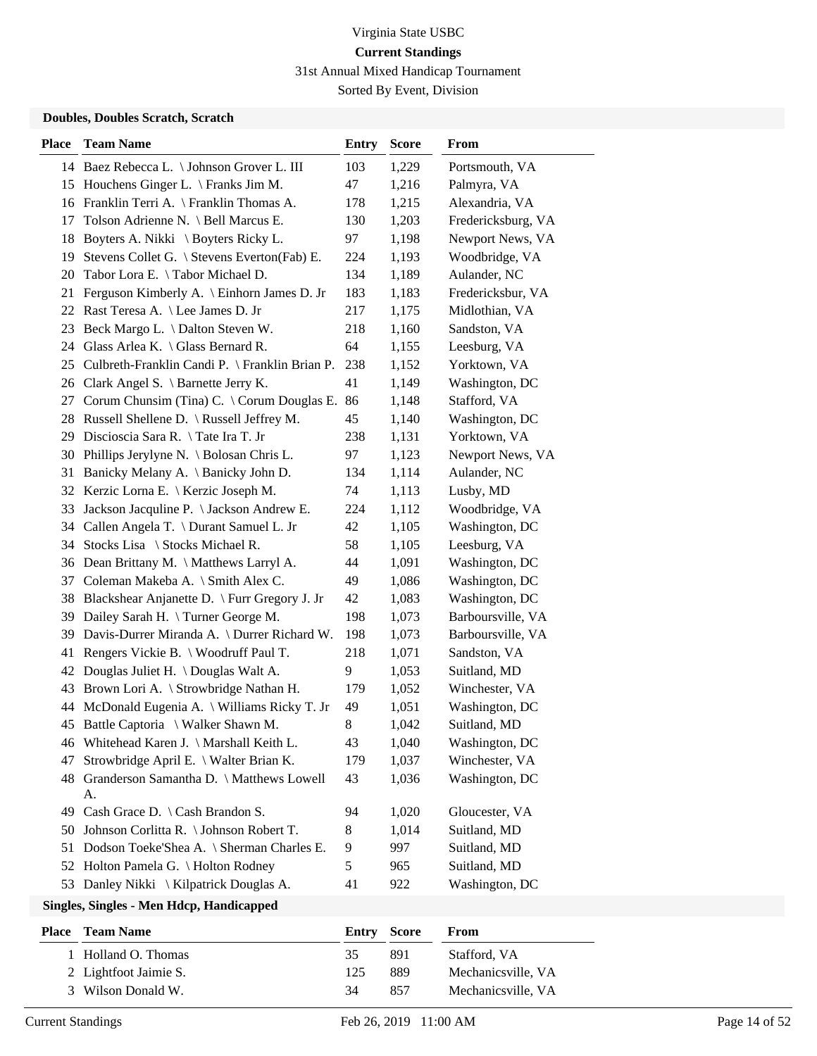Virginia State USBC

**Current Standings**

31st Annual Mixed Handicap Tournament

Sorted By Event, Division

### Doubles, Doubles Scratch, Scratch

| Place | Team Name | Entry | Score | From |
|---|---|---|---|---|
| 14 | Baez Rebecca L. \ Johnson Grover L. III | 103 | 1,229 | Portsmouth, VA |
| 15 | Houchens Ginger L. \ Franks Jim M. | 47 | 1,216 | Palmyra, VA |
| 16 | Franklin Terri A. \ Franklin Thomas A. | 178 | 1,215 | Alexandria, VA |
| 17 | Tolson Adrienne N. \ Bell Marcus E. | 130 | 1,203 | Fredericksburg, VA |
| 18 | Boyters A. Nikki \ Boyters Ricky L. | 97 | 1,198 | Newport News, VA |
| 19 | Stevens Collet G. \ Stevens Everton(Fab) E. | 224 | 1,193 | Woodbridge, VA |
| 20 | Tabor Lora E. \ Tabor Michael D. | 134 | 1,189 | Aulander, NC |
| 21 | Ferguson Kimberly A. \ Einhorn James D. Jr | 183 | 1,183 | Fredericksbur, VA |
| 22 | Rast Teresa A. \ Lee James D. Jr | 217 | 1,175 | Midlothian, VA |
| 23 | Beck Margo L. \ Dalton Steven W. | 218 | 1,160 | Sandston, VA |
| 24 | Glass Arlea K. \ Glass Bernard R. | 64 | 1,155 | Leesburg, VA |
| 25 | Culbreth-Franklin Candi P. \ Franklin Brian P. | 238 | 1,152 | Yorktown, VA |
| 26 | Clark Angel S. \ Barnette Jerry K. | 41 | 1,149 | Washington, DC |
| 27 | Corum Chunsim (Tina) C. \ Corum Douglas E. | 86 | 1,148 | Stafford, VA |
| 28 | Russell Shellene D. \ Russell Jeffrey M. | 45 | 1,140 | Washington, DC |
| 29 | Discioscia Sara R. \ Tate Ira T. Jr | 238 | 1,131 | Yorktown, VA |
| 30 | Phillips Jerylyne N. \ Bolosan Chris L. | 97 | 1,123 | Newport News, VA |
| 31 | Banicky Melany A. \ Banicky John D. | 134 | 1,114 | Aulander, NC |
| 32 | Kerzic Lorna E. \ Kerzic Joseph M. | 74 | 1,113 | Lusby, MD |
| 33 | Jackson Jacquline P. \ Jackson Andrew E. | 224 | 1,112 | Woodbridge, VA |
| 34 | Callen Angela T. \ Durant Samuel L. Jr | 42 | 1,105 | Washington, DC |
| 34 | Stocks Lisa \ Stocks Michael R. | 58 | 1,105 | Leesburg, VA |
| 36 | Dean Brittany M. \ Matthews Larryl A. | 44 | 1,091 | Washington, DC |
| 37 | Coleman Makeba A. \ Smith Alex C. | 49 | 1,086 | Washington, DC |
| 38 | Blackshear Anjanette D. \ Furr Gregory J. Jr | 42 | 1,083 | Washington, DC |
| 39 | Dailey Sarah H. \ Turner George M. | 198 | 1,073 | Barboursville, VA |
| 39 | Davis-Durrer Miranda A. \ Durrer Richard W. | 198 | 1,073 | Barboursville, VA |
| 41 | Rengers Vickie B. \ Woodruff Paul T. | 218 | 1,071 | Sandston, VA |
| 42 | Douglas Juliet H. \ Douglas Walt A. | 9 | 1,053 | Suitland, MD |
| 43 | Brown Lori A. \ Strowbridge Nathan H. | 179 | 1,052 | Winchester, VA |
| 44 | McDonald Eugenia A. \ Williams Ricky T. Jr | 49 | 1,051 | Washington, DC |
| 45 | Battle Captoria \ Walker Shawn M. | 8 | 1,042 | Suitland, MD |
| 46 | Whitehead Karen J. \ Marshall Keith L. | 43 | 1,040 | Washington, DC |
| 47 | Strowbridge April E. \ Walter Brian K. | 179 | 1,037 | Winchester, VA |
| 48 | Granderson Samantha D. \ Matthews Lowell A. | 43 | 1,036 | Washington, DC |
| 49 | Cash Grace D. \ Cash Brandon S. | 94 | 1,020 | Gloucester, VA |
| 50 | Johnson Corlitta R. \ Johnson Robert T. | 8 | 1,014 | Suitland, MD |
| 51 | Dodson Toeke'Shea A. \ Sherman Charles E. | 9 | 997 | Suitland, MD |
| 52 | Holton Pamela G. \ Holton Rodney | 5 | 965 | Suitland, MD |
| 53 | Danley Nikki \ Kilpatrick Douglas A. | 41 | 922 | Washington, DC |

### Singles, Singles - Men Hdcp, Handicapped

| Place | Team Name | Entry | Score | From |
|---|---|---|---|---|
| 1 | Holland O. Thomas | 35 | 891 | Stafford, VA |
| 2 | Lightfoot Jaimie S. | 125 | 889 | Mechanicsville, VA |
| 3 | Wilson Donald W. | 34 | 857 | Mechanicsville, VA |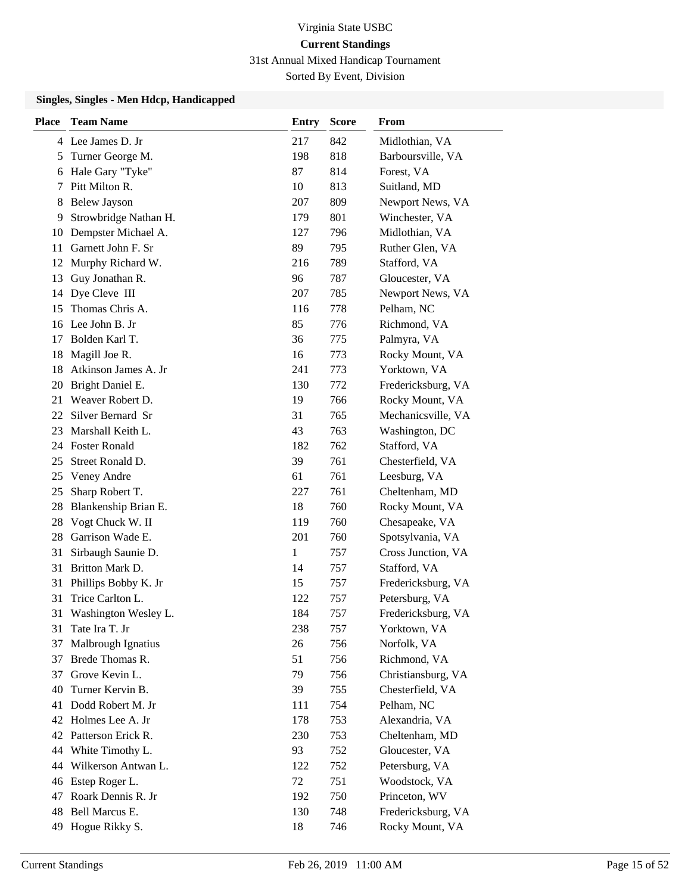Virginia State USBC

**Current Standings**

31st Annual Mixed Handicap Tournament

Sorted By Event, Division

### Singles, Singles - Men Hdcp, Handicapped

| Place | Team Name | Entry | Score | From |
|---|---|---|---|---|
| 4 | Lee James D. Jr | 217 | 842 | Midlothian, VA |
| 5 | Turner George M. | 198 | 818 | Barboursville, VA |
| 6 | Hale Gary "Tyke" | 87 | 814 | Forest, VA |
| 7 | Pitt Milton R. | 10 | 813 | Suitland, MD |
| 8 | Belew Jayson | 207 | 809 | Newport News, VA |
| 9 | Strowbridge Nathan H. | 179 | 801 | Winchester, VA |
| 10 | Dempster Michael A. | 127 | 796 | Midlothian, VA |
| 11 | Garnett John F. Sr | 89 | 795 | Ruther Glen, VA |
| 12 | Murphy Richard W. | 216 | 789 | Stafford, VA |
| 13 | Guy Jonathan R. | 96 | 787 | Gloucester, VA |
| 14 | Dye Cleve III | 207 | 785 | Newport News, VA |
| 15 | Thomas Chris A. | 116 | 778 | Pelham, NC |
| 16 | Lee John B. Jr | 85 | 776 | Richmond, VA |
| 17 | Bolden Karl T. | 36 | 775 | Palmyra, VA |
| 18 | Magill Joe R. | 16 | 773 | Rocky Mount, VA |
| 18 | Atkinson James A. Jr | 241 | 773 | Yorktown, VA |
| 20 | Bright Daniel E. | 130 | 772 | Fredericksburg, VA |
| 21 | Weaver Robert D. | 19 | 766 | Rocky Mount, VA |
| 22 | Silver Bernard Sr | 31 | 765 | Mechanicsville, VA |
| 23 | Marshall Keith L. | 43 | 763 | Washington, DC |
| 24 | Foster Ronald | 182 | 762 | Stafford, VA |
| 25 | Street Ronald D. | 39 | 761 | Chesterfield, VA |
| 25 | Veney Andre | 61 | 761 | Leesburg, VA |
| 25 | Sharp Robert T. | 227 | 761 | Cheltenham, MD |
| 28 | Blankenship Brian E. | 18 | 760 | Rocky Mount, VA |
| 28 | Vogt Chuck W. II | 119 | 760 | Chesapeake, VA |
| 28 | Garrison Wade E. | 201 | 760 | Spotsylvania, VA |
| 31 | Sirbaugh Saunie D. | 1 | 757 | Cross Junction, VA |
| 31 | Britton Mark D. | 14 | 757 | Stafford, VA |
| 31 | Phillips Bobby K. Jr | 15 | 757 | Fredericksburg, VA |
| 31 | Trice Carlton L. | 122 | 757 | Petersburg, VA |
| 31 | Washington Wesley L. | 184 | 757 | Fredericksburg, VA |
| 31 | Tate Ira T. Jr | 238 | 757 | Yorktown, VA |
| 37 | Malbrough Ignatius | 26 | 756 | Norfolk, VA |
| 37 | Brede Thomas R. | 51 | 756 | Richmond, VA |
| 37 | Grove Kevin L. | 79 | 756 | Christiansburg, VA |
| 40 | Turner Kervin B. | 39 | 755 | Chesterfield, VA |
| 41 | Dodd Robert M. Jr | 111 | 754 | Pelham, NC |
| 42 | Holmes Lee A. Jr | 178 | 753 | Alexandria, VA |
| 42 | Patterson Erick R. | 230 | 753 | Cheltenham, MD |
| 44 | White Timothy L. | 93 | 752 | Gloucester, VA |
| 44 | Wilkerson Antwan L. | 122 | 752 | Petersburg, VA |
| 46 | Estep Roger L. | 72 | 751 | Woodstock, VA |
| 47 | Roark Dennis R. Jr | 192 | 750 | Princeton, WV |
| 48 | Bell Marcus E. | 130 | 748 | Fredericksburg, VA |
| 49 | Hogue Rikky S. | 18 | 746 | Rocky Mount, VA |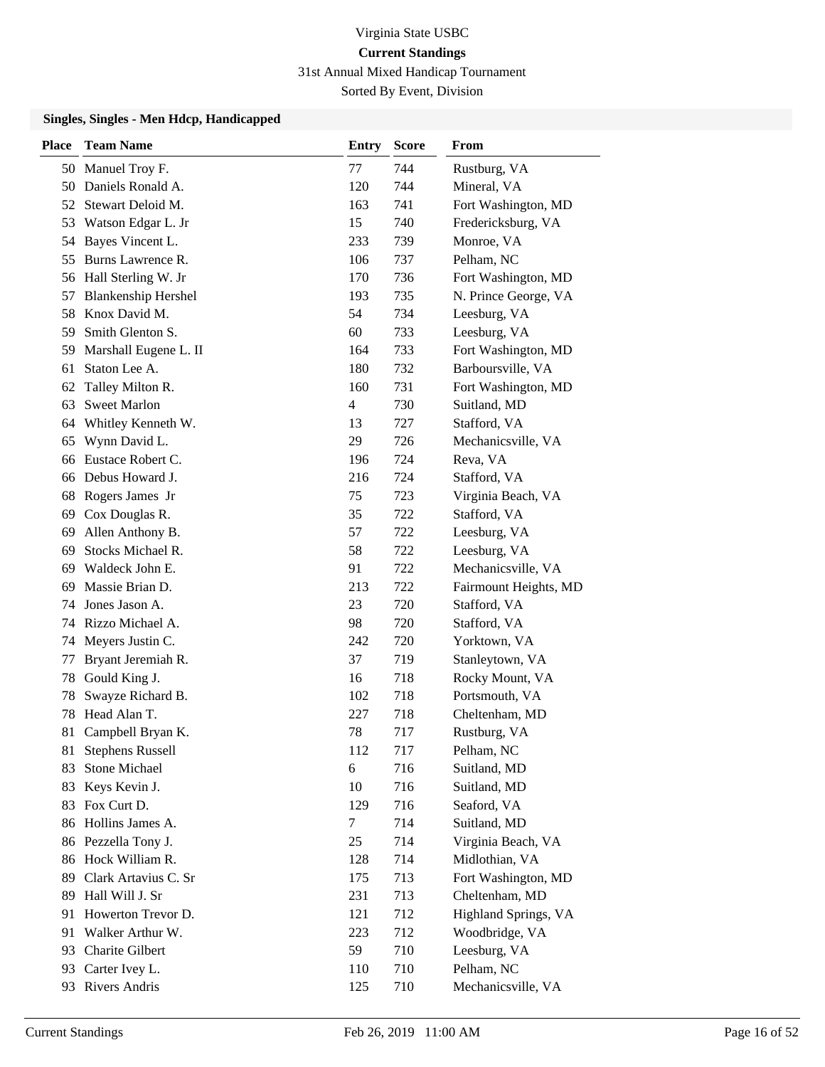Virginia State USBC

**Current Standings**

31st Annual Mixed Handicap Tournament

Sorted By Event, Division

### Singles, Singles - Men Hdcp, Handicapped

| Place | Team Name | Entry | Score | From |
|---|---|---|---|---|
| 50 | Manuel Troy F. | 77 | 744 | Rustburg, VA |
| 50 | Daniels Ronald A. | 120 | 744 | Mineral, VA |
| 52 | Stewart Deloid M. | 163 | 741 | Fort Washington, MD |
| 53 | Watson Edgar L. Jr | 15 | 740 | Fredericksburg, VA |
| 54 | Bayes Vincent L. | 233 | 739 | Monroe, VA |
| 55 | Burns Lawrence R. | 106 | 737 | Pelham, NC |
| 56 | Hall Sterling W. Jr | 170 | 736 | Fort Washington, MD |
| 57 | Blankenship Hershel | 193 | 735 | N. Prince George, VA |
| 58 | Knox David M. | 54 | 734 | Leesburg, VA |
| 59 | Smith Glenton S. | 60 | 733 | Leesburg, VA |
| 59 | Marshall Eugene L. II | 164 | 733 | Fort Washington, MD |
| 61 | Staton Lee A. | 180 | 732 | Barboursville, VA |
| 62 | Talley Milton R. | 160 | 731 | Fort Washington, MD |
| 63 | Sweet Marlon | 4 | 730 | Suitland, MD |
| 64 | Whitley Kenneth W. | 13 | 727 | Stafford, VA |
| 65 | Wynn David L. | 29 | 726 | Mechanicsville, VA |
| 66 | Eustace Robert C. | 196 | 724 | Reva, VA |
| 66 | Debus Howard J. | 216 | 724 | Stafford, VA |
| 68 | Rogers James Jr | 75 | 723 | Virginia Beach, VA |
| 69 | Cox Douglas R. | 35 | 722 | Stafford, VA |
| 69 | Allen Anthony B. | 57 | 722 | Leesburg, VA |
| 69 | Stocks Michael R. | 58 | 722 | Leesburg, VA |
| 69 | Waldeck John E. | 91 | 722 | Mechanicsville, VA |
| 69 | Massie Brian D. | 213 | 722 | Fairmount Heights, MD |
| 74 | Jones Jason A. | 23 | 720 | Stafford, VA |
| 74 | Rizzo Michael A. | 98 | 720 | Stafford, VA |
| 74 | Meyers Justin C. | 242 | 720 | Yorktown, VA |
| 77 | Bryant Jeremiah R. | 37 | 719 | Stanleytown, VA |
| 78 | Gould King J. | 16 | 718 | Rocky Mount, VA |
| 78 | Swayze Richard B. | 102 | 718 | Portsmouth, VA |
| 78 | Head Alan T. | 227 | 718 | Cheltenham, MD |
| 81 | Campbell Bryan K. | 78 | 717 | Rustburg, VA |
| 81 | Stephens Russell | 112 | 717 | Pelham, NC |
| 83 | Stone Michael | 6 | 716 | Suitland, MD |
| 83 | Keys Kevin J. | 10 | 716 | Suitland, MD |
| 83 | Fox Curt D. | 129 | 716 | Seaford, VA |
| 86 | Hollins James A. | 7 | 714 | Suitland, MD |
| 86 | Pezzella Tony J. | 25 | 714 | Virginia Beach, VA |
| 86 | Hock William R. | 128 | 714 | Midlothian, VA |
| 89 | Clark Artavius C. Sr | 175 | 713 | Fort Washington, MD |
| 89 | Hall Will J. Sr | 231 | 713 | Cheltenham, MD |
| 91 | Howerton Trevor D. | 121 | 712 | Highland Springs, VA |
| 91 | Walker Arthur W. | 223 | 712 | Woodbridge, VA |
| 93 | Charite Gilbert | 59 | 710 | Leesburg, VA |
| 93 | Carter Ivey L. | 110 | 710 | Pelham, NC |
| 93 | Rivers Andris | 125 | 710 | Mechanicsville, VA |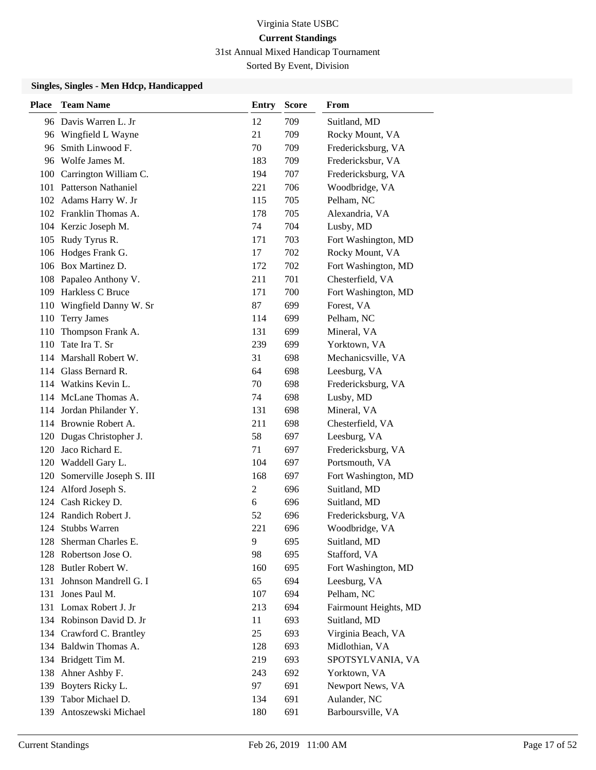Virginia State USBC

**Current Standings**

31st Annual Mixed Handicap Tournament

Sorted By Event, Division

### Singles, Singles - Men Hdcp, Handicapped

| Place | Team Name | Entry | Score | From |
|---|---|---|---|---|
| 96 | Davis Warren L. Jr | 12 | 709 | Suitland, MD |
| 96 | Wingfield L Wayne | 21 | 709 | Rocky Mount, VA |
| 96 | Smith Linwood F. | 70 | 709 | Fredericksburg, VA |
| 96 | Wolfe James M. | 183 | 709 | Fredericksbur, VA |
| 100 | Carrington William C. | 194 | 707 | Fredericksburg, VA |
| 101 | Patterson Nathaniel | 221 | 706 | Woodbridge, VA |
| 102 | Adams Harry W. Jr | 115 | 705 | Pelham, NC |
| 102 | Franklin Thomas A. | 178 | 705 | Alexandria, VA |
| 104 | Kerzic Joseph M. | 74 | 704 | Lusby, MD |
| 105 | Rudy Tyrus R. | 171 | 703 | Fort Washington, MD |
| 106 | Hodges Frank G. | 17 | 702 | Rocky Mount, VA |
| 106 | Box Martinez D. | 172 | 702 | Fort Washington, MD |
| 108 | Papaleo Anthony V. | 211 | 701 | Chesterfield, VA |
| 109 | Harkless C Bruce | 171 | 700 | Fort Washington, MD |
| 110 | Wingfield Danny W. Sr | 87 | 699 | Forest, VA |
| 110 | Terry James | 114 | 699 | Pelham, NC |
| 110 | Thompson Frank A. | 131 | 699 | Mineral, VA |
| 110 | Tate Ira T. Sr | 239 | 699 | Yorktown, VA |
| 114 | Marshall Robert W. | 31 | 698 | Mechanicsville, VA |
| 114 | Glass Bernard R. | 64 | 698 | Leesburg, VA |
| 114 | Watkins Kevin L. | 70 | 698 | Fredericksburg, VA |
| 114 | McLane Thomas A. | 74 | 698 | Lusby, MD |
| 114 | Jordan Philander Y. | 131 | 698 | Mineral, VA |
| 114 | Brownie Robert A. | 211 | 698 | Chesterfield, VA |
| 120 | Dugas Christopher J. | 58 | 697 | Leesburg, VA |
| 120 | Jaco Richard E. | 71 | 697 | Fredericksburg, VA |
| 120 | Waddell Gary L. | 104 | 697 | Portsmouth, VA |
| 120 | Somerville Joseph S. III | 168 | 697 | Fort Washington, MD |
| 124 | Alford Joseph S. | 2 | 696 | Suitland, MD |
| 124 | Cash Rickey D. | 6 | 696 | Suitland, MD |
| 124 | Randich Robert J. | 52 | 696 | Fredericksburg, VA |
| 124 | Stubbs Warren | 221 | 696 | Woodbridge, VA |
| 128 | Sherman Charles E. | 9 | 695 | Suitland, MD |
| 128 | Robertson Jose O. | 98 | 695 | Stafford, VA |
| 128 | Butler Robert W. | 160 | 695 | Fort Washington, MD |
| 131 | Johnson Mandrell G. I | 65 | 694 | Leesburg, VA |
| 131 | Jones Paul M. | 107 | 694 | Pelham, NC |
| 131 | Lomax Robert J. Jr | 213 | 694 | Fairmount Heights, MD |
| 134 | Robinson David D. Jr | 11 | 693 | Suitland, MD |
| 134 | Crawford C. Brantley | 25 | 693 | Virginia Beach, VA |
| 134 | Baldwin Thomas A. | 128 | 693 | Midlothian, VA |
| 134 | Bridgett Tim M. | 219 | 693 | SPOTSYLVANIA, VA |
| 138 | Ahner Ashby F. | 243 | 692 | Yorktown, VA |
| 139 | Boyters Ricky L. | 97 | 691 | Newport News, VA |
| 139 | Tabor Michael D. | 134 | 691 | Aulander, NC |
| 139 | Antoszewski Michael | 180 | 691 | Barboursville, VA |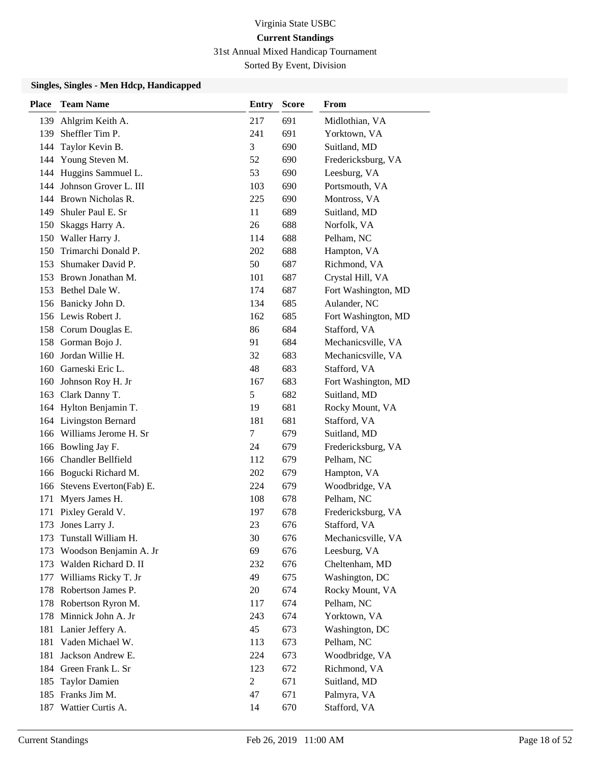Virginia State USBC

**Current Standings**

31st Annual Mixed Handicap Tournament

Sorted By Event, Division

### Singles, Singles - Men Hdcp, Handicapped

| Place | Team Name | Entry | Score | From |
|---|---|---|---|---|
| 139 | Ahlgrim Keith A. | 217 | 691 | Midlothian, VA |
| 139 | Sheffler Tim P. | 241 | 691 | Yorktown, VA |
| 144 | Taylor Kevin B. | 3 | 690 | Suitland, MD |
| 144 | Young Steven M. | 52 | 690 | Fredericksburg, VA |
| 144 | Huggins Sammuel L. | 53 | 690 | Leesburg, VA |
| 144 | Johnson Grover L. III | 103 | 690 | Portsmouth, VA |
| 144 | Brown Nicholas R. | 225 | 690 | Montross, VA |
| 149 | Shuler Paul E. Sr | 11 | 689 | Suitland, MD |
| 150 | Skaggs Harry A. | 26 | 688 | Norfolk, VA |
| 150 | Waller Harry J. | 114 | 688 | Pelham, NC |
| 150 | Trimarchi Donald P. | 202 | 688 | Hampton, VA |
| 153 | Shumaker David P. | 50 | 687 | Richmond, VA |
| 153 | Brown Jonathan M. | 101 | 687 | Crystal Hill, VA |
| 153 | Bethel Dale W. | 174 | 687 | Fort Washington, MD |
| 156 | Banicky John D. | 134 | 685 | Aulander, NC |
| 156 | Lewis Robert J. | 162 | 685 | Fort Washington, MD |
| 158 | Corum Douglas E. | 86 | 684 | Stafford, VA |
| 158 | Gorman Bojo J. | 91 | 684 | Mechanicsville, VA |
| 160 | Jordan Willie H. | 32 | 683 | Mechanicsville, VA |
| 160 | Garneski Eric L. | 48 | 683 | Stafford, VA |
| 160 | Johnson Roy H. Jr | 167 | 683 | Fort Washington, MD |
| 163 | Clark Danny T. | 5 | 682 | Suitland, MD |
| 164 | Hylton Benjamin T. | 19 | 681 | Rocky Mount, VA |
| 164 | Livingston Bernard | 181 | 681 | Stafford, VA |
| 166 | Williams Jerome H. Sr | 7 | 679 | Suitland, MD |
| 166 | Bowling Jay F. | 24 | 679 | Fredericksburg, VA |
| 166 | Chandler Bellfield | 112 | 679 | Pelham, NC |
| 166 | Bogucki Richard M. | 202 | 679 | Hampton, VA |
| 166 | Stevens Everton(Fab) E. | 224 | 679 | Woodbridge, VA |
| 171 | Myers James H. | 108 | 678 | Pelham, NC |
| 171 | Pixley Gerald V. | 197 | 678 | Fredericksburg, VA |
| 173 | Jones Larry J. | 23 | 676 | Stafford, VA |
| 173 | Tunstall William H. | 30 | 676 | Mechanicsville, VA |
| 173 | Woodson Benjamin A. Jr | 69 | 676 | Leesburg, VA |
| 173 | Walden Richard D. II | 232 | 676 | Cheltenham, MD |
| 177 | Williams Ricky T. Jr | 49 | 675 | Washington, DC |
| 178 | Robertson James P. | 20 | 674 | Rocky Mount, VA |
| 178 | Robertson Ryron M. | 117 | 674 | Pelham, NC |
| 178 | Minnick John A. Jr | 243 | 674 | Yorktown, VA |
| 181 | Lanier Jeffery A. | 45 | 673 | Washington, DC |
| 181 | Vaden Michael W. | 113 | 673 | Pelham, NC |
| 181 | Jackson Andrew E. | 224 | 673 | Woodbridge, VA |
| 184 | Green Frank L. Sr | 123 | 672 | Richmond, VA |
| 185 | Taylor Damien | 2 | 671 | Suitland, MD |
| 185 | Franks Jim M. | 47 | 671 | Palmyra, VA |
| 187 | Wattier Curtis A. | 14 | 670 | Stafford, VA |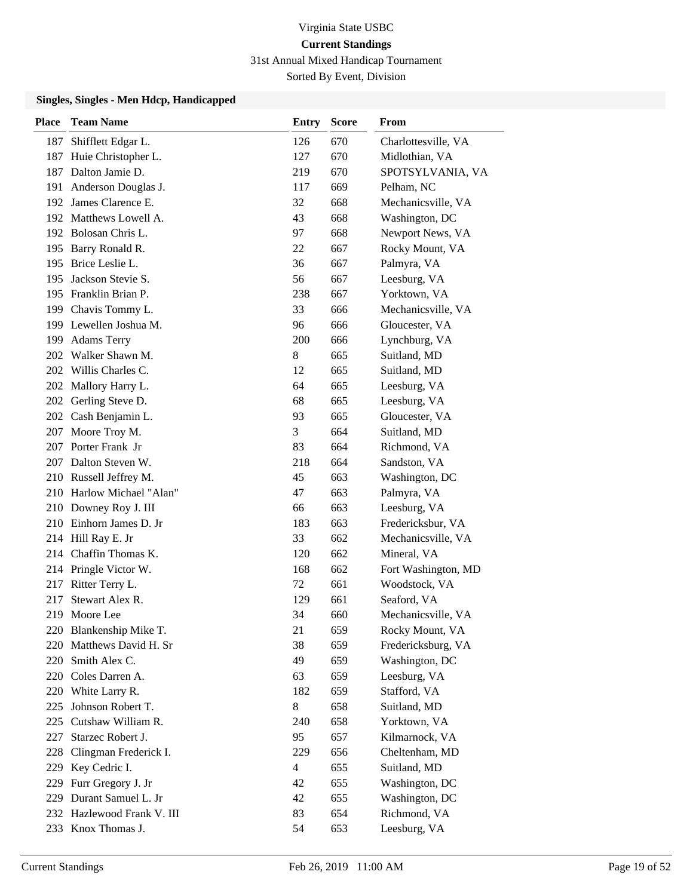Virginia State USBC

**Current Standings**

31st Annual Mixed Handicap Tournament

Sorted By Event, Division

### Singles, Singles - Men Hdcp, Handicapped

| Place | Team Name | Entry | Score | From |
|---|---|---|---|---|
| 187 | Shifflett Edgar L. | 126 | 670 | Charlottesville, VA |
| 187 | Huie Christopher L. | 127 | 670 | Midlothian, VA |
| 187 | Dalton Jamie D. | 219 | 670 | SPOTSYLVANIA, VA |
| 191 | Anderson Douglas J. | 117 | 669 | Pelham, NC |
| 192 | James Clarence E. | 32 | 668 | Mechanicsville, VA |
| 192 | Matthews Lowell A. | 43 | 668 | Washington, DC |
| 192 | Bolosan Chris L. | 97 | 668 | Newport News, VA |
| 195 | Barry Ronald R. | 22 | 667 | Rocky Mount, VA |
| 195 | Brice Leslie L. | 36 | 667 | Palmyra, VA |
| 195 | Jackson Stevie S. | 56 | 667 | Leesburg, VA |
| 195 | Franklin Brian P. | 238 | 667 | Yorktown, VA |
| 199 | Chavis Tommy L. | 33 | 666 | Mechanicsville, VA |
| 199 | Lewellen Joshua M. | 96 | 666 | Gloucester, VA |
| 199 | Adams Terry | 200 | 666 | Lynchburg, VA |
| 202 | Walker Shawn M. | 8 | 665 | Suitland, MD |
| 202 | Willis Charles C. | 12 | 665 | Suitland, MD |
| 202 | Mallory Harry L. | 64 | 665 | Leesburg, VA |
| 202 | Gerling Steve D. | 68 | 665 | Leesburg, VA |
| 202 | Cash Benjamin L. | 93 | 665 | Gloucester, VA |
| 207 | Moore Troy M. | 3 | 664 | Suitland, MD |
| 207 | Porter Frank Jr | 83 | 664 | Richmond, VA |
| 207 | Dalton Steven W. | 218 | 664 | Sandston, VA |
| 210 | Russell Jeffrey M. | 45 | 663 | Washington, DC |
| 210 | Harlow Michael "Alan" | 47 | 663 | Palmyra, VA |
| 210 | Downey Roy J. III | 66 | 663 | Leesburg, VA |
| 210 | Einhorn James D. Jr | 183 | 663 | Fredericksbur, VA |
| 214 | Hill Ray E. Jr | 33 | 662 | Mechanicsville, VA |
| 214 | Chaffin Thomas K. | 120 | 662 | Mineral, VA |
| 214 | Pringle Victor W. | 168 | 662 | Fort Washington, MD |
| 217 | Ritter Terry L. | 72 | 661 | Woodstock, VA |
| 217 | Stewart Alex R. | 129 | 661 | Seaford, VA |
| 219 | Moore Lee | 34 | 660 | Mechanicsville, VA |
| 220 | Blankenship Mike T. | 21 | 659 | Rocky Mount, VA |
| 220 | Matthews David H. Sr | 38 | 659 | Fredericksburg, VA |
| 220 | Smith Alex C. | 49 | 659 | Washington, DC |
| 220 | Coles Darren A. | 63 | 659 | Leesburg, VA |
| 220 | White Larry R. | 182 | 659 | Stafford, VA |
| 225 | Johnson Robert T. | 8 | 658 | Suitland, MD |
| 225 | Cutshaw William R. | 240 | 658 | Yorktown, VA |
| 227 | Starzec Robert J. | 95 | 657 | Kilmarnock, VA |
| 228 | Clingman Frederick I. | 229 | 656 | Cheltenham, MD |
| 229 | Key Cedric I. | 4 | 655 | Suitland, MD |
| 229 | Furr Gregory J. Jr | 42 | 655 | Washington, DC |
| 229 | Durant Samuel L. Jr | 42 | 655 | Washington, DC |
| 232 | Hazlewood Frank V. III | 83 | 654 | Richmond, VA |
| 233 | Knox Thomas J. | 54 | 653 | Leesburg, VA |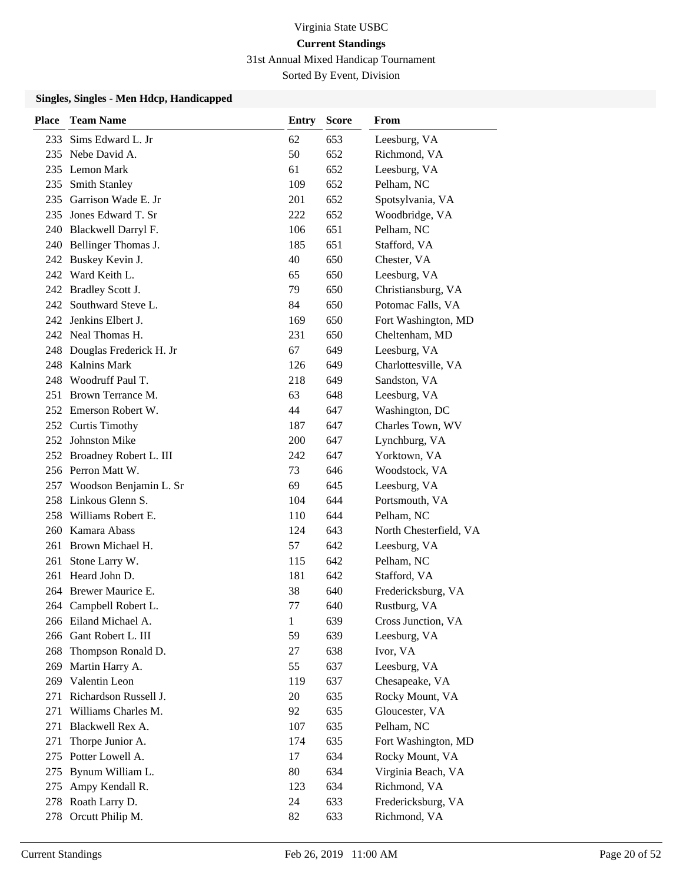Virginia State USBC

**Current Standings**

31st Annual Mixed Handicap Tournament

Sorted By Event, Division

### Singles, Singles - Men Hdcp, Handicapped

| Place | Team Name | Entry | Score | From |
|---|---|---|---|---|
| 233 | Sims Edward L. Jr | 62 | 653 | Leesburg, VA |
| 235 | Nebe David A. | 50 | 652 | Richmond, VA |
| 235 | Lemon Mark | 61 | 652 | Leesburg, VA |
| 235 | Smith Stanley | 109 | 652 | Pelham, NC |
| 235 | Garrison Wade E. Jr | 201 | 652 | Spotsylvania, VA |
| 235 | Jones Edward T. Sr | 222 | 652 | Woodbridge, VA |
| 240 | Blackwell Darryl F. | 106 | 651 | Pelham, NC |
| 240 | Bellinger Thomas J. | 185 | 651 | Stafford, VA |
| 242 | Buskey Kevin J. | 40 | 650 | Chester, VA |
| 242 | Ward Keith L. | 65 | 650 | Leesburg, VA |
| 242 | Bradley Scott J. | 79 | 650 | Christiansburg, VA |
| 242 | Southward Steve L. | 84 | 650 | Potomac Falls, VA |
| 242 | Jenkins Elbert J. | 169 | 650 | Fort Washington, MD |
| 242 | Neal Thomas H. | 231 | 650 | Cheltenham, MD |
| 248 | Douglas Frederick H. Jr | 67 | 649 | Leesburg, VA |
| 248 | Kalnins Mark | 126 | 649 | Charlottesville, VA |
| 248 | Woodruff Paul T. | 218 | 649 | Sandston, VA |
| 251 | Brown Terrance M. | 63 | 648 | Leesburg, VA |
| 252 | Emerson Robert W. | 44 | 647 | Washington, DC |
| 252 | Curtis Timothy | 187 | 647 | Charles Town, WV |
| 252 | Johnston Mike | 200 | 647 | Lynchburg, VA |
| 252 | Broadney Robert L. III | 242 | 647 | Yorktown, VA |
| 256 | Perron Matt W. | 73 | 646 | Woodstock, VA |
| 257 | Woodson Benjamin L. Sr | 69 | 645 | Leesburg, VA |
| 258 | Linkous Glenn S. | 104 | 644 | Portsmouth, VA |
| 258 | Williams Robert E. | 110 | 644 | Pelham, NC |
| 260 | Kamara Abass | 124 | 643 | North Chesterfield, VA |
| 261 | Brown Michael H. | 57 | 642 | Leesburg, VA |
| 261 | Stone Larry W. | 115 | 642 | Pelham, NC |
| 261 | Heard John D. | 181 | 642 | Stafford, VA |
| 264 | Brewer Maurice E. | 38 | 640 | Fredericksburg, VA |
| 264 | Campbell Robert L. | 77 | 640 | Rustburg, VA |
| 266 | Eiland Michael A. | 1 | 639 | Cross Junction, VA |
| 266 | Gant Robert L. III | 59 | 639 | Leesburg, VA |
| 268 | Thompson Ronald D. | 27 | 638 | Ivor, VA |
| 269 | Martin Harry A. | 55 | 637 | Leesburg, VA |
| 269 | Valentin Leon | 119 | 637 | Chesapeake, VA |
| 271 | Richardson Russell J. | 20 | 635 | Rocky Mount, VA |
| 271 | Williams Charles M. | 92 | 635 | Gloucester, VA |
| 271 | Blackwell Rex A. | 107 | 635 | Pelham, NC |
| 271 | Thorpe Junior A. | 174 | 635 | Fort Washington, MD |
| 275 | Potter Lowell A. | 17 | 634 | Rocky Mount, VA |
| 275 | Bynum William L. | 80 | 634 | Virginia Beach, VA |
| 275 | Ampy Kendall R. | 123 | 634 | Richmond, VA |
| 278 | Roath Larry D. | 24 | 633 | Fredericksburg, VA |
| 278 | Orcutt Philip M. | 82 | 633 | Richmond, VA |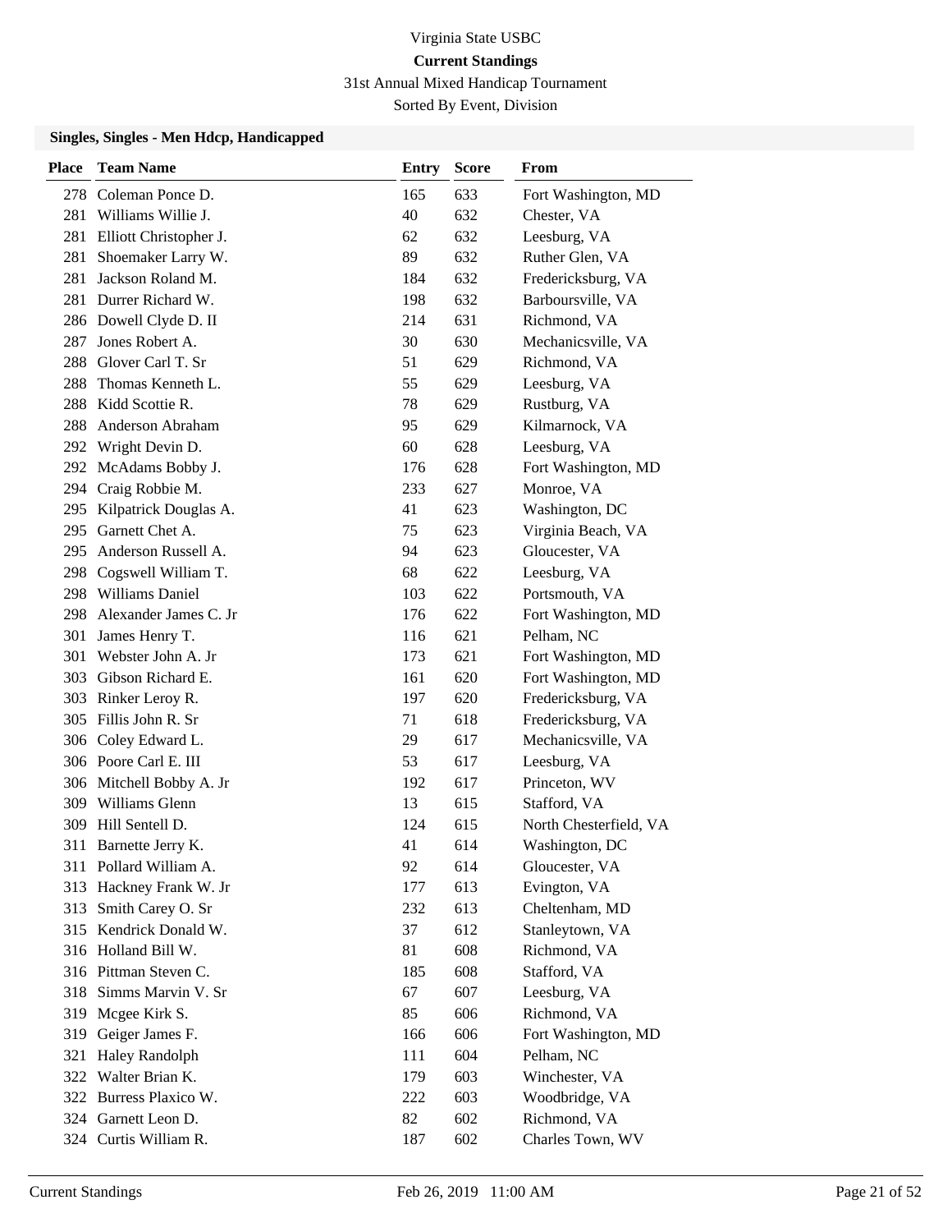Virginia State USBC

**Current Standings**

31st Annual Mixed Handicap Tournament

Sorted By Event, Division

### Singles, Singles - Men Hdcp, Handicapped

| Place | Team Name | Entry | Score | From |
|---|---|---|---|---|
| 278 | Coleman Ponce D. | 165 | 633 | Fort Washington, MD |
| 281 | Williams Willie J. | 40 | 632 | Chester, VA |
| 281 | Elliott Christopher J. | 62 | 632 | Leesburg, VA |
| 281 | Shoemaker Larry W. | 89 | 632 | Ruther Glen, VA |
| 281 | Jackson Roland M. | 184 | 632 | Fredericksburg, VA |
| 281 | Durrer Richard W. | 198 | 632 | Barboursville, VA |
| 286 | Dowell Clyde D. II | 214 | 631 | Richmond, VA |
| 287 | Jones Robert A. | 30 | 630 | Mechanicsville, VA |
| 288 | Glover Carl T. Sr | 51 | 629 | Richmond, VA |
| 288 | Thomas Kenneth L. | 55 | 629 | Leesburg, VA |
| 288 | Kidd Scottie R. | 78 | 629 | Rustburg, VA |
| 288 | Anderson Abraham | 95 | 629 | Kilmarnock, VA |
| 292 | Wright Devin D. | 60 | 628 | Leesburg, VA |
| 292 | McAdams Bobby J. | 176 | 628 | Fort Washington, MD |
| 294 | Craig Robbie M. | 233 | 627 | Monroe, VA |
| 295 | Kilpatrick Douglas A. | 41 | 623 | Washington, DC |
| 295 | Garnett Chet A. | 75 | 623 | Virginia Beach, VA |
| 295 | Anderson Russell A. | 94 | 623 | Gloucester, VA |
| 298 | Cogswell William T. | 68 | 622 | Leesburg, VA |
| 298 | Williams Daniel | 103 | 622 | Portsmouth, VA |
| 298 | Alexander James C. Jr | 176 | 622 | Fort Washington, MD |
| 301 | James Henry T. | 116 | 621 | Pelham, NC |
| 301 | Webster John A. Jr | 173 | 621 | Fort Washington, MD |
| 303 | Gibson Richard E. | 161 | 620 | Fort Washington, MD |
| 303 | Rinker Leroy R. | 197 | 620 | Fredericksburg, VA |
| 305 | Fillis John R. Sr | 71 | 618 | Fredericksburg, VA |
| 306 | Coley Edward L. | 29 | 617 | Mechanicsville, VA |
| 306 | Poore Carl E. III | 53 | 617 | Leesburg, VA |
| 306 | Mitchell Bobby A. Jr | 192 | 617 | Princeton, WV |
| 309 | Williams Glenn | 13 | 615 | Stafford, VA |
| 309 | Hill Sentell D. | 124 | 615 | North Chesterfield, VA |
| 311 | Barnette Jerry K. | 41 | 614 | Washington, DC |
| 311 | Pollard William A. | 92 | 614 | Gloucester, VA |
| 313 | Hackney Frank W. Jr | 177 | 613 | Evington, VA |
| 313 | Smith Carey O. Sr | 232 | 613 | Cheltenham, MD |
| 315 | Kendrick Donald W. | 37 | 612 | Stanleytown, VA |
| 316 | Holland Bill W. | 81 | 608 | Richmond, VA |
| 316 | Pittman Steven C. | 185 | 608 | Stafford, VA |
| 318 | Simms Marvin V. Sr | 67 | 607 | Leesburg, VA |
| 319 | Mcgee Kirk S. | 85 | 606 | Richmond, VA |
| 319 | Geiger James F. | 166 | 606 | Fort Washington, MD |
| 321 | Haley Randolph | 111 | 604 | Pelham, NC |
| 322 | Walter Brian K. | 179 | 603 | Winchester, VA |
| 322 | Burress Plaxico W. | 222 | 603 | Woodbridge, VA |
| 324 | Garnett Leon D. | 82 | 602 | Richmond, VA |
| 324 | Curtis William R. | 187 | 602 | Charles Town, WV |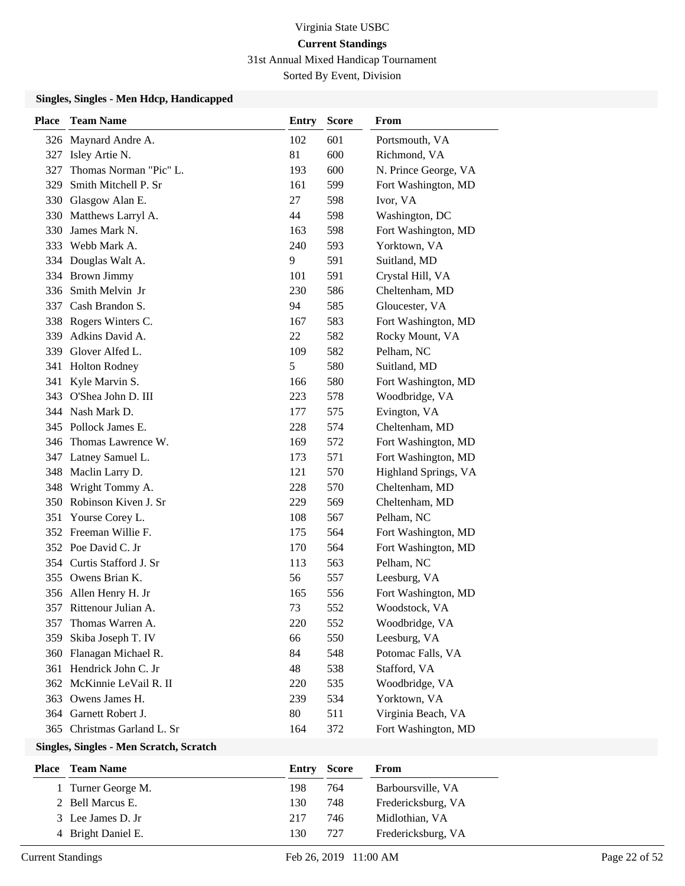Virginia State USBC

**Current Standings**

31st Annual Mixed Handicap Tournament

Sorted By Event, Division

### Singles, Singles - Men Hdcp, Handicapped

| Place | Team Name | Entry | Score | From |
|---|---|---|---|---|
| 326 | Maynard Andre A. | 102 | 601 | Portsmouth, VA |
| 327 | Isley Artie N. | 81 | 600 | Richmond, VA |
| 327 | Thomas Norman "Pic" L. | 193 | 600 | N. Prince George, VA |
| 329 | Smith Mitchell P. Sr | 161 | 599 | Fort Washington, MD |
| 330 | Glasgow Alan E. | 27 | 598 | Ivor, VA |
| 330 | Matthews Larryl A. | 44 | 598 | Washington, DC |
| 330 | James Mark N. | 163 | 598 | Fort Washington, MD |
| 333 | Webb Mark A. | 240 | 593 | Yorktown, VA |
| 334 | Douglas Walt A. | 9 | 591 | Suitland, MD |
| 334 | Brown Jimmy | 101 | 591 | Crystal Hill, VA |
| 336 | Smith Melvin Jr | 230 | 586 | Cheltenham, MD |
| 337 | Cash Brandon S. | 94 | 585 | Gloucester, VA |
| 338 | Rogers Winters C. | 167 | 583 | Fort Washington, MD |
| 339 | Adkins David A. | 22 | 582 | Rocky Mount, VA |
| 339 | Glover Alfed L. | 109 | 582 | Pelham, NC |
| 341 | Holton Rodney | 5 | 580 | Suitland, MD |
| 341 | Kyle Marvin S. | 166 | 580 | Fort Washington, MD |
| 343 | O'Shea John D. III | 223 | 578 | Woodbridge, VA |
| 344 | Nash Mark D. | 177 | 575 | Evington, VA |
| 345 | Pollock James E. | 228 | 574 | Cheltenham, MD |
| 346 | Thomas Lawrence W. | 169 | 572 | Fort Washington, MD |
| 347 | Latney Samuel L. | 173 | 571 | Fort Washington, MD |
| 348 | Maclin Larry D. | 121 | 570 | Highland Springs, VA |
| 348 | Wright Tommy A. | 228 | 570 | Cheltenham, MD |
| 350 | Robinson Kiven J. Sr | 229 | 569 | Cheltenham, MD |
| 351 | Yourse Corey L. | 108 | 567 | Pelham, NC |
| 352 | Freeman Willie F. | 175 | 564 | Fort Washington, MD |
| 352 | Poe David C. Jr | 170 | 564 | Fort Washington, MD |
| 354 | Curtis Stafford J. Sr | 113 | 563 | Pelham, NC |
| 355 | Owens Brian K. | 56 | 557 | Leesburg, VA |
| 356 | Allen Henry H. Jr | 165 | 556 | Fort Washington, MD |
| 357 | Rittenour Julian A. | 73 | 552 | Woodstock, VA |
| 357 | Thomas Warren A. | 220 | 552 | Woodbridge, VA |
| 359 | Skiba Joseph T. IV | 66 | 550 | Leesburg, VA |
| 360 | Flanagan Michael R. | 84 | 548 | Potomac Falls, VA |
| 361 | Hendrick John C. Jr | 48 | 538 | Stafford, VA |
| 362 | McKinnie LeVail R. II | 220 | 535 | Woodbridge, VA |
| 363 | Owens James H. | 239 | 534 | Yorktown, VA |
| 364 | Garnett Robert J. | 80 | 511 | Virginia Beach, VA |
| 365 | Christmas Garland L. Sr | 164 | 372 | Fort Washington, MD |

### Singles, Singles - Men Scratch, Scratch

| Place | Team Name | Entry | Score | From |
|---|---|---|---|---|
| 1 | Turner George M. | 198 | 764 | Barboursville, VA |
| 2 | Bell Marcus E. | 130 | 748 | Fredericksburg, VA |
| 3 | Lee James D. Jr | 217 | 746 | Midlothian, VA |
| 4 | Bright Daniel E. | 130 | 727 | Fredericksburg, VA |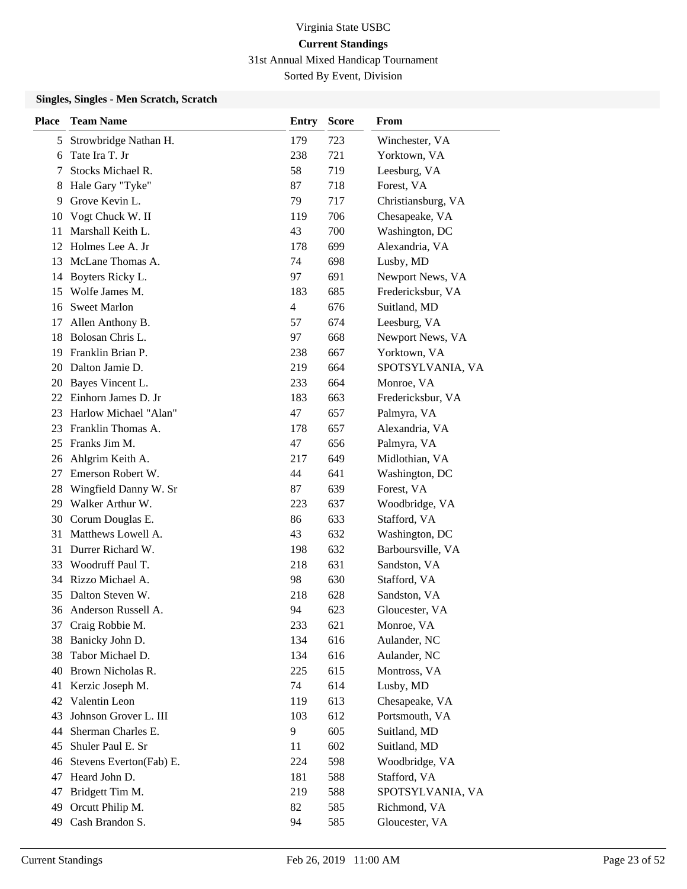# Virginia State USBC

**Current Standings**

31st Annual Mixed Handicap Tournament

Sorted By Event, Division

### Singles, Singles - Men Scratch, Scratch

| Place | Team Name | Entry | Score | From |
|---|---|---|---|---|
| 5 | Strowbridge Nathan H. | 179 | 723 | Winchester, VA |
| 6 | Tate Ira T. Jr | 238 | 721 | Yorktown, VA |
| 7 | Stocks Michael R. | 58 | 719 | Leesburg, VA |
| 8 | Hale Gary "Tyke" | 87 | 718 | Forest, VA |
| 9 | Grove Kevin L. | 79 | 717 | Christiansburg, VA |
| 10 | Vogt Chuck W. II | 119 | 706 | Chesapeake, VA |
| 11 | Marshall Keith L. | 43 | 700 | Washington, DC |
| 12 | Holmes Lee A. Jr | 178 | 699 | Alexandria, VA |
| 13 | McLane Thomas A. | 74 | 698 | Lusby, MD |
| 14 | Boyters Ricky L. | 97 | 691 | Newport News, VA |
| 15 | Wolfe James M. | 183 | 685 | Fredericksbur, VA |
| 16 | Sweet Marlon | 4 | 676 | Suitland, MD |
| 17 | Allen Anthony B. | 57 | 674 | Leesburg, VA |
| 18 | Bolosan Chris L. | 97 | 668 | Newport News, VA |
| 19 | Franklin Brian P. | 238 | 667 | Yorktown, VA |
| 20 | Dalton Jamie D. | 219 | 664 | SPOTSYLVANIA, VA |
| 20 | Bayes Vincent L. | 233 | 664 | Monroe, VA |
| 22 | Einhorn James D. Jr | 183 | 663 | Fredericksbur, VA |
| 23 | Harlow Michael "Alan" | 47 | 657 | Palmyra, VA |
| 23 | Franklin Thomas A. | 178 | 657 | Alexandria, VA |
| 25 | Franks Jim M. | 47 | 656 | Palmyra, VA |
| 26 | Ahlgrim Keith A. | 217 | 649 | Midlothian, VA |
| 27 | Emerson Robert W. | 44 | 641 | Washington, DC |
| 28 | Wingfield Danny W. Sr | 87 | 639 | Forest, VA |
| 29 | Walker Arthur W. | 223 | 637 | Woodbridge, VA |
| 30 | Corum Douglas E. | 86 | 633 | Stafford, VA |
| 31 | Matthews Lowell A. | 43 | 632 | Washington, DC |
| 31 | Durrer Richard W. | 198 | 632 | Barboursville, VA |
| 33 | Woodruff Paul T. | 218 | 631 | Sandston, VA |
| 34 | Rizzo Michael A. | 98 | 630 | Stafford, VA |
| 35 | Dalton Steven W. | 218 | 628 | Sandston, VA |
| 36 | Anderson Russell A. | 94 | 623 | Gloucester, VA |
| 37 | Craig Robbie M. | 233 | 621 | Monroe, VA |
| 38 | Banicky John D. | 134 | 616 | Aulander, NC |
| 38 | Tabor Michael D. | 134 | 616 | Aulander, NC |
| 40 | Brown Nicholas R. | 225 | 615 | Montross, VA |
| 41 | Kerzic Joseph M. | 74 | 614 | Lusby, MD |
| 42 | Valentin Leon | 119 | 613 | Chesapeake, VA |
| 43 | Johnson Grover L. III | 103 | 612 | Portsmouth, VA |
| 44 | Sherman Charles E. | 9 | 605 | Suitland, MD |
| 45 | Shuler Paul E. Sr | 11 | 602 | Suitland, MD |
| 46 | Stevens Everton(Fab) E. | 224 | 598 | Woodbridge, VA |
| 47 | Heard John D. | 181 | 588 | Stafford, VA |
| 47 | Bridgett Tim M. | 219 | 588 | SPOTSYLVANIA, VA |
| 49 | Orcutt Philip M. | 82 | 585 | Richmond, VA |
| 49 | Cash Brandon S. | 94 | 585 | Gloucester, VA |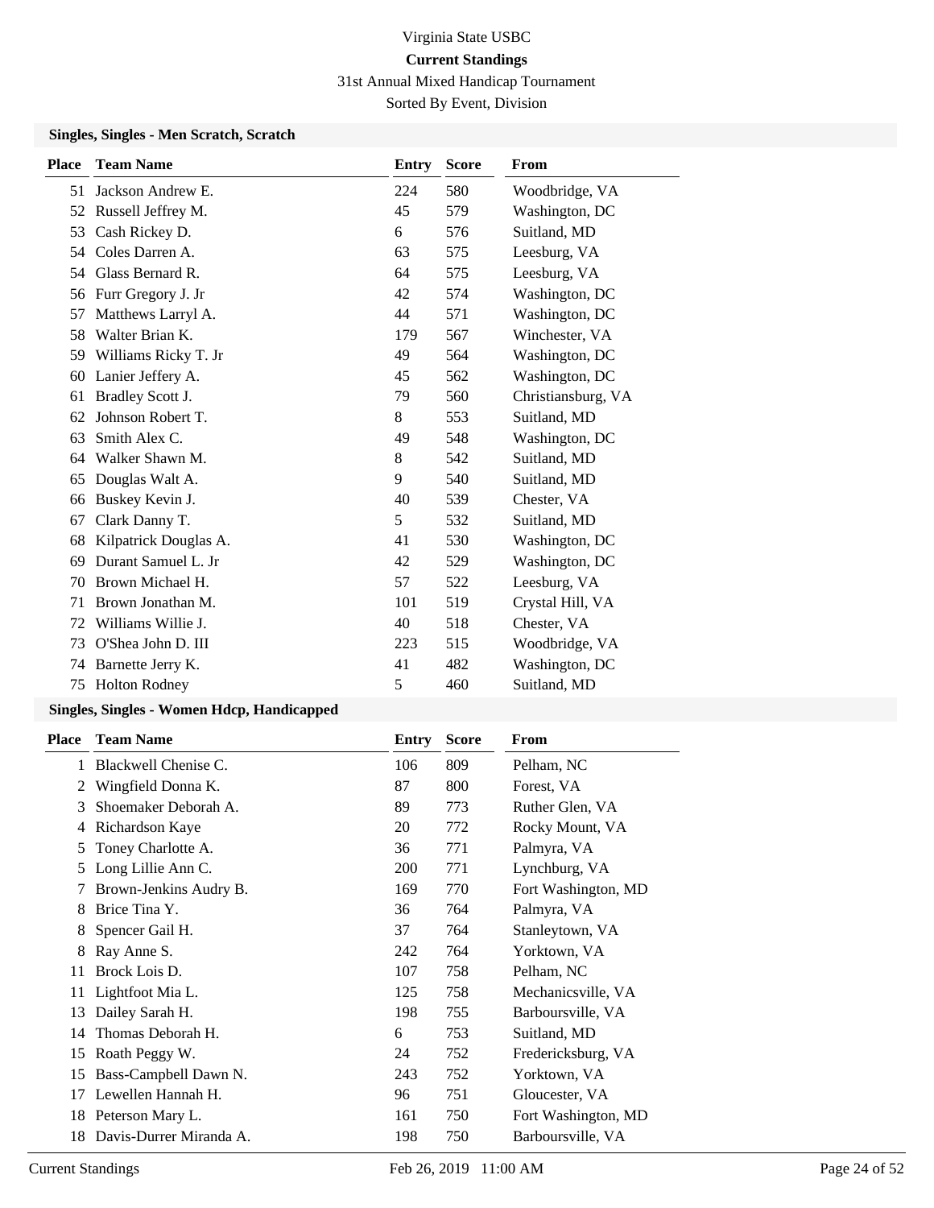# Virginia State USBC

## Current Standings

### 31st Annual Mixed Handicap Tournament

Sorted By Event, Division

**Singles, Singles - Men Scratch, Scratch**

| Place | Team Name | Entry | Score | From |
|---|---|---|---|---|
| 51 | Jackson Andrew E. | 224 | 580 | Woodbridge, VA |
| 52 | Russell Jeffrey M. | 45 | 579 | Washington, DC |
| 53 | Cash Rickey D. | 6 | 576 | Suitland, MD |
| 54 | Coles Darren A. | 63 | 575 | Leesburg, VA |
| 54 | Glass Bernard R. | 64 | 575 | Leesburg, VA |
| 56 | Furr Gregory J. Jr | 42 | 574 | Washington, DC |
| 57 | Matthews Larryl A. | 44 | 571 | Washington, DC |
| 58 | Walter Brian K. | 179 | 567 | Winchester, VA |
| 59 | Williams Ricky T. Jr | 49 | 564 | Washington, DC |
| 60 | Lanier Jeffery A. | 45 | 562 | Washington, DC |
| 61 | Bradley Scott J. | 79 | 560 | Christiansburg, VA |
| 62 | Johnson Robert T. | 8 | 553 | Suitland, MD |
| 63 | Smith Alex C. | 49 | 548 | Washington, DC |
| 64 | Walker Shawn M. | 8 | 542 | Suitland, MD |
| 65 | Douglas Walt A. | 9 | 540 | Suitland, MD |
| 66 | Buskey Kevin J. | 40 | 539 | Chester, VA |
| 67 | Clark Danny T. | 5 | 532 | Suitland, MD |
| 68 | Kilpatrick Douglas A. | 41 | 530 | Washington, DC |
| 69 | Durant Samuel L. Jr | 42 | 529 | Washington, DC |
| 70 | Brown Michael H. | 57 | 522 | Leesburg, VA |
| 71 | Brown Jonathan M. | 101 | 519 | Crystal Hill, VA |
| 72 | Williams Willie J. | 40 | 518 | Chester, VA |
| 73 | O'Shea John D. III | 223 | 515 | Woodbridge, VA |
| 74 | Barnette Jerry K. | 41 | 482 | Washington, DC |
| 75 | Holton Rodney | 5 | 460 | Suitland, MD |

**Singles, Singles - Women Hdcp, Handicapped**

| Place | Team Name | Entry | Score | From |
|---|---|---|---|---|
| 1 | Blackwell Chenise C. | 106 | 809 | Pelham, NC |
| 2 | Wingfield Donna K. | 87 | 800 | Forest, VA |
| 3 | Shoemaker Deborah A. | 89 | 773 | Ruther Glen, VA |
| 4 | Richardson Kaye | 20 | 772 | Rocky Mount, VA |
| 5 | Toney Charlotte A. | 36 | 771 | Palmyra, VA |
| 5 | Long Lillie Ann C. | 200 | 771 | Lynchburg, VA |
| 7 | Brown-Jenkins Audry B. | 169 | 770 | Fort Washington, MD |
| 8 | Brice Tina Y. | 36 | 764 | Palmyra, VA |
| 8 | Spencer Gail H. | 37 | 764 | Stanleytown, VA |
| 8 | Ray Anne S. | 242 | 764 | Yorktown, VA |
| 11 | Brock Lois D. | 107 | 758 | Pelham, NC |
| 11 | Lightfoot Mia L. | 125 | 758 | Mechanicsville, VA |
| 13 | Dailey Sarah H. | 198 | 755 | Barboursville, VA |
| 14 | Thomas Deborah H. | 6 | 753 | Suitland, MD |
| 15 | Roath Peggy W. | 24 | 752 | Fredericksburg, VA |
| 15 | Bass-Campbell Dawn N. | 243 | 752 | Yorktown, VA |
| 17 | Lewellen Hannah H. | 96 | 751 | Gloucester, VA |
| 18 | Peterson Mary L. | 161 | 750 | Fort Washington, MD |
| 18 | Davis-Durrer Miranda A. | 198 | 750 | Barboursville, VA |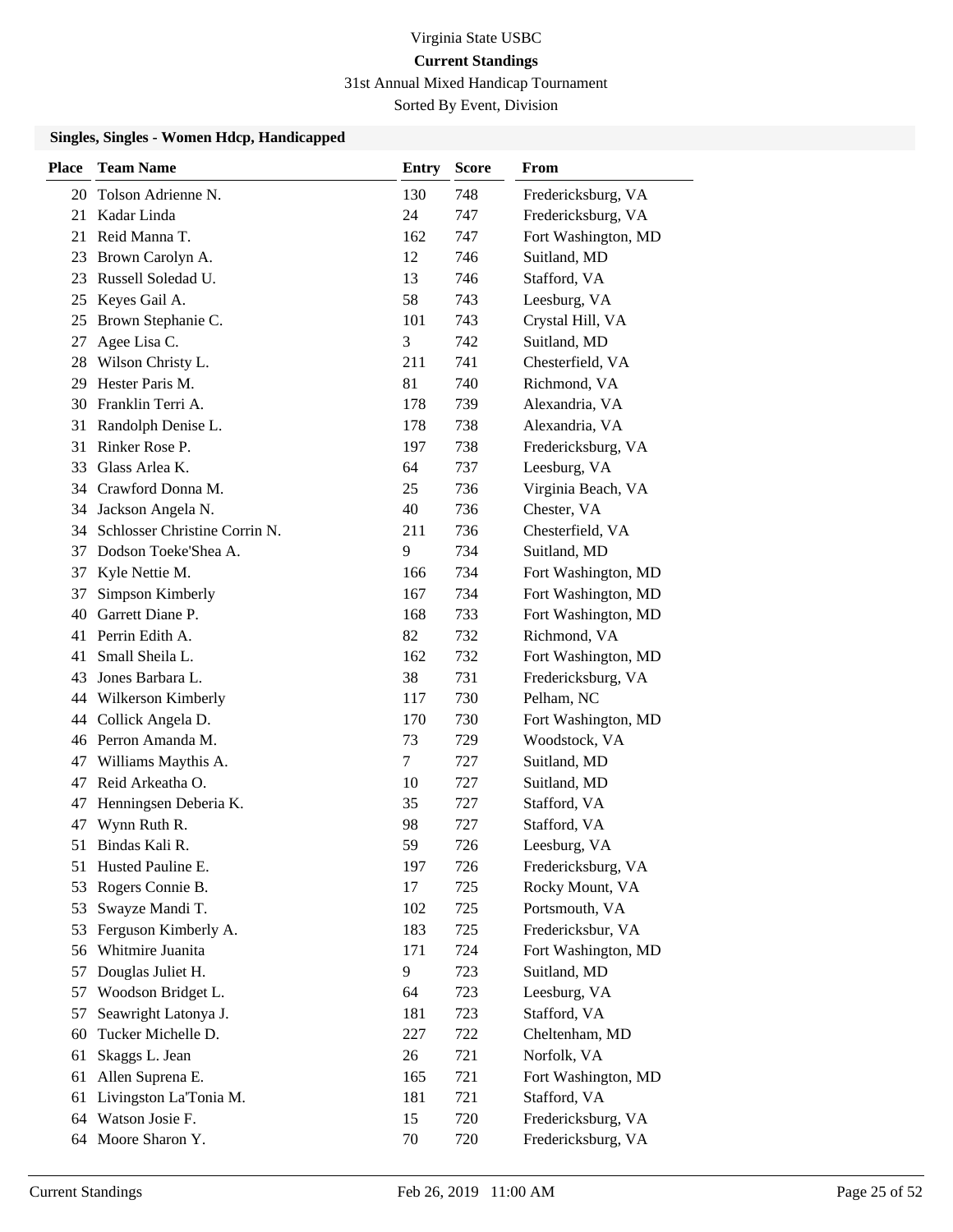Virginia State USBC

**Current Standings**

31st Annual Mixed Handicap Tournament

Sorted By Event, Division

### Singles, Singles - Women Hdcp, Handicapped

| Place | Team Name | Entry | Score | From |
|---|---|---|---|---|
| 20 | Tolson Adrienne N. | 130 | 748 | Fredericksburg, VA |
| 21 | Kadar Linda | 24 | 747 | Fredericksburg, VA |
| 21 | Reid Manna T. | 162 | 747 | Fort Washington, MD |
| 23 | Brown Carolyn A. | 12 | 746 | Suitland, MD |
| 23 | Russell Soledad U. | 13 | 746 | Stafford, VA |
| 25 | Keyes Gail A. | 58 | 743 | Leesburg, VA |
| 25 | Brown Stephanie C. | 101 | 743 | Crystal Hill, VA |
| 27 | Agee Lisa C. | 3 | 742 | Suitland, MD |
| 28 | Wilson Christy L. | 211 | 741 | Chesterfield, VA |
| 29 | Hester Paris M. | 81 | 740 | Richmond, VA |
| 30 | Franklin Terri A. | 178 | 739 | Alexandria, VA |
| 31 | Randolph Denise L. | 178 | 738 | Alexandria, VA |
| 31 | Rinker Rose P. | 197 | 738 | Fredericksburg, VA |
| 33 | Glass Arlea K. | 64 | 737 | Leesburg, VA |
| 34 | Crawford Donna M. | 25 | 736 | Virginia Beach, VA |
| 34 | Jackson Angela N. | 40 | 736 | Chester, VA |
| 34 | Schlosser Christine Corrin N. | 211 | 736 | Chesterfield, VA |
| 37 | Dodson Toeke'Shea A. | 9 | 734 | Suitland, MD |
| 37 | Kyle Nettie M. | 166 | 734 | Fort Washington, MD |
| 37 | Simpson Kimberly | 167 | 734 | Fort Washington, MD |
| 40 | Garrett Diane P. | 168 | 733 | Fort Washington, MD |
| 41 | Perrin Edith A. | 82 | 732 | Richmond, VA |
| 41 | Small Sheila L. | 162 | 732 | Fort Washington, MD |
| 43 | Jones Barbara L. | 38 | 731 | Fredericksburg, VA |
| 44 | Wilkerson Kimberly | 117 | 730 | Pelham, NC |
| 44 | Collick Angela D. | 170 | 730 | Fort Washington, MD |
| 46 | Perron Amanda M. | 73 | 729 | Woodstock, VA |
| 47 | Williams Maythis A. | 7 | 727 | Suitland, MD |
| 47 | Reid Arkeatha O. | 10 | 727 | Suitland, MD |
| 47 | Henningsen Deberia K. | 35 | 727 | Stafford, VA |
| 47 | Wynn Ruth R. | 98 | 727 | Stafford, VA |
| 51 | Bindas Kali R. | 59 | 726 | Leesburg, VA |
| 51 | Husted Pauline E. | 197 | 726 | Fredericksburg, VA |
| 53 | Rogers Connie B. | 17 | 725 | Rocky Mount, VA |
| 53 | Swayze Mandi T. | 102 | 725 | Portsmouth, VA |
| 53 | Ferguson Kimberly A. | 183 | 725 | Fredericksbur, VA |
| 56 | Whitmire Juanita | 171 | 724 | Fort Washington, MD |
| 57 | Douglas Juliet H. | 9 | 723 | Suitland, MD |
| 57 | Woodson Bridget L. | 64 | 723 | Leesburg, VA |
| 57 | Seawright Latonya J. | 181 | 723 | Stafford, VA |
| 60 | Tucker Michelle D. | 227 | 722 | Cheltenham, MD |
| 61 | Skaggs L. Jean | 26 | 721 | Norfolk, VA |
| 61 | Allen Suprena E. | 165 | 721 | Fort Washington, MD |
| 61 | Livingston La'Tonia M. | 181 | 721 | Stafford, VA |
| 64 | Watson Josie F. | 15 | 720 | Fredericksburg, VA |
| 64 | Moore Sharon Y. | 70 | 720 | Fredericksburg, VA |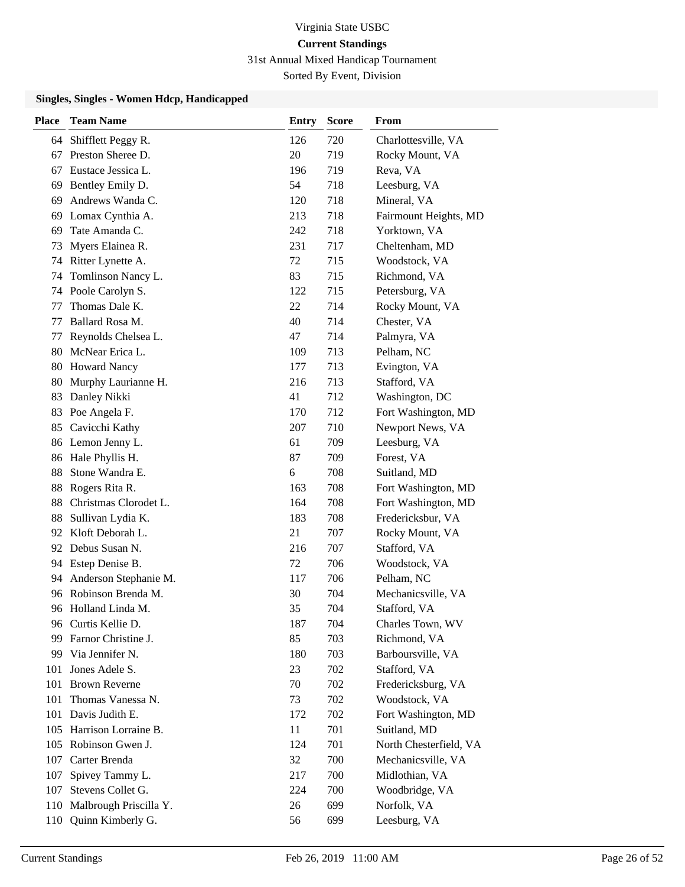Virginia State USBC

**Current Standings**

31st Annual Mixed Handicap Tournament

Sorted By Event, Division

### Singles, Singles - Women Hdcp, Handicapped

| Place | Team Name | Entry | Score | From |
|---|---|---|---|---|
| 64 | Shifflett Peggy R. | 126 | 720 | Charlottesville, VA |
| 67 | Preston Sheree D. | 20 | 719 | Rocky Mount, VA |
| 67 | Eustace Jessica L. | 196 | 719 | Reva, VA |
| 69 | Bentley Emily D. | 54 | 718 | Leesburg, VA |
| 69 | Andrews Wanda C. | 120 | 718 | Mineral, VA |
| 69 | Lomax Cynthia A. | 213 | 718 | Fairmount Heights, MD |
| 69 | Tate Amanda C. | 242 | 718 | Yorktown, VA |
| 73 | Myers Elainea R. | 231 | 717 | Cheltenham, MD |
| 74 | Ritter Lynette A. | 72 | 715 | Woodstock, VA |
| 74 | Tomlinson Nancy L. | 83 | 715 | Richmond, VA |
| 74 | Poole Carolyn S. | 122 | 715 | Petersburg, VA |
| 77 | Thomas Dale K. | 22 | 714 | Rocky Mount, VA |
| 77 | Ballard Rosa M. | 40 | 714 | Chester, VA |
| 77 | Reynolds Chelsea L. | 47 | 714 | Palmyra, VA |
| 80 | McNear Erica L. | 109 | 713 | Pelham, NC |
| 80 | Howard Nancy | 177 | 713 | Evington, VA |
| 80 | Murphy Laurianne H. | 216 | 713 | Stafford, VA |
| 83 | Danley Nikki | 41 | 712 | Washington, DC |
| 83 | Poe Angela F. | 170 | 712 | Fort Washington, MD |
| 85 | Cavicchi Kathy | 207 | 710 | Newport News, VA |
| 86 | Lemon Jenny L. | 61 | 709 | Leesburg, VA |
| 86 | Hale Phyllis H. | 87 | 709 | Forest, VA |
| 88 | Stone Wandra E. | 6 | 708 | Suitland, MD |
| 88 | Rogers Rita R. | 163 | 708 | Fort Washington, MD |
| 88 | Christmas Clorodet L. | 164 | 708 | Fort Washington, MD |
| 88 | Sullivan Lydia K. | 183 | 708 | Fredericksbur, VA |
| 92 | Kloft Deborah L. | 21 | 707 | Rocky Mount, VA |
| 92 | Debus Susan N. | 216 | 707 | Stafford, VA |
| 94 | Estep Denise B. | 72 | 706 | Woodstock, VA |
| 94 | Anderson Stephanie M. | 117 | 706 | Pelham, NC |
| 96 | Robinson Brenda M. | 30 | 704 | Mechanicsville, VA |
| 96 | Holland Linda M. | 35 | 704 | Stafford, VA |
| 96 | Curtis Kellie D. | 187 | 704 | Charles Town, WV |
| 99 | Farnor Christine J. | 85 | 703 | Richmond, VA |
| 99 | Via Jennifer N. | 180 | 703 | Barboursville, VA |
| 101 | Jones Adele S. | 23 | 702 | Stafford, VA |
| 101 | Brown Reverne | 70 | 702 | Fredericksburg, VA |
| 101 | Thomas Vanessa N. | 73 | 702 | Woodstock, VA |
| 101 | Davis Judith E. | 172 | 702 | Fort Washington, MD |
| 105 | Harrison Lorraine B. | 11 | 701 | Suitland, MD |
| 105 | Robinson Gwen J. | 124 | 701 | North Chesterfield, VA |
| 107 | Carter Brenda | 32 | 700 | Mechanicsville, VA |
| 107 | Spivey Tammy L. | 217 | 700 | Midlothian, VA |
| 107 | Stevens Collet G. | 224 | 700 | Woodbridge, VA |
| 110 | Malbrough Priscilla Y. | 26 | 699 | Norfolk, VA |
| 110 | Quinn Kimberly G. | 56 | 699 | Leesburg, VA |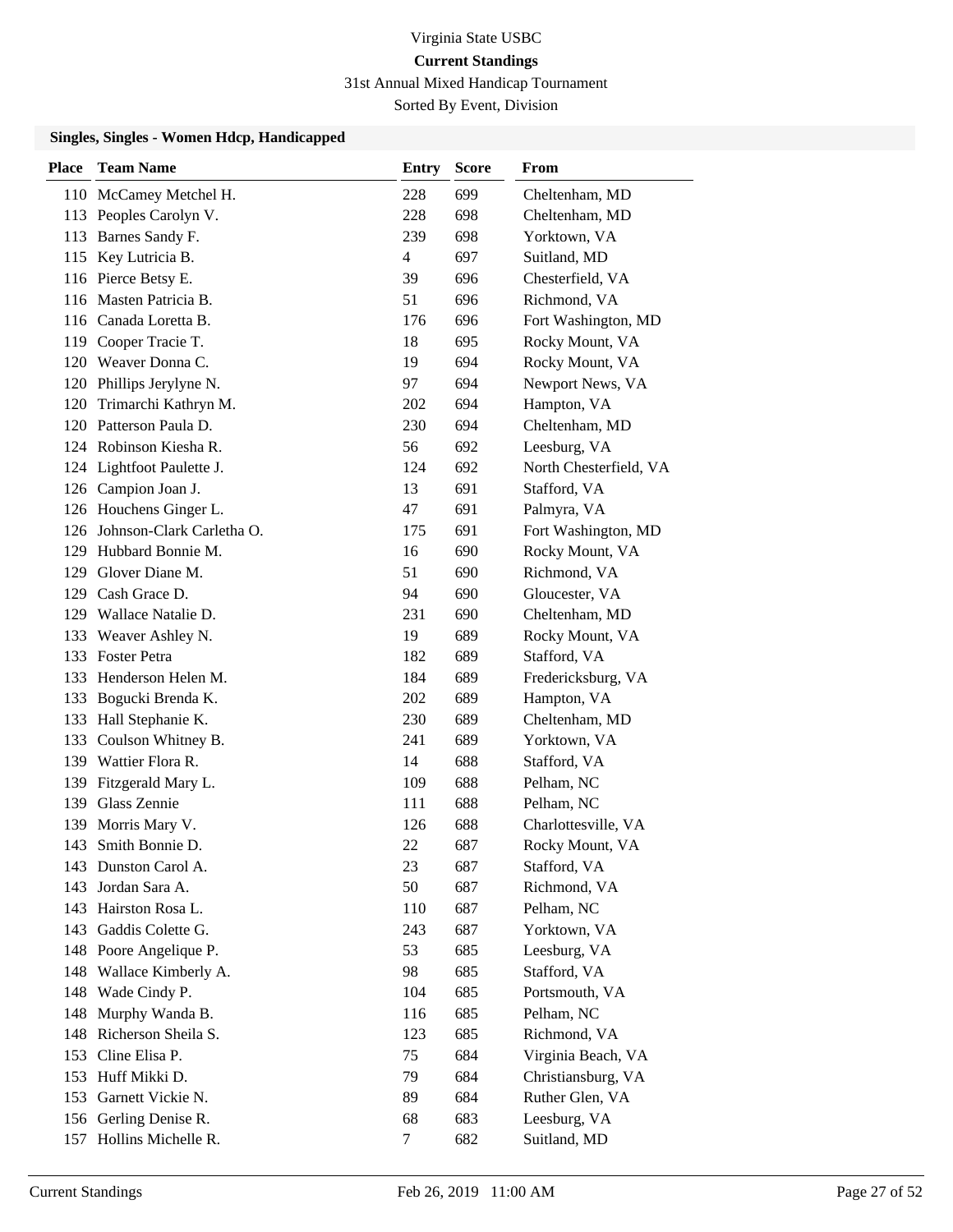Virginia State USBC

**Current Standings**

31st Annual Mixed Handicap Tournament

Sorted By Event, Division

### Singles, Singles - Women Hdcp, Handicapped

| Place | Team Name | Entry | Score | From |
|---|---|---|---|---|
| 110 | McCamey Metchel H. | 228 | 699 | Cheltenham, MD |
| 113 | Peoples Carolyn V. | 228 | 698 | Cheltenham, MD |
| 113 | Barnes Sandy F. | 239 | 698 | Yorktown, VA |
| 115 | Key Lutricia B. | 4 | 697 | Suitland, MD |
| 116 | Pierce Betsy E. | 39 | 696 | Chesterfield, VA |
| 116 | Masten Patricia B. | 51 | 696 | Richmond, VA |
| 116 | Canada Loretta B. | 176 | 696 | Fort Washington, MD |
| 119 | Cooper Tracie T. | 18 | 695 | Rocky Mount, VA |
| 120 | Weaver Donna C. | 19 | 694 | Rocky Mount, VA |
| 120 | Phillips Jerylyne N. | 97 | 694 | Newport News, VA |
| 120 | Trimarchi Kathryn M. | 202 | 694 | Hampton, VA |
| 120 | Patterson Paula D. | 230 | 694 | Cheltenham, MD |
| 124 | Robinson Kiesha R. | 56 | 692 | Leesburg, VA |
| 124 | Lightfoot Paulette J. | 124 | 692 | North Chesterfield, VA |
| 126 | Campion Joan J. | 13 | 691 | Stafford, VA |
| 126 | Houchens Ginger L. | 47 | 691 | Palmyra, VA |
| 126 | Johnson-Clark Carletha O. | 175 | 691 | Fort Washington, MD |
| 129 | Hubbard Bonnie M. | 16 | 690 | Rocky Mount, VA |
| 129 | Glover Diane M. | 51 | 690 | Richmond, VA |
| 129 | Cash Grace D. | 94 | 690 | Gloucester, VA |
| 129 | Wallace Natalie D. | 231 | 690 | Cheltenham, MD |
| 133 | Weaver Ashley N. | 19 | 689 | Rocky Mount, VA |
| 133 | Foster Petra | 182 | 689 | Stafford, VA |
| 133 | Henderson Helen M. | 184 | 689 | Fredericksburg, VA |
| 133 | Bogucki Brenda K. | 202 | 689 | Hampton, VA |
| 133 | Hall Stephanie K. | 230 | 689 | Cheltenham, MD |
| 133 | Coulson Whitney B. | 241 | 689 | Yorktown, VA |
| 139 | Wattier Flora R. | 14 | 688 | Stafford, VA |
| 139 | Fitzgerald Mary L. | 109 | 688 | Pelham, NC |
| 139 | Glass Zennie | 111 | 688 | Pelham, NC |
| 139 | Morris Mary V. | 126 | 688 | Charlottesville, VA |
| 143 | Smith Bonnie D. | 22 | 687 | Rocky Mount, VA |
| 143 | Dunston Carol A. | 23 | 687 | Stafford, VA |
| 143 | Jordan Sara A. | 50 | 687 | Richmond, VA |
| 143 | Hairston Rosa L. | 110 | 687 | Pelham, NC |
| 143 | Gaddis Colette G. | 243 | 687 | Yorktown, VA |
| 148 | Poore Angelique P. | 53 | 685 | Leesburg, VA |
| 148 | Wallace Kimberly A. | 98 | 685 | Stafford, VA |
| 148 | Wade Cindy P. | 104 | 685 | Portsmouth, VA |
| 148 | Murphy Wanda B. | 116 | 685 | Pelham, NC |
| 148 | Richerson Sheila S. | 123 | 685 | Richmond, VA |
| 153 | Cline Elisa P. | 75 | 684 | Virginia Beach, VA |
| 153 | Huff Mikki D. | 79 | 684 | Christiansburg, VA |
| 153 | Garnett Vickie N. | 89 | 684 | Ruther Glen, VA |
| 156 | Gerling Denise R. | 68 | 683 | Leesburg, VA |
| 157 | Hollins Michelle R. | 7 | 682 | Suitland, MD |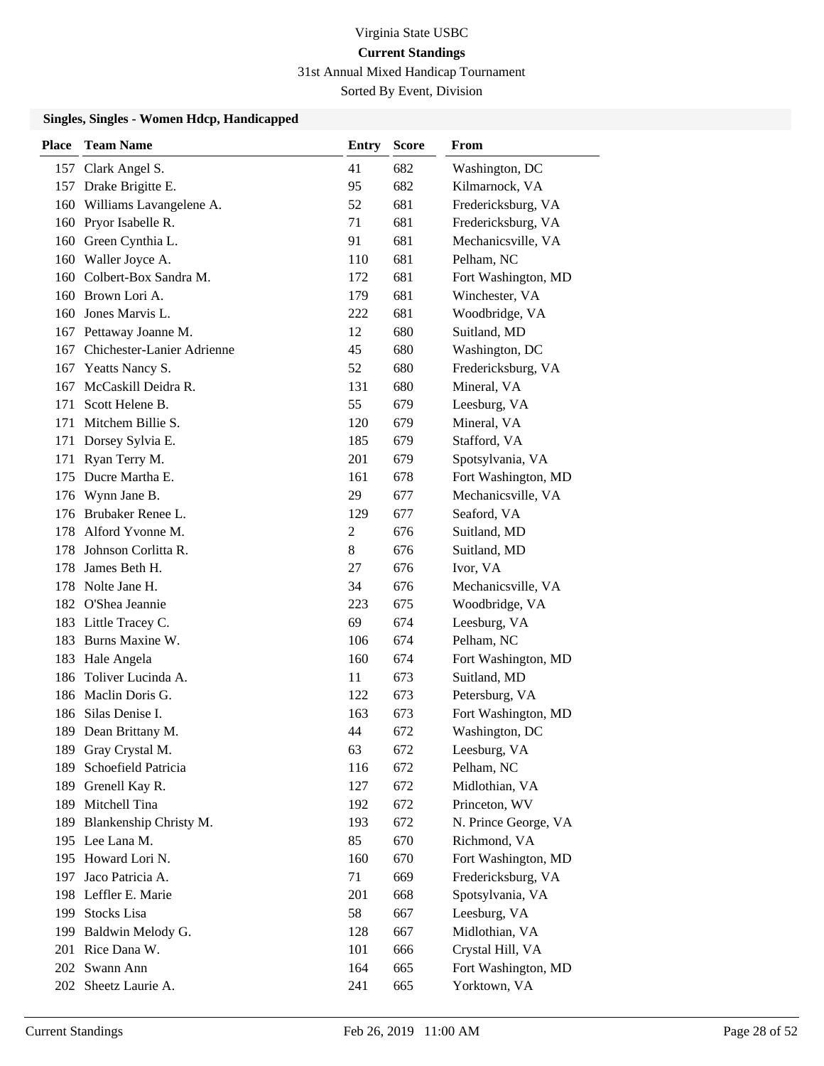Virginia State USBC

**Current Standings**

31st Annual Mixed Handicap Tournament

Sorted By Event, Division

### Singles, Singles - Women Hdcp, Handicapped

| Place | Team Name | Entry | Score | From |
|---|---|---|---|---|
| 157 | Clark Angel S. | 41 | 682 | Washington, DC |
| 157 | Drake Brigitte E. | 95 | 682 | Kilmarnock, VA |
| 160 | Williams Lavangelene A. | 52 | 681 | Fredericksburg, VA |
| 160 | Pryor Isabelle R. | 71 | 681 | Fredericksburg, VA |
| 160 | Green Cynthia L. | 91 | 681 | Mechanicsville, VA |
| 160 | Waller Joyce A. | 110 | 681 | Pelham, NC |
| 160 | Colbert-Box Sandra M. | 172 | 681 | Fort Washington, MD |
| 160 | Brown Lori A. | 179 | 681 | Winchester, VA |
| 160 | Jones Marvis L. | 222 | 681 | Woodbridge, VA |
| 167 | Pettaway Joanne M. | 12 | 680 | Suitland, MD |
| 167 | Chichester-Lanier Adrienne | 45 | 680 | Washington, DC |
| 167 | Yeatts Nancy S. | 52 | 680 | Fredericksburg, VA |
| 167 | McCaskill Deidra R. | 131 | 680 | Mineral, VA |
| 171 | Scott Helene B. | 55 | 679 | Leesburg, VA |
| 171 | Mitchem Billie S. | 120 | 679 | Mineral, VA |
| 171 | Dorsey Sylvia E. | 185 | 679 | Stafford, VA |
| 171 | Ryan Terry M. | 201 | 679 | Spotsylvania, VA |
| 175 | Ducre Martha E. | 161 | 678 | Fort Washington, MD |
| 176 | Wynn Jane B. | 29 | 677 | Mechanicsville, VA |
| 176 | Brubaker Renee L. | 129 | 677 | Seaford, VA |
| 178 | Alford Yvonne M. | 2 | 676 | Suitland, MD |
| 178 | Johnson Corlitta R. | 8 | 676 | Suitland, MD |
| 178 | James Beth H. | 27 | 676 | Ivor, VA |
| 178 | Nolte Jane H. | 34 | 676 | Mechanicsville, VA |
| 182 | O'Shea Jeannie | 223 | 675 | Woodbridge, VA |
| 183 | Little Tracey C. | 69 | 674 | Leesburg, VA |
| 183 | Burns Maxine W. | 106 | 674 | Pelham, NC |
| 183 | Hale Angela | 160 | 674 | Fort Washington, MD |
| 186 | Toliver Lucinda A. | 11 | 673 | Suitland, MD |
| 186 | Maclin Doris G. | 122 | 673 | Petersburg, VA |
| 186 | Silas Denise I. | 163 | 673 | Fort Washington, MD |
| 189 | Dean Brittany M. | 44 | 672 | Washington, DC |
| 189 | Gray Crystal M. | 63 | 672 | Leesburg, VA |
| 189 | Schoefield Patricia | 116 | 672 | Pelham, NC |
| 189 | Grenell Kay R. | 127 | 672 | Midlothian, VA |
| 189 | Mitchell Tina | 192 | 672 | Princeton, WV |
| 189 | Blankenship Christy M. | 193 | 672 | N. Prince George, VA |
| 195 | Lee Lana M. | 85 | 670 | Richmond, VA |
| 195 | Howard Lori N. | 160 | 670 | Fort Washington, MD |
| 197 | Jaco Patricia A. | 71 | 669 | Fredericksburg, VA |
| 198 | Leffler E. Marie | 201 | 668 | Spotsylvania, VA |
| 199 | Stocks Lisa | 58 | 667 | Leesburg, VA |
| 199 | Baldwin Melody G. | 128 | 667 | Midlothian, VA |
| 201 | Rice Dana W. | 101 | 666 | Crystal Hill, VA |
| 202 | Swann Ann | 164 | 665 | Fort Washington, MD |
| 202 | Sheetz Laurie A. | 241 | 665 | Yorktown, VA |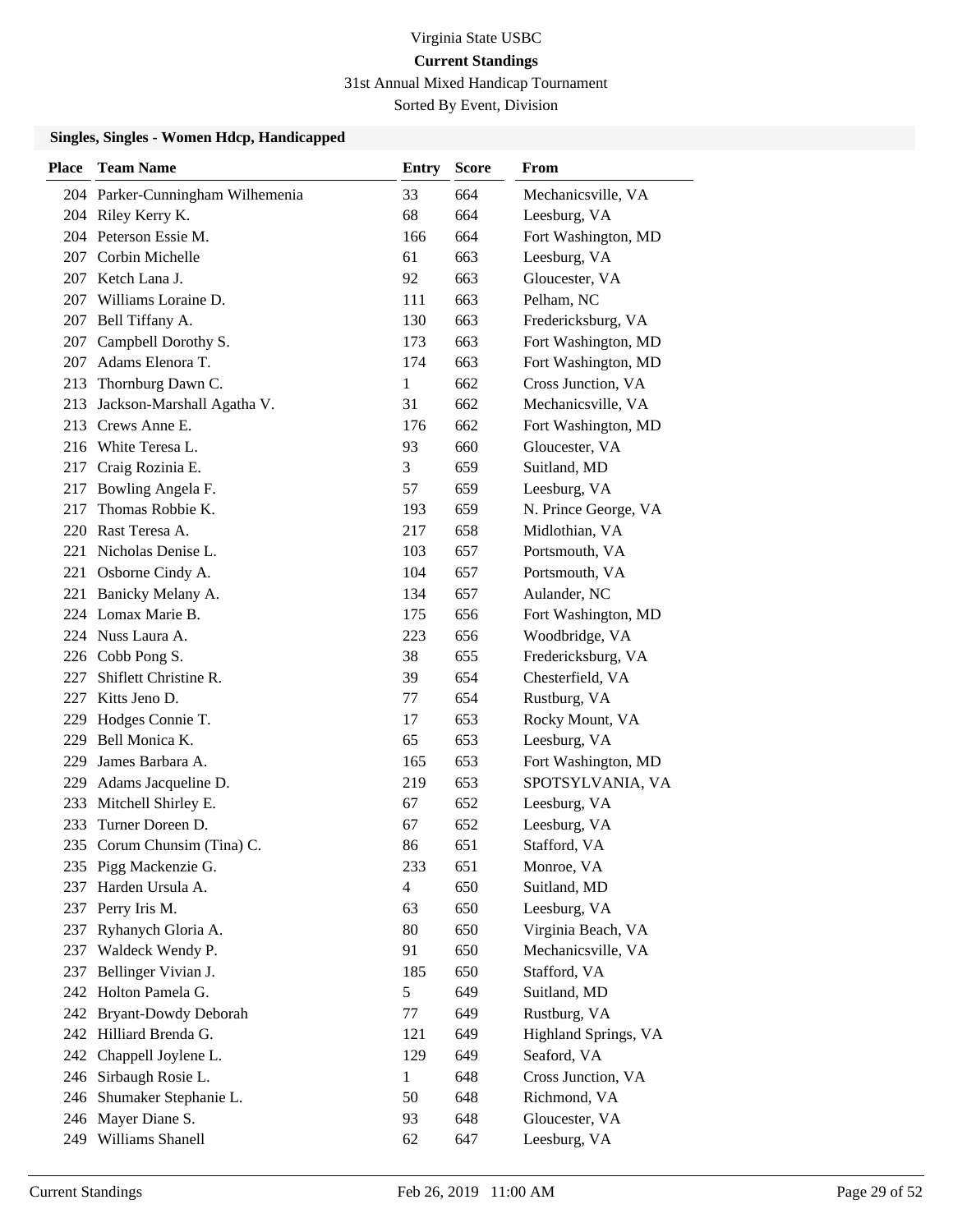Virginia State USBC

**Current Standings**

31st Annual Mixed Handicap Tournament

Sorted By Event, Division

### Singles, Singles - Women Hdcp, Handicapped

| Place | Team Name | Entry | Score | From |
|---|---|---|---|---|
| 204 | Parker-Cunningham Wilhemenia | 33 | 664 | Mechanicsville, VA |
| 204 | Riley Kerry K. | 68 | 664 | Leesburg, VA |
| 204 | Peterson Essie M. | 166 | 664 | Fort Washington, MD |
| 207 | Corbin Michelle | 61 | 663 | Leesburg, VA |
| 207 | Ketch Lana J. | 92 | 663 | Gloucester, VA |
| 207 | Williams Loraine D. | 111 | 663 | Pelham, NC |
| 207 | Bell Tiffany A. | 130 | 663 | Fredericksburg, VA |
| 207 | Campbell Dorothy S. | 173 | 663 | Fort Washington, MD |
| 207 | Adams Elenora T. | 174 | 663 | Fort Washington, MD |
| 213 | Thornburg Dawn C. | 1 | 662 | Cross Junction, VA |
| 213 | Jackson-Marshall Agatha V. | 31 | 662 | Mechanicsville, VA |
| 213 | Crews Anne E. | 176 | 662 | Fort Washington, MD |
| 216 | White Teresa L. | 93 | 660 | Gloucester, VA |
| 217 | Craig Rozinia E. | 3 | 659 | Suitland, MD |
| 217 | Bowling Angela F. | 57 | 659 | Leesburg, VA |
| 217 | Thomas Robbie K. | 193 | 659 | N. Prince George, VA |
| 220 | Rast Teresa A. | 217 | 658 | Midlothian, VA |
| 221 | Nicholas Denise L. | 103 | 657 | Portsmouth, VA |
| 221 | Osborne Cindy A. | 104 | 657 | Portsmouth, VA |
| 221 | Banicky Melany A. | 134 | 657 | Aulander, NC |
| 224 | Lomax Marie B. | 175 | 656 | Fort Washington, MD |
| 224 | Nuss Laura A. | 223 | 656 | Woodbridge, VA |
| 226 | Cobb Pong S. | 38 | 655 | Fredericksburg, VA |
| 227 | Shiflett Christine R. | 39 | 654 | Chesterfield, VA |
| 227 | Kitts Jeno D. | 77 | 654 | Rustburg, VA |
| 229 | Hodges Connie T. | 17 | 653 | Rocky Mount, VA |
| 229 | Bell Monica K. | 65 | 653 | Leesburg, VA |
| 229 | James Barbara A. | 165 | 653 | Fort Washington, MD |
| 229 | Adams Jacqueline D. | 219 | 653 | SPOTSYLVANIA, VA |
| 233 | Mitchell Shirley E. | 67 | 652 | Leesburg, VA |
| 233 | Turner Doreen D. | 67 | 652 | Leesburg, VA |
| 235 | Corum Chunsim (Tina) C. | 86 | 651 | Stafford, VA |
| 235 | Pigg Mackenzie G. | 233 | 651 | Monroe, VA |
| 237 | Harden Ursula A. | 4 | 650 | Suitland, MD |
| 237 | Perry Iris M. | 63 | 650 | Leesburg, VA |
| 237 | Ryhanych Gloria A. | 80 | 650 | Virginia Beach, VA |
| 237 | Waldeck Wendy P. | 91 | 650 | Mechanicsville, VA |
| 237 | Bellinger Vivian J. | 185 | 650 | Stafford, VA |
| 242 | Holton Pamela G. | 5 | 649 | Suitland, MD |
| 242 | Bryant-Dowdy Deborah | 77 | 649 | Rustburg, VA |
| 242 | Hilliard Brenda G. | 121 | 649 | Highland Springs, VA |
| 242 | Chappell Joylene L. | 129 | 649 | Seaford, VA |
| 246 | Sirbaugh Rosie L. | 1 | 648 | Cross Junction, VA |
| 246 | Shumaker Stephanie L. | 50 | 648 | Richmond, VA |
| 246 | Mayer Diane S. | 93 | 648 | Gloucester, VA |
| 249 | Williams Shanell | 62 | 647 | Leesburg, VA |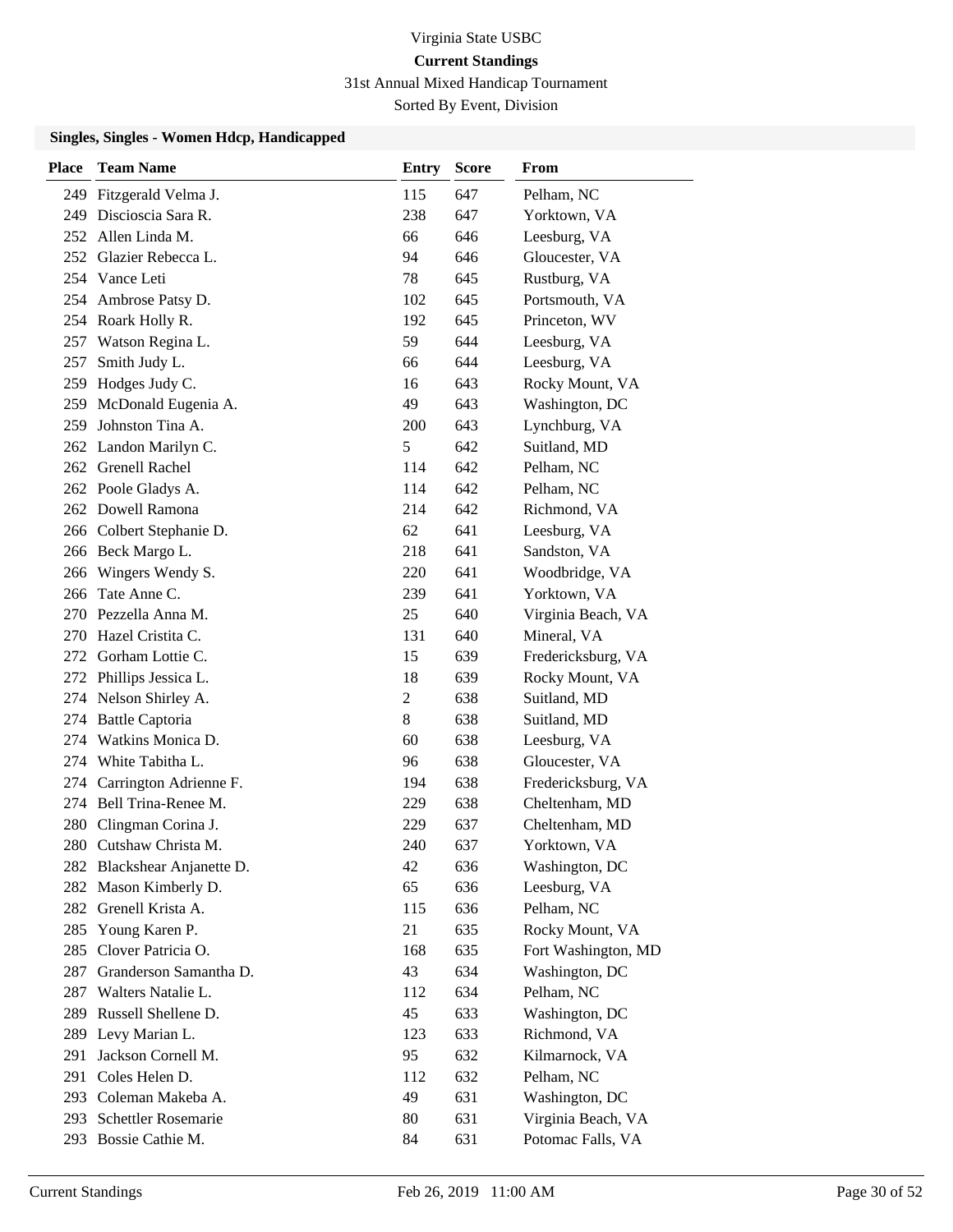Virginia State USBC

**Current Standings**

31st Annual Mixed Handicap Tournament

Sorted By Event, Division

### Singles, Singles - Women Hdcp, Handicapped

| Place | Team Name | Entry | Score | From |
|---|---|---|---|---|
| 249 | Fitzgerald Velma J. | 115 | 647 | Pelham, NC |
| 249 | Discioscia Sara R. | 238 | 647 | Yorktown, VA |
| 252 | Allen Linda M. | 66 | 646 | Leesburg, VA |
| 252 | Glazier Rebecca L. | 94 | 646 | Gloucester, VA |
| 254 | Vance Leti | 78 | 645 | Rustburg, VA |
| 254 | Ambrose Patsy D. | 102 | 645 | Portsmouth, VA |
| 254 | Roark Holly R. | 192 | 645 | Princeton, WV |
| 257 | Watson Regina L. | 59 | 644 | Leesburg, VA |
| 257 | Smith Judy L. | 66 | 644 | Leesburg, VA |
| 259 | Hodges Judy C. | 16 | 643 | Rocky Mount, VA |
| 259 | McDonald Eugenia A. | 49 | 643 | Washington, DC |
| 259 | Johnston Tina A. | 200 | 643 | Lynchburg, VA |
| 262 | Landon Marilyn C. | 5 | 642 | Suitland, MD |
| 262 | Grenell Rachel | 114 | 642 | Pelham, NC |
| 262 | Poole Gladys A. | 114 | 642 | Pelham, NC |
| 262 | Dowell Ramona | 214 | 642 | Richmond, VA |
| 266 | Colbert Stephanie D. | 62 | 641 | Leesburg, VA |
| 266 | Beck Margo L. | 218 | 641 | Sandston, VA |
| 266 | Wingers Wendy S. | 220 | 641 | Woodbridge, VA |
| 266 | Tate Anne C. | 239 | 641 | Yorktown, VA |
| 270 | Pezzella Anna M. | 25 | 640 | Virginia Beach, VA |
| 270 | Hazel Cristita C. | 131 | 640 | Mineral, VA |
| 272 | Gorham Lottie C. | 15 | 639 | Fredericksburg, VA |
| 272 | Phillips Jessica L. | 18 | 639 | Rocky Mount, VA |
| 274 | Nelson Shirley A. | 2 | 638 | Suitland, MD |
| 274 | Battle Captoria | 8 | 638 | Suitland, MD |
| 274 | Watkins Monica D. | 60 | 638 | Leesburg, VA |
| 274 | White Tabitha L. | 96 | 638 | Gloucester, VA |
| 274 | Carrington Adrienne F. | 194 | 638 | Fredericksburg, VA |
| 274 | Bell Trina-Renee M. | 229 | 638 | Cheltenham, MD |
| 280 | Clingman Corina J. | 229 | 637 | Cheltenham, MD |
| 280 | Cutshaw Christa M. | 240 | 637 | Yorktown, VA |
| 282 | Blackshear Anjanette D. | 42 | 636 | Washington, DC |
| 282 | Mason Kimberly D. | 65 | 636 | Leesburg, VA |
| 282 | Grenell Krista A. | 115 | 636 | Pelham, NC |
| 285 | Young Karen P. | 21 | 635 | Rocky Mount, VA |
| 285 | Clover Patricia O. | 168 | 635 | Fort Washington, MD |
| 287 | Granderson Samantha D. | 43 | 634 | Washington, DC |
| 287 | Walters Natalie L. | 112 | 634 | Pelham, NC |
| 289 | Russell Shellene D. | 45 | 633 | Washington, DC |
| 289 | Levy Marian L. | 123 | 633 | Richmond, VA |
| 291 | Jackson Cornell M. | 95 | 632 | Kilmarnock, VA |
| 291 | Coles Helen D. | 112 | 632 | Pelham, NC |
| 293 | Coleman Makeba A. | 49 | 631 | Washington, DC |
| 293 | Schettler Rosemarie | 80 | 631 | Virginia Beach, VA |
| 293 | Bossie Cathie M. | 84 | 631 | Potomac Falls, VA |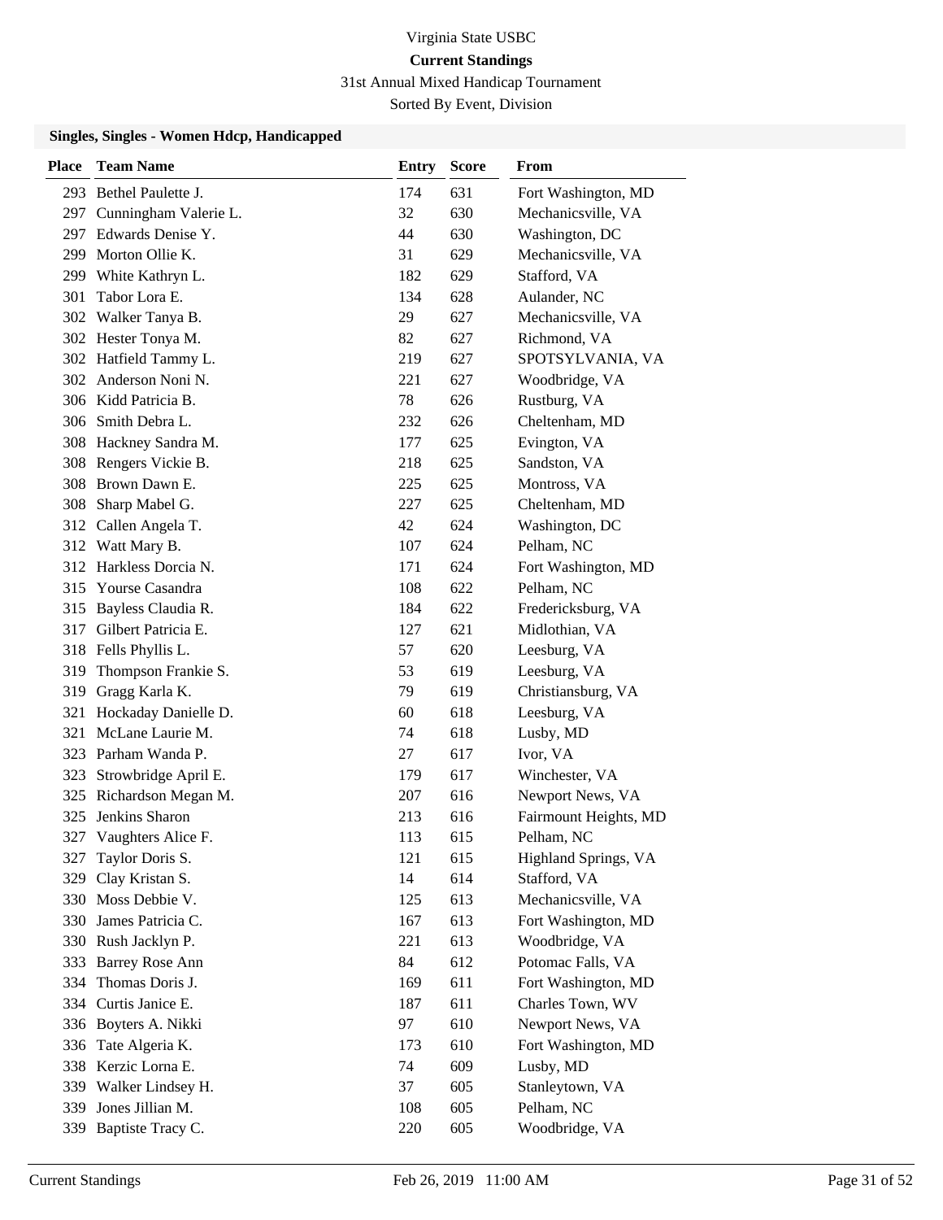Virginia State USBC

**Current Standings**

31st Annual Mixed Handicap Tournament

Sorted By Event, Division

### Singles, Singles - Women Hdcp, Handicapped

| Place | Team Name | Entry | Score | From |
|---|---|---|---|---|
| 293 | Bethel Paulette J. | 174 | 631 | Fort Washington, MD |
| 297 | Cunningham Valerie L. | 32 | 630 | Mechanicsville, VA |
| 297 | Edwards Denise Y. | 44 | 630 | Washington, DC |
| 299 | Morton Ollie K. | 31 | 629 | Mechanicsville, VA |
| 299 | White Kathryn L. | 182 | 629 | Stafford, VA |
| 301 | Tabor Lora E. | 134 | 628 | Aulander, NC |
| 302 | Walker Tanya B. | 29 | 627 | Mechanicsville, VA |
| 302 | Hester Tonya M. | 82 | 627 | Richmond, VA |
| 302 | Hatfield Tammy L. | 219 | 627 | SPOTSYLVANIA, VA |
| 302 | Anderson Noni N. | 221 | 627 | Woodbridge, VA |
| 306 | Kidd Patricia B. | 78 | 626 | Rustburg, VA |
| 306 | Smith Debra L. | 232 | 626 | Cheltenham, MD |
| 308 | Hackney Sandra M. | 177 | 625 | Evington, VA |
| 308 | Rengers Vickie B. | 218 | 625 | Sandston, VA |
| 308 | Brown Dawn E. | 225 | 625 | Montross, VA |
| 308 | Sharp Mabel G. | 227 | 625 | Cheltenham, MD |
| 312 | Callen Angela T. | 42 | 624 | Washington, DC |
| 312 | Watt Mary B. | 107 | 624 | Pelham, NC |
| 312 | Harkless Dorcia N. | 171 | 624 | Fort Washington, MD |
| 315 | Yourse Casandra | 108 | 622 | Pelham, NC |
| 315 | Bayless Claudia R. | 184 | 622 | Fredericksburg, VA |
| 317 | Gilbert Patricia E. | 127 | 621 | Midlothian, VA |
| 318 | Fells Phyllis L. | 57 | 620 | Leesburg, VA |
| 319 | Thompson Frankie S. | 53 | 619 | Leesburg, VA |
| 319 | Gragg Karla K. | 79 | 619 | Christiansburg, VA |
| 321 | Hockaday Danielle D. | 60 | 618 | Leesburg, VA |
| 321 | McLane Laurie M. | 74 | 618 | Lusby, MD |
| 323 | Parham Wanda P. | 27 | 617 | Ivor, VA |
| 323 | Strowbridge April E. | 179 | 617 | Winchester, VA |
| 325 | Richardson Megan M. | 207 | 616 | Newport News, VA |
| 325 | Jenkins Sharon | 213 | 616 | Fairmount Heights, MD |
| 327 | Vaughters Alice F. | 113 | 615 | Pelham, NC |
| 327 | Taylor Doris S. | 121 | 615 | Highland Springs, VA |
| 329 | Clay Kristan S. | 14 | 614 | Stafford, VA |
| 330 | Moss Debbie V. | 125 | 613 | Mechanicsville, VA |
| 330 | James Patricia C. | 167 | 613 | Fort Washington, MD |
| 330 | Rush Jacklyn P. | 221 | 613 | Woodbridge, VA |
| 333 | Barrey Rose Ann | 84 | 612 | Potomac Falls, VA |
| 334 | Thomas Doris J. | 169 | 611 | Fort Washington, MD |
| 334 | Curtis Janice E. | 187 | 611 | Charles Town, WV |
| 336 | Boyters A. Nikki | 97 | 610 | Newport News, VA |
| 336 | Tate Algeria K. | 173 | 610 | Fort Washington, MD |
| 338 | Kerzic Lorna E. | 74 | 609 | Lusby, MD |
| 339 | Walker Lindsey H. | 37 | 605 | Stanleytown, VA |
| 339 | Jones Jillian M. | 108 | 605 | Pelham, NC |
| 339 | Baptiste Tracy C. | 220 | 605 | Woodbridge, VA |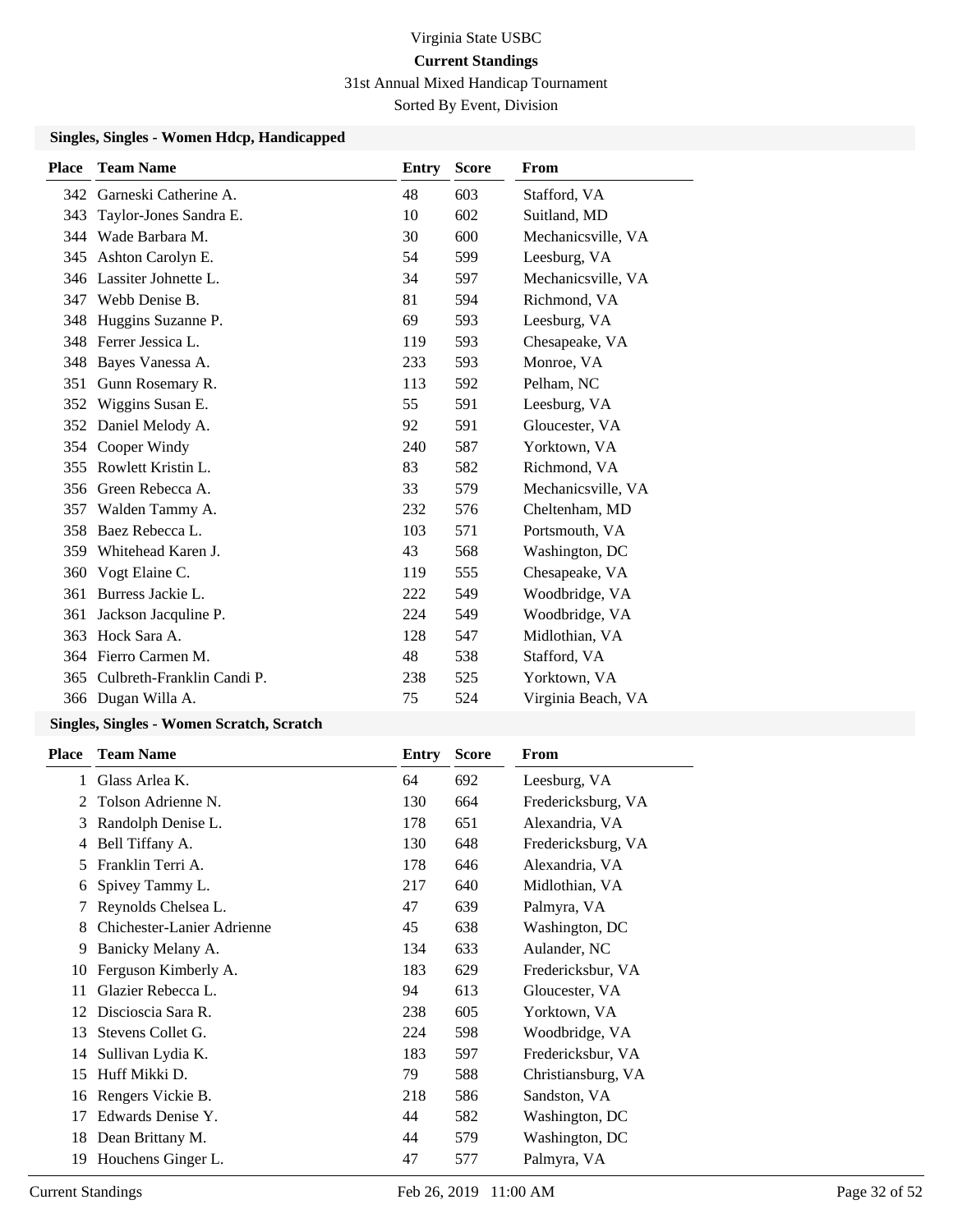# Virginia State USBC

## Current Standings

31st Annual Mixed Handicap Tournament

Sorted By Event, Division

### Singles, Singles - Women Hdcp, Handicapped

| Place | Team Name | Entry | Score | From |
|---|---|---|---|---|
| 342 | Garneski Catherine A. | 48 | 603 | Stafford, VA |
| 343 | Taylor-Jones Sandra E. | 10 | 602 | Suitland, MD |
| 344 | Wade Barbara M. | 30 | 600 | Mechanicsville, VA |
| 345 | Ashton Carolyn E. | 54 | 599 | Leesburg, VA |
| 346 | Lassiter Johnette L. | 34 | 597 | Mechanicsville, VA |
| 347 | Webb Denise B. | 81 | 594 | Richmond, VA |
| 348 | Huggins Suzanne P. | 69 | 593 | Leesburg, VA |
| 348 | Ferrer Jessica L. | 119 | 593 | Chesapeake, VA |
| 348 | Bayes Vanessa A. | 233 | 593 | Monroe, VA |
| 351 | Gunn Rosemary R. | 113 | 592 | Pelham, NC |
| 352 | Wiggins Susan E. | 55 | 591 | Leesburg, VA |
| 352 | Daniel Melody A. | 92 | 591 | Gloucester, VA |
| 354 | Cooper Windy | 240 | 587 | Yorktown, VA |
| 355 | Rowlett Kristin L. | 83 | 582 | Richmond, VA |
| 356 | Green Rebecca A. | 33 | 579 | Mechanicsville, VA |
| 357 | Walden Tammy A. | 232 | 576 | Cheltenham, MD |
| 358 | Baez Rebecca L. | 103 | 571 | Portsmouth, VA |
| 359 | Whitehead Karen J. | 43 | 568 | Washington, DC |
| 360 | Vogt Elaine C. | 119 | 555 | Chesapeake, VA |
| 361 | Burress Jackie L. | 222 | 549 | Woodbridge, VA |
| 361 | Jackson Jacquline P. | 224 | 549 | Woodbridge, VA |
| 363 | Hock Sara A. | 128 | 547 | Midlothian, VA |
| 364 | Fierro Carmen M. | 48 | 538 | Stafford, VA |
| 365 | Culbreth-Franklin Candi P. | 238 | 525 | Yorktown, VA |
| 366 | Dugan Willa A. | 75 | 524 | Virginia Beach, VA |

### Singles, Singles - Women Scratch, Scratch

| Place | Team Name | Entry | Score | From |
|---|---|---|---|---|
| 1 | Glass Arlea K. | 64 | 692 | Leesburg, VA |
| 2 | Tolson Adrienne N. | 130 | 664 | Fredericksburg, VA |
| 3 | Randolph Denise L. | 178 | 651 | Alexandria, VA |
| 4 | Bell Tiffany A. | 130 | 648 | Fredericksburg, VA |
| 5 | Franklin Terri A. | 178 | 646 | Alexandria, VA |
| 6 | Spivey Tammy L. | 217 | 640 | Midlothian, VA |
| 7 | Reynolds Chelsea L. | 47 | 639 | Palmyra, VA |
| 8 | Chichester-Lanier Adrienne | 45 | 638 | Washington, DC |
| 9 | Banicky Melany A. | 134 | 633 | Aulander, NC |
| 10 | Ferguson Kimberly A. | 183 | 629 | Fredericksbur, VA |
| 11 | Glazier Rebecca L. | 94 | 613 | Gloucester, VA |
| 12 | Discioscia Sara R. | 238 | 605 | Yorktown, VA |
| 13 | Stevens Collet G. | 224 | 598 | Woodbridge, VA |
| 14 | Sullivan Lydia K. | 183 | 597 | Fredericksbur, VA |
| 15 | Huff Mikki D. | 79 | 588 | Christiansburg, VA |
| 16 | Rengers Vickie B. | 218 | 586 | Sandston, VA |
| 17 | Edwards Denise Y. | 44 | 582 | Washington, DC |
| 18 | Dean Brittany M. | 44 | 579 | Washington, DC |
| 19 | Houchens Ginger L. | 47 | 577 | Palmyra, VA |

Current Standings Feb 26, 2019 11:00 AM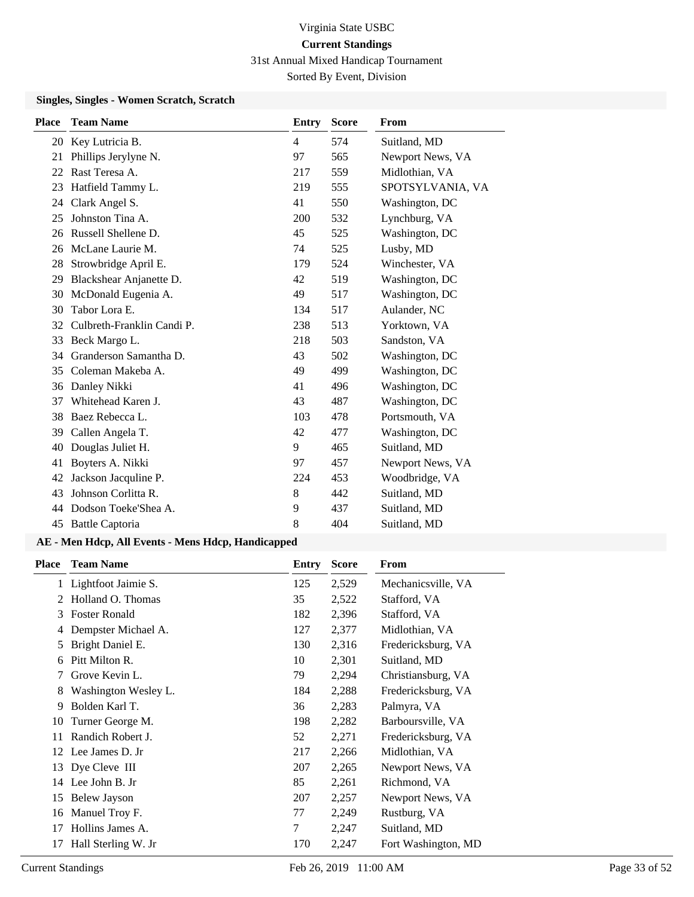# Virginia State USBC

**Current Standings**

31st Annual Mixed Handicap Tournament

Sorted By Event, Division

### Singles, Singles - Women Scratch, Scratch

| Place | Team Name | Entry | Score | From |
|---|---|---|---|---|
| 20 | Key Lutricia B. | 4 | 574 | Suitland, MD |
| 21 | Phillips Jerylyne N. | 97 | 565 | Newport News, VA |
| 22 | Rast Teresa A. | 217 | 559 | Midlothian, VA |
| 23 | Hatfield Tammy L. | 219 | 555 | SPOTSYLVANIA, VA |
| 24 | Clark Angel S. | 41 | 550 | Washington, DC |
| 25 | Johnston Tina A. | 200 | 532 | Lynchburg, VA |
| 26 | Russell Shellene D. | 45 | 525 | Washington, DC |
| 26 | McLane Laurie M. | 74 | 525 | Lusby, MD |
| 28 | Strowbridge April E. | 179 | 524 | Winchester, VA |
| 29 | Blackshear Anjanette D. | 42 | 519 | Washington, DC |
| 30 | McDonald Eugenia A. | 49 | 517 | Washington, DC |
| 30 | Tabor Lora E. | 134 | 517 | Aulander, NC |
| 32 | Culbreth-Franklin Candi P. | 238 | 513 | Yorktown, VA |
| 33 | Beck Margo L. | 218 | 503 | Sandston, VA |
| 34 | Granderson Samantha D. | 43 | 502 | Washington, DC |
| 35 | Coleman Makeba A. | 49 | 499 | Washington, DC |
| 36 | Danley Nikki | 41 | 496 | Washington, DC |
| 37 | Whitehead Karen J. | 43 | 487 | Washington, DC |
| 38 | Baez Rebecca L. | 103 | 478 | Portsmouth, VA |
| 39 | Callen Angela T. | 42 | 477 | Washington, DC |
| 40 | Douglas Juliet H. | 9 | 465 | Suitland, MD |
| 41 | Boyters A. Nikki | 97 | 457 | Newport News, VA |
| 42 | Jackson Jacquline P. | 224 | 453 | Woodbridge, VA |
| 43 | Johnson Corlitta R. | 8 | 442 | Suitland, MD |
| 44 | Dodson Toeke'Shea A. | 9 | 437 | Suitland, MD |
| 45 | Battle Captoria | 8 | 404 | Suitland, MD |

### AE - Men Hdcp, All Events - Mens Hdcp, Handicapped

| Place | Team Name | Entry | Score | From |
|---|---|---|---|---|
| 1 | Lightfoot Jaimie S. | 125 | 2,529 | Mechanicsville, VA |
| 2 | Holland O. Thomas | 35 | 2,522 | Stafford, VA |
| 3 | Foster Ronald | 182 | 2,396 | Stafford, VA |
| 4 | Dempster Michael A. | 127 | 2,377 | Midlothian, VA |
| 5 | Bright Daniel E. | 130 | 2,316 | Fredericksburg, VA |
| 6 | Pitt Milton R. | 10 | 2,301 | Suitland, MD |
| 7 | Grove Kevin L. | 79 | 2,294 | Christiansburg, VA |
| 8 | Washington Wesley L. | 184 | 2,288 | Fredericksburg, VA |
| 9 | Bolden Karl T. | 36 | 2,283 | Palmyra, VA |
| 10 | Turner George M. | 198 | 2,282 | Barboursville, VA |
| 11 | Randich Robert J. | 52 | 2,271 | Fredericksburg, VA |
| 12 | Lee James D. Jr | 217 | 2,266 | Midlothian, VA |
| 13 | Dye Cleve III | 207 | 2,265 | Newport News, VA |
| 14 | Lee John B. Jr | 85 | 2,261 | Richmond, VA |
| 15 | Belew Jayson | 207 | 2,257 | Newport News, VA |
| 16 | Manuel Troy F. | 77 | 2,249 | Rustburg, VA |
| 17 | Hollins James A. | 7 | 2,247 | Suitland, MD |
| 17 | Hall Sterling W. Jr | 170 | 2,247 | Fort Washington, MD |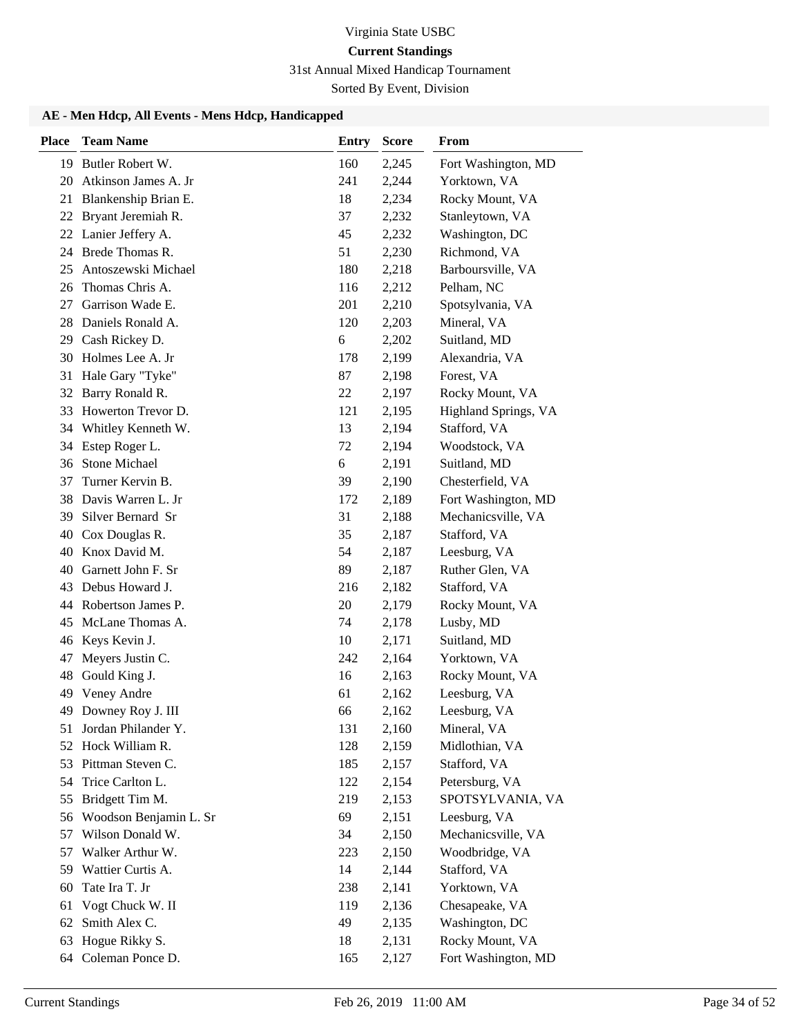Virginia State USBC

**Current Standings**

31st Annual Mixed Handicap Tournament

Sorted By Event, Division

### AE - Men Hdcp, All Events - Mens Hdcp, Handicapped

| Place | Team Name | Entry | Score | From |
|---|---|---|---|---|
| 19 | Butler Robert W. | 160 | 2,245 | Fort Washington, MD |
| 20 | Atkinson James A. Jr | 241 | 2,244 | Yorktown, VA |
| 21 | Blankenship Brian E. | 18 | 2,234 | Rocky Mount, VA |
| 22 | Bryant Jeremiah R. | 37 | 2,232 | Stanleytown, VA |
| 22 | Lanier Jeffery A. | 45 | 2,232 | Washington, DC |
| 24 | Brede Thomas R. | 51 | 2,230 | Richmond, VA |
| 25 | Antoszewski Michael | 180 | 2,218 | Barboursville, VA |
| 26 | Thomas Chris A. | 116 | 2,212 | Pelham, NC |
| 27 | Garrison Wade E. | 201 | 2,210 | Spotsylvania, VA |
| 28 | Daniels Ronald A. | 120 | 2,203 | Mineral, VA |
| 29 | Cash Rickey D. | 6 | 2,202 | Suitland, MD |
| 30 | Holmes Lee A. Jr | 178 | 2,199 | Alexandria, VA |
| 31 | Hale Gary "Tyke" | 87 | 2,198 | Forest, VA |
| 32 | Barry Ronald R. | 22 | 2,197 | Rocky Mount, VA |
| 33 | Howerton Trevor D. | 121 | 2,195 | Highland Springs, VA |
| 34 | Whitley Kenneth W. | 13 | 2,194 | Stafford, VA |
| 34 | Estep Roger L. | 72 | 2,194 | Woodstock, VA |
| 36 | Stone Michael | 6 | 2,191 | Suitland, MD |
| 37 | Turner Kervin B. | 39 | 2,190 | Chesterfield, VA |
| 38 | Davis Warren L. Jr | 172 | 2,189 | Fort Washington, MD |
| 39 | Silver Bernard Sr | 31 | 2,188 | Mechanicsville, VA |
| 40 | Cox Douglas R. | 35 | 2,187 | Stafford, VA |
| 40 | Knox David M. | 54 | 2,187 | Leesburg, VA |
| 40 | Garnett John F. Sr | 89 | 2,187 | Ruther Glen, VA |
| 43 | Debus Howard J. | 216 | 2,182 | Stafford, VA |
| 44 | Robertson James P. | 20 | 2,179 | Rocky Mount, VA |
| 45 | McLane Thomas A. | 74 | 2,178 | Lusby, MD |
| 46 | Keys Kevin J. | 10 | 2,171 | Suitland, MD |
| 47 | Meyers Justin C. | 242 | 2,164 | Yorktown, VA |
| 48 | Gould King J. | 16 | 2,163 | Rocky Mount, VA |
| 49 | Veney Andre | 61 | 2,162 | Leesburg, VA |
| 49 | Downey Roy J. III | 66 | 2,162 | Leesburg, VA |
| 51 | Jordan Philander Y. | 131 | 2,160 | Mineral, VA |
| 52 | Hock William R. | 128 | 2,159 | Midlothian, VA |
| 53 | Pittman Steven C. | 185 | 2,157 | Stafford, VA |
| 54 | Trice Carlton L. | 122 | 2,154 | Petersburg, VA |
| 55 | Bridgett Tim M. | 219 | 2,153 | SPOTSYLVANIA, VA |
| 56 | Woodson Benjamin L. Sr | 69 | 2,151 | Leesburg, VA |
| 57 | Wilson Donald W. | 34 | 2,150 | Mechanicsville, VA |
| 57 | Walker Arthur W. | 223 | 2,150 | Woodbridge, VA |
| 59 | Wattier Curtis A. | 14 | 2,144 | Stafford, VA |
| 60 | Tate Ira T. Jr | 238 | 2,141 | Yorktown, VA |
| 61 | Vogt Chuck W. II | 119 | 2,136 | Chesapeake, VA |
| 62 | Smith Alex C. | 49 | 2,135 | Washington, DC |
| 63 | Hogue Rikky S. | 18 | 2,131 | Rocky Mount, VA |
| 64 | Coleman Ponce D. | 165 | 2,127 | Fort Washington, MD |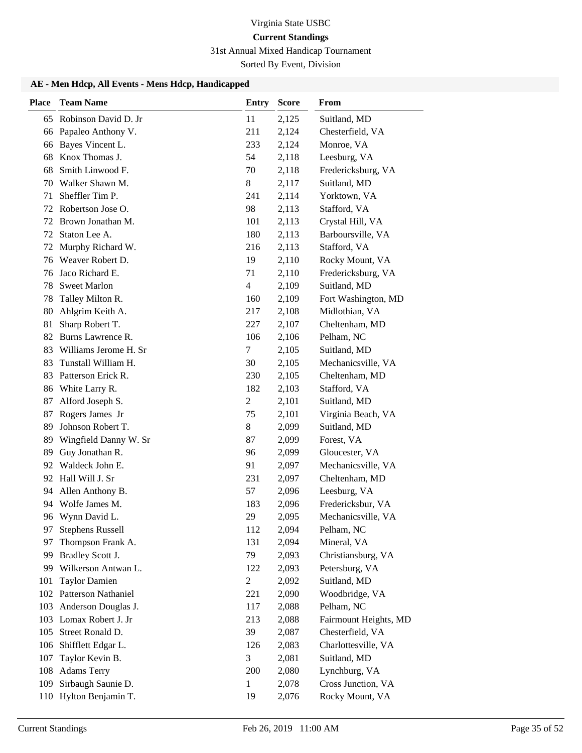# Virginia State USBC

**Current Standings**

31st Annual Mixed Handicap Tournament

Sorted By Event, Division

### AE - Men Hdcp, All Events - Mens Hdcp, Handicapped

| Place | Team Name | Entry | Score | From |
|---|---|---|---|---|
| 65 | Robinson David D. Jr | 11 | 2,125 | Suitland, MD |
| 66 | Papaleo Anthony V. | 211 | 2,124 | Chesterfield, VA |
| 66 | Bayes Vincent L. | 233 | 2,124 | Monroe, VA |
| 68 | Knox Thomas J. | 54 | 2,118 | Leesburg, VA |
| 68 | Smith Linwood F. | 70 | 2,118 | Fredericksburg, VA |
| 70 | Walker Shawn M. | 8 | 2,117 | Suitland, MD |
| 71 | Sheffler Tim P. | 241 | 2,114 | Yorktown, VA |
| 72 | Robertson Jose O. | 98 | 2,113 | Stafford, VA |
| 72 | Brown Jonathan M. | 101 | 2,113 | Crystal Hill, VA |
| 72 | Staton Lee A. | 180 | 2,113 | Barboursville, VA |
| 72 | Murphy Richard W. | 216 | 2,113 | Stafford, VA |
| 76 | Weaver Robert D. | 19 | 2,110 | Rocky Mount, VA |
| 76 | Jaco Richard E. | 71 | 2,110 | Fredericksburg, VA |
| 78 | Sweet Marlon | 4 | 2,109 | Suitland, MD |
| 78 | Talley Milton R. | 160 | 2,109 | Fort Washington, MD |
| 80 | Ahlgrim Keith A. | 217 | 2,108 | Midlothian, VA |
| 81 | Sharp Robert T. | 227 | 2,107 | Cheltenham, MD |
| 82 | Burns Lawrence R. | 106 | 2,106 | Pelham, NC |
| 83 | Williams Jerome H. Sr | 7 | 2,105 | Suitland, MD |
| 83 | Tunstall William H. | 30 | 2,105 | Mechanicsville, VA |
| 83 | Patterson Erick R. | 230 | 2,105 | Cheltenham, MD |
| 86 | White Larry R. | 182 | 2,103 | Stafford, VA |
| 87 | Alford Joseph S. | 2 | 2,101 | Suitland, MD |
| 87 | Rogers James Jr | 75 | 2,101 | Virginia Beach, VA |
| 89 | Johnson Robert T. | 8 | 2,099 | Suitland, MD |
| 89 | Wingfield Danny W. Sr | 87 | 2,099 | Forest, VA |
| 89 | Guy Jonathan R. | 96 | 2,099 | Gloucester, VA |
| 92 | Waldeck John E. | 91 | 2,097 | Mechanicsville, VA |
| 92 | Hall Will J. Sr | 231 | 2,097 | Cheltenham, MD |
| 94 | Allen Anthony B. | 57 | 2,096 | Leesburg, VA |
| 94 | Wolfe James M. | 183 | 2,096 | Fredericksbur, VA |
| 96 | Wynn David L. | 29 | 2,095 | Mechanicsville, VA |
| 97 | Stephens Russell | 112 | 2,094 | Pelham, NC |
| 97 | Thompson Frank A. | 131 | 2,094 | Mineral, VA |
| 99 | Bradley Scott J. | 79 | 2,093 | Christiansburg, VA |
| 99 | Wilkerson Antwan L. | 122 | 2,093 | Petersburg, VA |
| 101 | Taylor Damien | 2 | 2,092 | Suitland, MD |
| 102 | Patterson Nathaniel | 221 | 2,090 | Woodbridge, VA |
| 103 | Anderson Douglas J. | 117 | 2,088 | Pelham, NC |
| 103 | Lomax Robert J. Jr | 213 | 2,088 | Fairmount Heights, MD |
| 105 | Street Ronald D. | 39 | 2,087 | Chesterfield, VA |
| 106 | Shifflett Edgar L. | 126 | 2,083 | Charlottesville, VA |
| 107 | Taylor Kevin B. | 3 | 2,081 | Suitland, MD |
| 108 | Adams Terry | 200 | 2,080 | Lynchburg, VA |
| 109 | Sirbaugh Saunie D. | 1 | 2,078 | Cross Junction, VA |
| 110 | Hylton Benjamin T. | 19 | 2,076 | Rocky Mount, VA |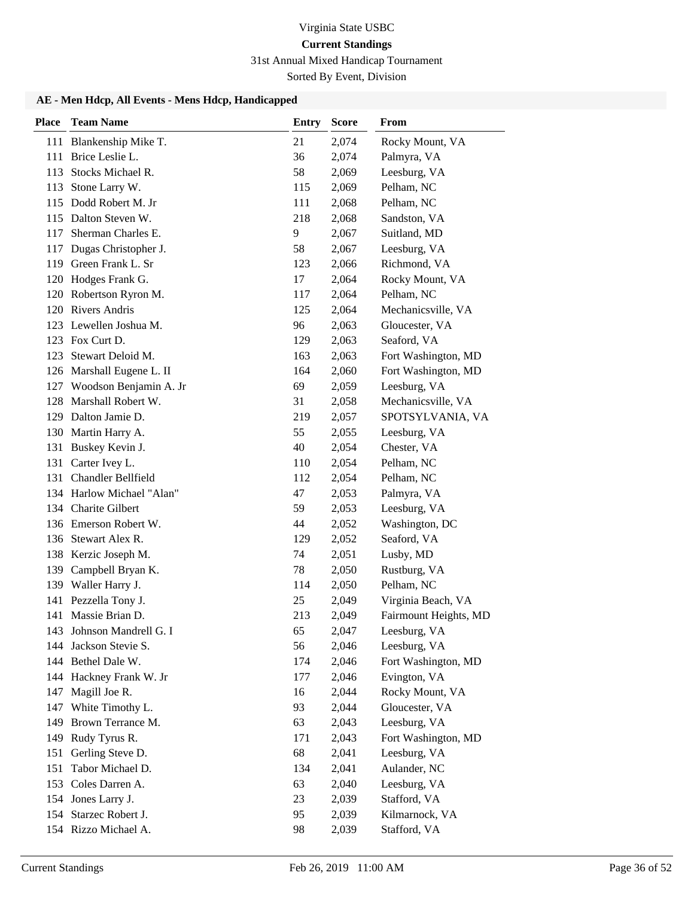Virginia State USBC

**Current Standings**

31st Annual Mixed Handicap Tournament

Sorted By Event, Division

### AE - Men Hdcp, All Events - Mens Hdcp, Handicapped

| Place | Team Name | Entry | Score | From |
|---|---|---|---|---|
| 111 | Blankenship Mike T. | 21 | 2,074 | Rocky Mount, VA |
| 111 | Brice Leslie L. | 36 | 2,074 | Palmyra, VA |
| 113 | Stocks Michael R. | 58 | 2,069 | Leesburg, VA |
| 113 | Stone Larry W. | 115 | 2,069 | Pelham, NC |
| 115 | Dodd Robert M. Jr | 111 | 2,068 | Pelham, NC |
| 115 | Dalton Steven W. | 218 | 2,068 | Sandston, VA |
| 117 | Sherman Charles E. | 9 | 2,067 | Suitland, MD |
| 117 | Dugas Christopher J. | 58 | 2,067 | Leesburg, VA |
| 119 | Green Frank L. Sr | 123 | 2,066 | Richmond, VA |
| 120 | Hodges Frank G. | 17 | 2,064 | Rocky Mount, VA |
| 120 | Robertson Ryron M. | 117 | 2,064 | Pelham, NC |
| 120 | Rivers Andris | 125 | 2,064 | Mechanicsville, VA |
| 123 | Lewellen Joshua M. | 96 | 2,063 | Gloucester, VA |
| 123 | Fox Curt D. | 129 | 2,063 | Seaford, VA |
| 123 | Stewart Deloid M. | 163 | 2,063 | Fort Washington, MD |
| 126 | Marshall Eugene L. II | 164 | 2,060 | Fort Washington, MD |
| 127 | Woodson Benjamin A. Jr | 69 | 2,059 | Leesburg, VA |
| 128 | Marshall Robert W. | 31 | 2,058 | Mechanicsville, VA |
| 129 | Dalton Jamie D. | 219 | 2,057 | SPOTSYLVANIA, VA |
| 130 | Martin Harry A. | 55 | 2,055 | Leesburg, VA |
| 131 | Buskey Kevin J. | 40 | 2,054 | Chester, VA |
| 131 | Carter Ivey L. | 110 | 2,054 | Pelham, NC |
| 131 | Chandler Bellfield | 112 | 2,054 | Pelham, NC |
| 134 | Harlow Michael "Alan" | 47 | 2,053 | Palmyra, VA |
| 134 | Charite Gilbert | 59 | 2,053 | Leesburg, VA |
| 136 | Emerson Robert W. | 44 | 2,052 | Washington, DC |
| 136 | Stewart Alex R. | 129 | 2,052 | Seaford, VA |
| 138 | Kerzic Joseph M. | 74 | 2,051 | Lusby, MD |
| 139 | Campbell Bryan K. | 78 | 2,050 | Rustburg, VA |
| 139 | Waller Harry J. | 114 | 2,050 | Pelham, NC |
| 141 | Pezzella Tony J. | 25 | 2,049 | Virginia Beach, VA |
| 141 | Massie Brian D. | 213 | 2,049 | Fairmount Heights, MD |
| 143 | Johnson Mandrell G. I | 65 | 2,047 | Leesburg, VA |
| 144 | Jackson Stevie S. | 56 | 2,046 | Leesburg, VA |
| 144 | Bethel Dale W. | 174 | 2,046 | Fort Washington, MD |
| 144 | Hackney Frank W. Jr | 177 | 2,046 | Evington, VA |
| 147 | Magill Joe R. | 16 | 2,044 | Rocky Mount, VA |
| 147 | White Timothy L. | 93 | 2,044 | Gloucester, VA |
| 149 | Brown Terrance M. | 63 | 2,043 | Leesburg, VA |
| 149 | Rudy Tyrus R. | 171 | 2,043 | Fort Washington, MD |
| 151 | Gerling Steve D. | 68 | 2,041 | Leesburg, VA |
| 151 | Tabor Michael D. | 134 | 2,041 | Aulander, NC |
| 153 | Coles Darren A. | 63 | 2,040 | Leesburg, VA |
| 154 | Jones Larry J. | 23 | 2,039 | Stafford, VA |
| 154 | Starzec Robert J. | 95 | 2,039 | Kilmarnock, VA |
| 154 | Rizzo Michael A. | 98 | 2,039 | Stafford, VA |

Current Standings    Feb 26, 2019 11:00 AM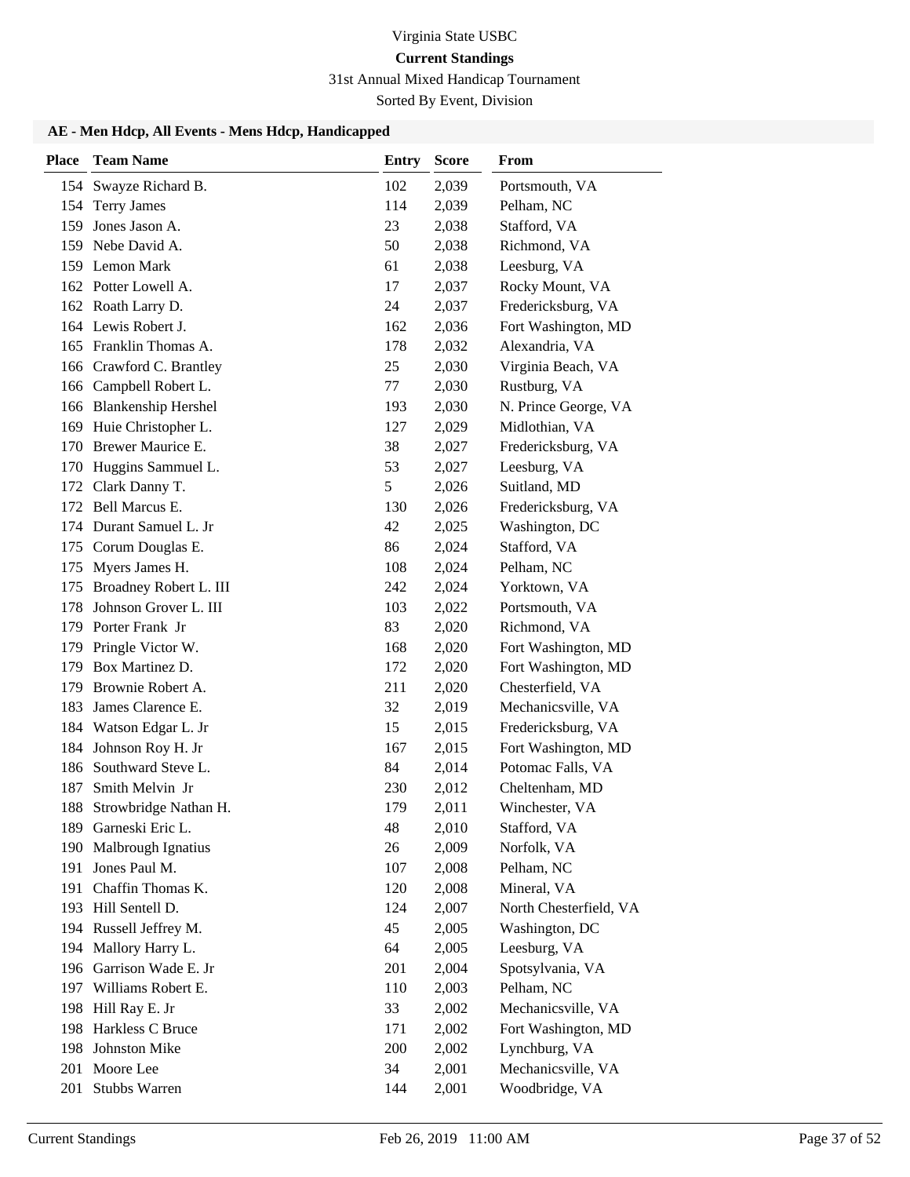Virginia State USBC

**Current Standings**

31st Annual Mixed Handicap Tournament

Sorted By Event, Division

### AE - Men Hdcp, All Events - Mens Hdcp, Handicapped

| Place | Team Name | Entry | Score | From |
|---|---|---|---|---|
| 154 | Swayze Richard B. | 102 | 2,039 | Portsmouth, VA |
| 154 | Terry James | 114 | 2,039 | Pelham, NC |
| 159 | Jones Jason A. | 23 | 2,038 | Stafford, VA |
| 159 | Nebe David A. | 50 | 2,038 | Richmond, VA |
| 159 | Lemon Mark | 61 | 2,038 | Leesburg, VA |
| 162 | Potter Lowell A. | 17 | 2,037 | Rocky Mount, VA |
| 162 | Roath Larry D. | 24 | 2,037 | Fredericksburg, VA |
| 164 | Lewis Robert J. | 162 | 2,036 | Fort Washington, MD |
| 165 | Franklin Thomas A. | 178 | 2,032 | Alexandria, VA |
| 166 | Crawford C. Brantley | 25 | 2,030 | Virginia Beach, VA |
| 166 | Campbell Robert L. | 77 | 2,030 | Rustburg, VA |
| 166 | Blankenship Hershel | 193 | 2,030 | N. Prince George, VA |
| 169 | Huie Christopher L. | 127 | 2,029 | Midlothian, VA |
| 170 | Brewer Maurice E. | 38 | 2,027 | Fredericksburg, VA |
| 170 | Huggins Sammuel L. | 53 | 2,027 | Leesburg, VA |
| 172 | Clark Danny T. | 5 | 2,026 | Suitland, MD |
| 172 | Bell Marcus E. | 130 | 2,026 | Fredericksburg, VA |
| 174 | Durant Samuel L. Jr | 42 | 2,025 | Washington, DC |
| 175 | Corum Douglas E. | 86 | 2,024 | Stafford, VA |
| 175 | Myers James H. | 108 | 2,024 | Pelham, NC |
| 175 | Broadney Robert L. III | 242 | 2,024 | Yorktown, VA |
| 178 | Johnson Grover L. III | 103 | 2,022 | Portsmouth, VA |
| 179 | Porter Frank Jr | 83 | 2,020 | Richmond, VA |
| 179 | Pringle Victor W. | 168 | 2,020 | Fort Washington, MD |
| 179 | Box Martinez D. | 172 | 2,020 | Fort Washington, MD |
| 179 | Brownie Robert A. | 211 | 2,020 | Chesterfield, VA |
| 183 | James Clarence E. | 32 | 2,019 | Mechanicsville, VA |
| 184 | Watson Edgar L. Jr | 15 | 2,015 | Fredericksburg, VA |
| 184 | Johnson Roy H. Jr | 167 | 2,015 | Fort Washington, MD |
| 186 | Southward Steve L. | 84 | 2,014 | Potomac Falls, VA |
| 187 | Smith Melvin Jr | 230 | 2,012 | Cheltenham, MD |
| 188 | Strowbridge Nathan H. | 179 | 2,011 | Winchester, VA |
| 189 | Garneski Eric L. | 48 | 2,010 | Stafford, VA |
| 190 | Malbrough Ignatius | 26 | 2,009 | Norfolk, VA |
| 191 | Jones Paul M. | 107 | 2,008 | Pelham, NC |
| 191 | Chaffin Thomas K. | 120 | 2,008 | Mineral, VA |
| 193 | Hill Sentell D. | 124 | 2,007 | North Chesterfield, VA |
| 194 | Russell Jeffrey M. | 45 | 2,005 | Washington, DC |
| 194 | Mallory Harry L. | 64 | 2,005 | Leesburg, VA |
| 196 | Garrison Wade E. Jr | 201 | 2,004 | Spotsylvania, VA |
| 197 | Williams Robert E. | 110 | 2,003 | Pelham, NC |
| 198 | Hill Ray E. Jr | 33 | 2,002 | Mechanicsville, VA |
| 198 | Harkless C Bruce | 171 | 2,002 | Fort Washington, MD |
| 198 | Johnston Mike | 200 | 2,002 | Lynchburg, VA |
| 201 | Moore Lee | 34 | 2,001 | Mechanicsville, VA |
| 201 | Stubbs Warren | 144 | 2,001 | Woodbridge, VA |

Current Standings | Feb 26, 2019 11:00 AM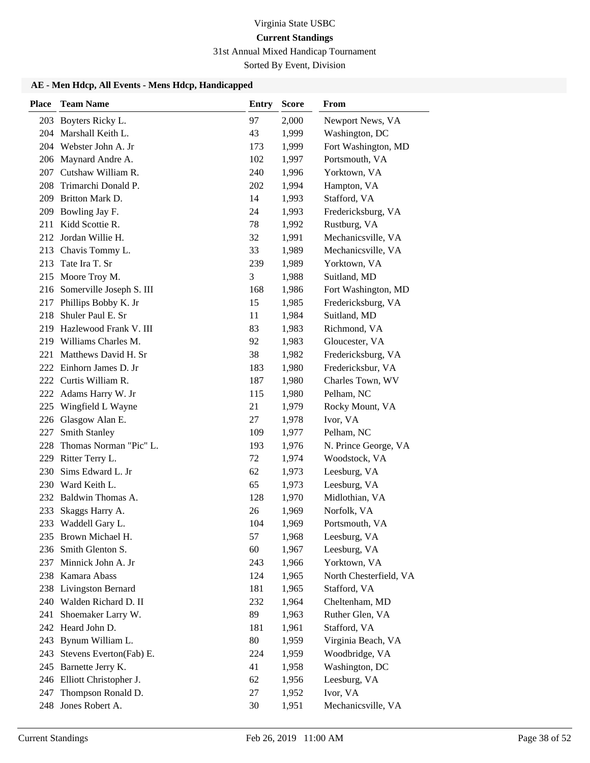Virginia State USBC

**Current Standings**

31st Annual Mixed Handicap Tournament

Sorted By Event, Division

### AE - Men Hdcp, All Events - Mens Hdcp, Handicapped

| Place | Team Name | Entry | Score | From |
|---|---|---|---|---|
| 203 | Boyters Ricky L. | 97 | 2,000 | Newport News, VA |
| 204 | Marshall Keith L. | 43 | 1,999 | Washington, DC |
| 204 | Webster John A. Jr | 173 | 1,999 | Fort Washington, MD |
| 206 | Maynard Andre A. | 102 | 1,997 | Portsmouth, VA |
| 207 | Cutshaw William R. | 240 | 1,996 | Yorktown, VA |
| 208 | Trimarchi Donald P. | 202 | 1,994 | Hampton, VA |
| 209 | Britton Mark D. | 14 | 1,993 | Stafford, VA |
| 209 | Bowling Jay F. | 24 | 1,993 | Fredericksburg, VA |
| 211 | Kidd Scottie R. | 78 | 1,992 | Rustburg, VA |
| 212 | Jordan Willie H. | 32 | 1,991 | Mechanicsville, VA |
| 213 | Chavis Tommy L. | 33 | 1,989 | Mechanicsville, VA |
| 213 | Tate Ira T. Sr | 239 | 1,989 | Yorktown, VA |
| 215 | Moore Troy M. | 3 | 1,988 | Suitland, MD |
| 216 | Somerville Joseph S. III | 168 | 1,986 | Fort Washington, MD |
| 217 | Phillips Bobby K. Jr | 15 | 1,985 | Fredericksburg, VA |
| 218 | Shuler Paul E. Sr | 11 | 1,984 | Suitland, MD |
| 219 | Hazlewood Frank V. III | 83 | 1,983 | Richmond, VA |
| 219 | Williams Charles M. | 92 | 1,983 | Gloucester, VA |
| 221 | Matthews David H. Sr | 38 | 1,982 | Fredericksburg, VA |
| 222 | Einhorn James D. Jr | 183 | 1,980 | Fredericksbur, VA |
| 222 | Curtis William R. | 187 | 1,980 | Charles Town, WV |
| 222 | Adams Harry W. Jr | 115 | 1,980 | Pelham, NC |
| 225 | Wingfield L Wayne | 21 | 1,979 | Rocky Mount, VA |
| 226 | Glasgow Alan E. | 27 | 1,978 | Ivor, VA |
| 227 | Smith Stanley | 109 | 1,977 | Pelham, NC |
| 228 | Thomas Norman "Pic" L. | 193 | 1,976 | N. Prince George, VA |
| 229 | Ritter Terry L. | 72 | 1,974 | Woodstock, VA |
| 230 | Sims Edward L. Jr | 62 | 1,973 | Leesburg, VA |
| 230 | Ward Keith L. | 65 | 1,973 | Leesburg, VA |
| 232 | Baldwin Thomas A. | 128 | 1,970 | Midlothian, VA |
| 233 | Skaggs Harry A. | 26 | 1,969 | Norfolk, VA |
| 233 | Waddell Gary L. | 104 | 1,969 | Portsmouth, VA |
| 235 | Brown Michael H. | 57 | 1,968 | Leesburg, VA |
| 236 | Smith Glenton S. | 60 | 1,967 | Leesburg, VA |
| 237 | Minnick John A. Jr | 243 | 1,966 | Yorktown, VA |
| 238 | Kamara Abass | 124 | 1,965 | North Chesterfield, VA |
| 238 | Livingston Bernard | 181 | 1,965 | Stafford, VA |
| 240 | Walden Richard D. II | 232 | 1,964 | Cheltenham, MD |
| 241 | Shoemaker Larry W. | 89 | 1,963 | Ruther Glen, VA |
| 242 | Heard John D. | 181 | 1,961 | Stafford, VA |
| 243 | Bynum William L. | 80 | 1,959 | Virginia Beach, VA |
| 243 | Stevens Everton(Fab) E. | 224 | 1,959 | Woodbridge, VA |
| 245 | Barnette Jerry K. | 41 | 1,958 | Washington, DC |
| 246 | Elliott Christopher J. | 62 | 1,956 | Leesburg, VA |
| 247 | Thompson Ronald D. | 27 | 1,952 | Ivor, VA |
| 248 | Jones Robert A. | 30 | 1,951 | Mechanicsville, VA |

Current Standings　　Feb 26, 2019 11:00 AM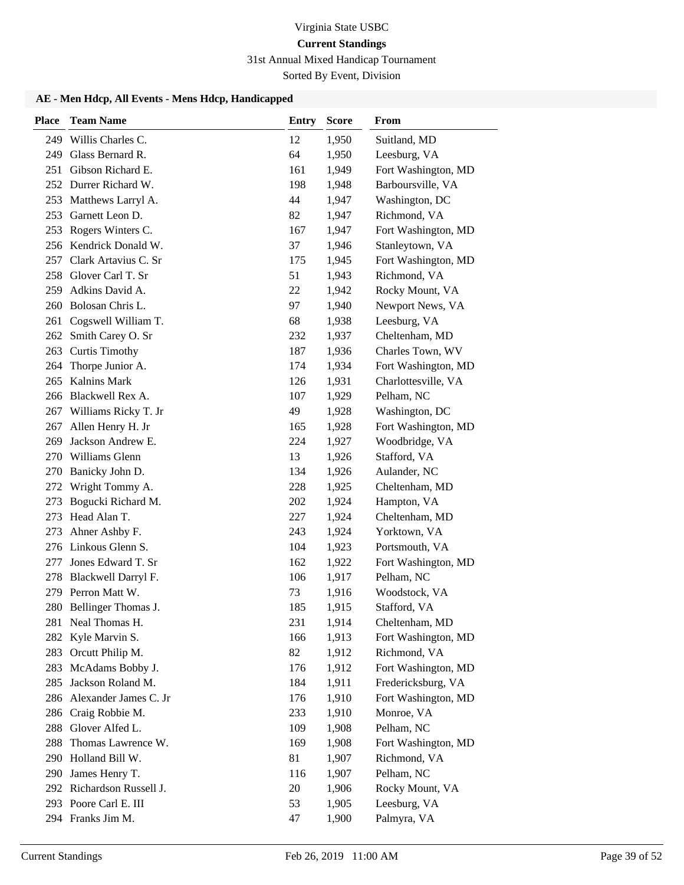Virginia State USBC

**Current Standings**

31st Annual Mixed Handicap Tournament

Sorted By Event, Division

### AE - Men Hdcp, All Events - Mens Hdcp, Handicapped

| Place | Team Name | Entry | Score | From |
|---|---|---|---|---|
| 249 | Willis Charles C. | 12 | 1,950 | Suitland, MD |
| 249 | Glass Bernard R. | 64 | 1,950 | Leesburg, VA |
| 251 | Gibson Richard E. | 161 | 1,949 | Fort Washington, MD |
| 252 | Durrer Richard W. | 198 | 1,948 | Barboursville, VA |
| 253 | Matthews Larryl A. | 44 | 1,947 | Washington, DC |
| 253 | Garnett Leon D. | 82 | 1,947 | Richmond, VA |
| 253 | Rogers Winters C. | 167 | 1,947 | Fort Washington, MD |
| 256 | Kendrick Donald W. | 37 | 1,946 | Stanleytown, VA |
| 257 | Clark Artavius C. Sr | 175 | 1,945 | Fort Washington, MD |
| 258 | Glover Carl T. Sr | 51 | 1,943 | Richmond, VA |
| 259 | Adkins David A. | 22 | 1,942 | Rocky Mount, VA |
| 260 | Bolosan Chris L. | 97 | 1,940 | Newport News, VA |
| 261 | Cogswell William T. | 68 | 1,938 | Leesburg, VA |
| 262 | Smith Carey O. Sr | 232 | 1,937 | Cheltenham, MD |
| 263 | Curtis Timothy | 187 | 1,936 | Charles Town, WV |
| 264 | Thorpe Junior A. | 174 | 1,934 | Fort Washington, MD |
| 265 | Kalnins Mark | 126 | 1,931 | Charlottesville, VA |
| 266 | Blackwell Rex A. | 107 | 1,929 | Pelham, NC |
| 267 | Williams Ricky T. Jr | 49 | 1,928 | Washington, DC |
| 267 | Allen Henry H. Jr | 165 | 1,928 | Fort Washington, MD |
| 269 | Jackson Andrew E. | 224 | 1,927 | Woodbridge, VA |
| 270 | Williams Glenn | 13 | 1,926 | Stafford, VA |
| 270 | Banicky John D. | 134 | 1,926 | Aulander, NC |
| 272 | Wright Tommy A. | 228 | 1,925 | Cheltenham, MD |
| 273 | Bogucki Richard M. | 202 | 1,924 | Hampton, VA |
| 273 | Head Alan T. | 227 | 1,924 | Cheltenham, MD |
| 273 | Ahner Ashby F. | 243 | 1,924 | Yorktown, VA |
| 276 | Linkous Glenn S. | 104 | 1,923 | Portsmouth, VA |
| 277 | Jones Edward T. Sr | 162 | 1,922 | Fort Washington, MD |
| 278 | Blackwell Darryl F. | 106 | 1,917 | Pelham, NC |
| 279 | Perron Matt W. | 73 | 1,916 | Woodstock, VA |
| 280 | Bellinger Thomas J. | 185 | 1,915 | Stafford, VA |
| 281 | Neal Thomas H. | 231 | 1,914 | Cheltenham, MD |
| 282 | Kyle Marvin S. | 166 | 1,913 | Fort Washington, MD |
| 283 | Orcutt Philip M. | 82 | 1,912 | Richmond, VA |
| 283 | McAdams Bobby J. | 176 | 1,912 | Fort Washington, MD |
| 285 | Jackson Roland M. | 184 | 1,911 | Fredericksburg, VA |
| 286 | Alexander James C. Jr | 176 | 1,910 | Fort Washington, MD |
| 286 | Craig Robbie M. | 233 | 1,910 | Monroe, VA |
| 288 | Glover Alfed L. | 109 | 1,908 | Pelham, NC |
| 288 | Thomas Lawrence W. | 169 | 1,908 | Fort Washington, MD |
| 290 | Holland Bill W. | 81 | 1,907 | Richmond, VA |
| 290 | James Henry T. | 116 | 1,907 | Pelham, NC |
| 292 | Richardson Russell J. | 20 | 1,906 | Rocky Mount, VA |
| 293 | Poore Carl E. III | 53 | 1,905 | Leesburg, VA |
| 294 | Franks Jim M. | 47 | 1,900 | Palmyra, VA |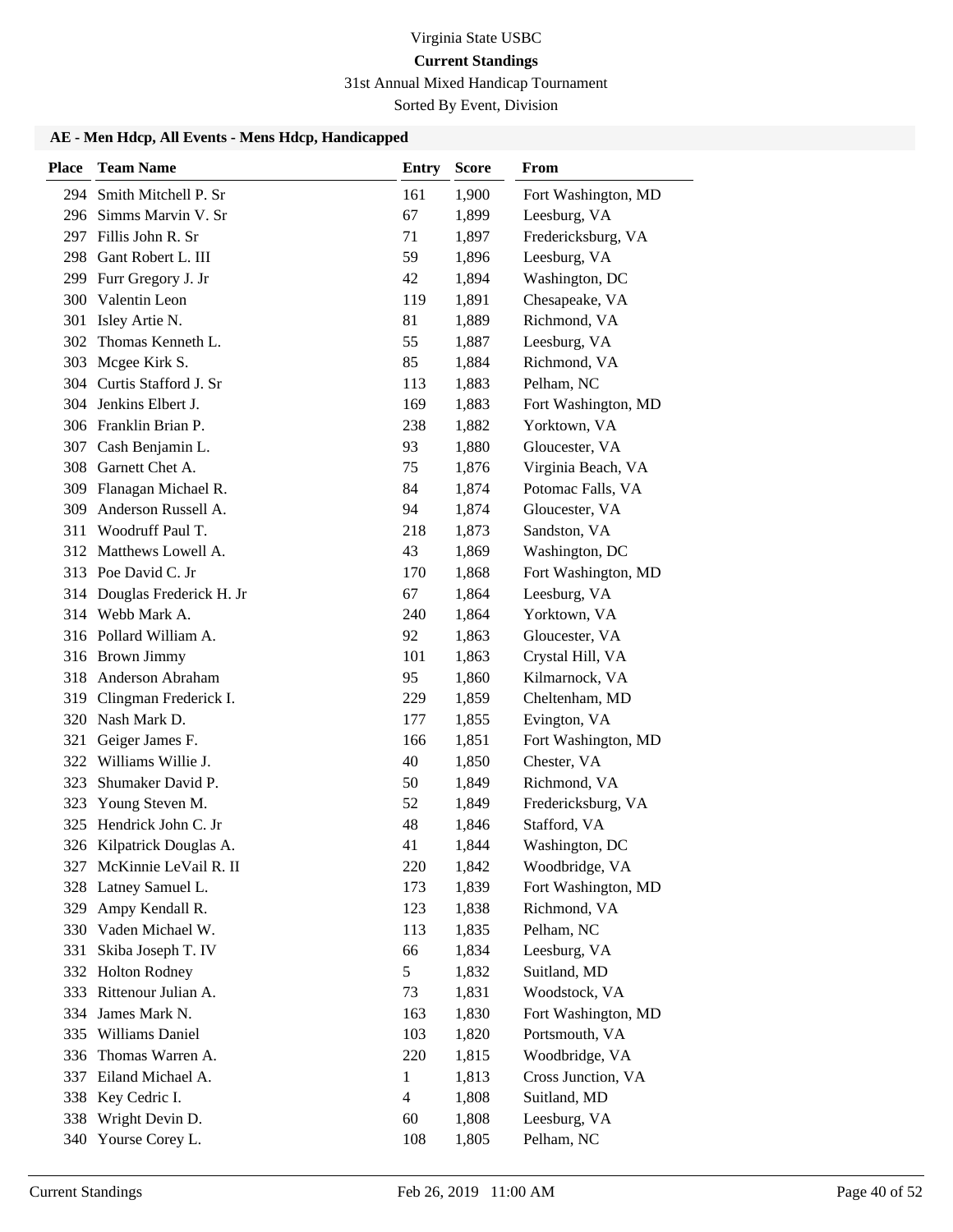Virginia State USBC

**Current Standings**

31st Annual Mixed Handicap Tournament

Sorted By Event, Division

### AE - Men Hdcp, All Events - Mens Hdcp, Handicapped

| Place | Team Name | Entry | Score | From |
|---|---|---|---|---|
| 294 | Smith Mitchell P. Sr | 161 | 1,900 | Fort Washington, MD |
| 296 | Simms Marvin V. Sr | 67 | 1,899 | Leesburg, VA |
| 297 | Fillis John R. Sr | 71 | 1,897 | Fredericksburg, VA |
| 298 | Gant Robert L. III | 59 | 1,896 | Leesburg, VA |
| 299 | Furr Gregory J. Jr | 42 | 1,894 | Washington, DC |
| 300 | Valentin Leon | 119 | 1,891 | Chesapeake, VA |
| 301 | Isley Artie N. | 81 | 1,889 | Richmond, VA |
| 302 | Thomas Kenneth L. | 55 | 1,887 | Leesburg, VA |
| 303 | Mcgee Kirk S. | 85 | 1,884 | Richmond, VA |
| 304 | Curtis Stafford J. Sr | 113 | 1,883 | Pelham, NC |
| 304 | Jenkins Elbert J. | 169 | 1,883 | Fort Washington, MD |
| 306 | Franklin Brian P. | 238 | 1,882 | Yorktown, VA |
| 307 | Cash Benjamin L. | 93 | 1,880 | Gloucester, VA |
| 308 | Garnett Chet A. | 75 | 1,876 | Virginia Beach, VA |
| 309 | Flanagan Michael R. | 84 | 1,874 | Potomac Falls, VA |
| 309 | Anderson Russell A. | 94 | 1,874 | Gloucester, VA |
| 311 | Woodruff Paul T. | 218 | 1,873 | Sandston, VA |
| 312 | Matthews Lowell A. | 43 | 1,869 | Washington, DC |
| 313 | Poe David C. Jr | 170 | 1,868 | Fort Washington, MD |
| 314 | Douglas Frederick H. Jr | 67 | 1,864 | Leesburg, VA |
| 314 | Webb Mark A. | 240 | 1,864 | Yorktown, VA |
| 316 | Pollard William A. | 92 | 1,863 | Gloucester, VA |
| 316 | Brown Jimmy | 101 | 1,863 | Crystal Hill, VA |
| 318 | Anderson Abraham | 95 | 1,860 | Kilmarnock, VA |
| 319 | Clingman Frederick I. | 229 | 1,859 | Cheltenham, MD |
| 320 | Nash Mark D. | 177 | 1,855 | Evington, VA |
| 321 | Geiger James F. | 166 | 1,851 | Fort Washington, MD |
| 322 | Williams Willie J. | 40 | 1,850 | Chester, VA |
| 323 | Shumaker David P. | 50 | 1,849 | Richmond, VA |
| 323 | Young Steven M. | 52 | 1,849 | Fredericksburg, VA |
| 325 | Hendrick John C. Jr | 48 | 1,846 | Stafford, VA |
| 326 | Kilpatrick Douglas A. | 41 | 1,844 | Washington, DC |
| 327 | McKinnie LeVail R. II | 220 | 1,842 | Woodbridge, VA |
| 328 | Latney Samuel L. | 173 | 1,839 | Fort Washington, MD |
| 329 | Ampy Kendall R. | 123 | 1,838 | Richmond, VA |
| 330 | Vaden Michael W. | 113 | 1,835 | Pelham, NC |
| 331 | Skiba Joseph T. IV | 66 | 1,834 | Leesburg, VA |
| 332 | Holton Rodney | 5 | 1,832 | Suitland, MD |
| 333 | Rittenour Julian A. | 73 | 1,831 | Woodstock, VA |
| 334 | James Mark N. | 163 | 1,830 | Fort Washington, MD |
| 335 | Williams Daniel | 103 | 1,820 | Portsmouth, VA |
| 336 | Thomas Warren A. | 220 | 1,815 | Woodbridge, VA |
| 337 | Eiland Michael A. | 1 | 1,813 | Cross Junction, VA |
| 338 | Key Cedric I. | 4 | 1,808 | Suitland, MD |
| 338 | Wright Devin D. | 60 | 1,808 | Leesburg, VA |
| 340 | Yourse Corey L. | 108 | 1,805 | Pelham, NC |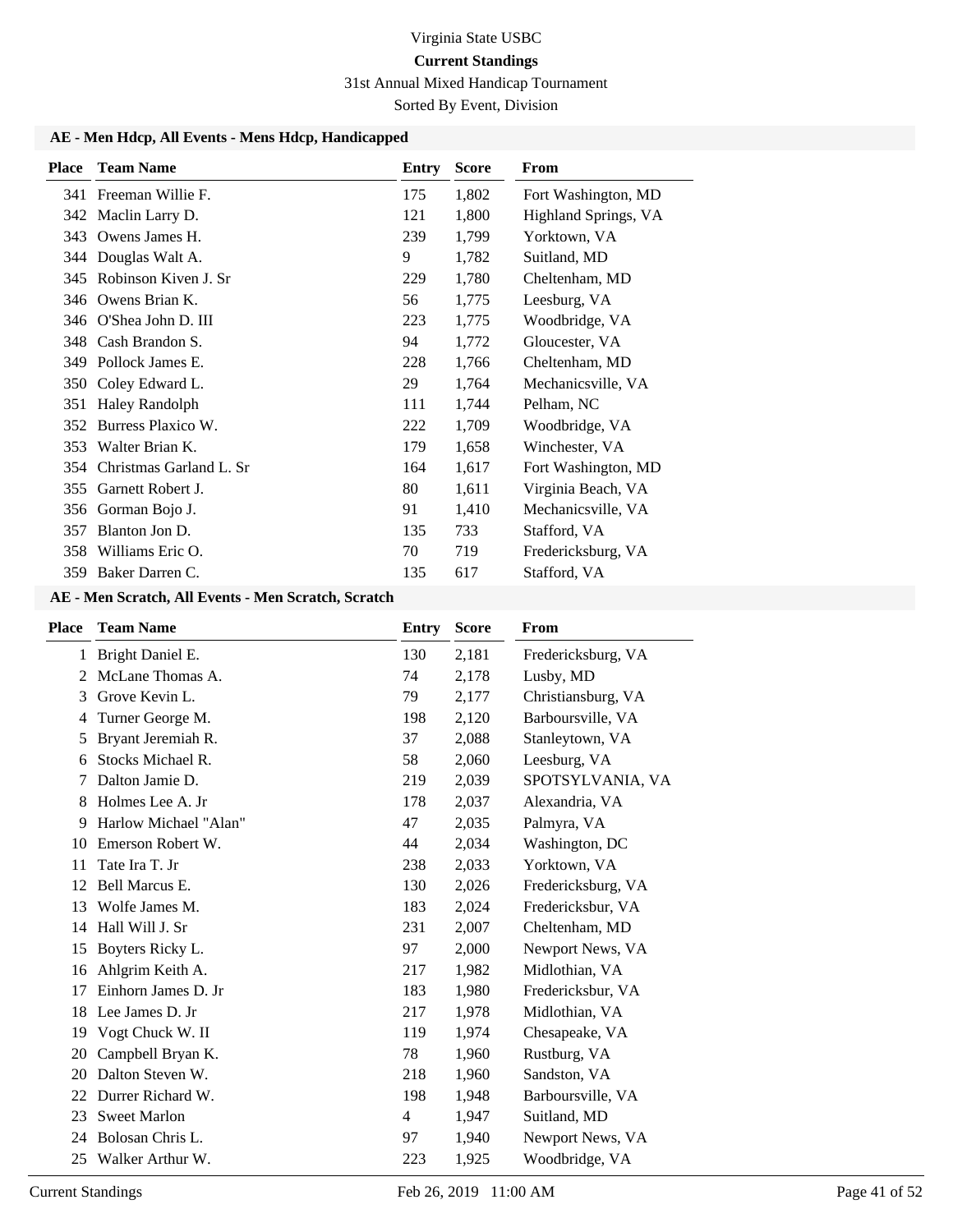Virginia State USBC

**Current Standings**

31st Annual Mixed Handicap Tournament

Sorted By Event, Division

### AE - Men Hdcp, All Events - Mens Hdcp, Handicapped

| Place | Team Name | Entry | Score | From |
|---|---|---|---|---|
| 341 | Freeman Willie F. | 175 | 1,802 | Fort Washington, MD |
| 342 | Maclin Larry D. | 121 | 1,800 | Highland Springs, VA |
| 343 | Owens James H. | 239 | 1,799 | Yorktown, VA |
| 344 | Douglas Walt A. | 9 | 1,782 | Suitland, MD |
| 345 | Robinson Kiven J. Sr | 229 | 1,780 | Cheltenham, MD |
| 346 | Owens Brian K. | 56 | 1,775 | Leesburg, VA |
| 346 | O'Shea John D. III | 223 | 1,775 | Woodbridge, VA |
| 348 | Cash Brandon S. | 94 | 1,772 | Gloucester, VA |
| 349 | Pollock James E. | 228 | 1,766 | Cheltenham, MD |
| 350 | Coley Edward L. | 29 | 1,764 | Mechanicsville, VA |
| 351 | Haley Randolph | 111 | 1,744 | Pelham, NC |
| 352 | Burress Plaxico W. | 222 | 1,709 | Woodbridge, VA |
| 353 | Walter Brian K. | 179 | 1,658 | Winchester, VA |
| 354 | Christmas Garland L. Sr | 164 | 1,617 | Fort Washington, MD |
| 355 | Garnett Robert J. | 80 | 1,611 | Virginia Beach, VA |
| 356 | Gorman Bojo J. | 91 | 1,410 | Mechanicsville, VA |
| 357 | Blanton Jon D. | 135 | 733 | Stafford, VA |
| 358 | Williams Eric O. | 70 | 719 | Fredericksburg, VA |
| 359 | Baker Darren C. | 135 | 617 | Stafford, VA |

### AE - Men Scratch, All Events - Men Scratch, Scratch

| Place | Team Name | Entry | Score | From |
|---|---|---|---|---|
| 1 | Bright Daniel E. | 130 | 2,181 | Fredericksburg, VA |
| 2 | McLane Thomas A. | 74 | 2,178 | Lusby, MD |
| 3 | Grove Kevin L. | 79 | 2,177 | Christiansburg, VA |
| 4 | Turner George M. | 198 | 2,120 | Barboursville, VA |
| 5 | Bryant Jeremiah R. | 37 | 2,088 | Stanleytown, VA |
| 6 | Stocks Michael R. | 58 | 2,060 | Leesburg, VA |
| 7 | Dalton Jamie D. | 219 | 2,039 | SPOTSYLVANIA, VA |
| 8 | Holmes Lee A. Jr | 178 | 2,037 | Alexandria, VA |
| 9 | Harlow Michael "Alan" | 47 | 2,035 | Palmyra, VA |
| 10 | Emerson Robert W. | 44 | 2,034 | Washington, DC |
| 11 | Tate Ira T. Jr | 238 | 2,033 | Yorktown, VA |
| 12 | Bell Marcus E. | 130 | 2,026 | Fredericksburg, VA |
| 13 | Wolfe James M. | 183 | 2,024 | Fredericksbur, VA |
| 14 | Hall Will J. Sr | 231 | 2,007 | Cheltenham, MD |
| 15 | Boyters Ricky L. | 97 | 2,000 | Newport News, VA |
| 16 | Ahlgrim Keith A. | 217 | 1,982 | Midlothian, VA |
| 17 | Einhorn James D. Jr | 183 | 1,980 | Fredericksbur, VA |
| 18 | Lee James D. Jr | 217 | 1,978 | Midlothian, VA |
| 19 | Vogt Chuck W. II | 119 | 1,974 | Chesapeake, VA |
| 20 | Campbell Bryan K. | 78 | 1,960 | Rustburg, VA |
| 20 | Dalton Steven W. | 218 | 1,960 | Sandston, VA |
| 22 | Durrer Richard W. | 198 | 1,948 | Barboursville, VA |
| 23 | Sweet Marlon | 4 | 1,947 | Suitland, MD |
| 24 | Bolosan Chris L. | 97 | 1,940 | Newport News, VA |
| 25 | Walker Arthur W. | 223 | 1,925 | Woodbridge, VA |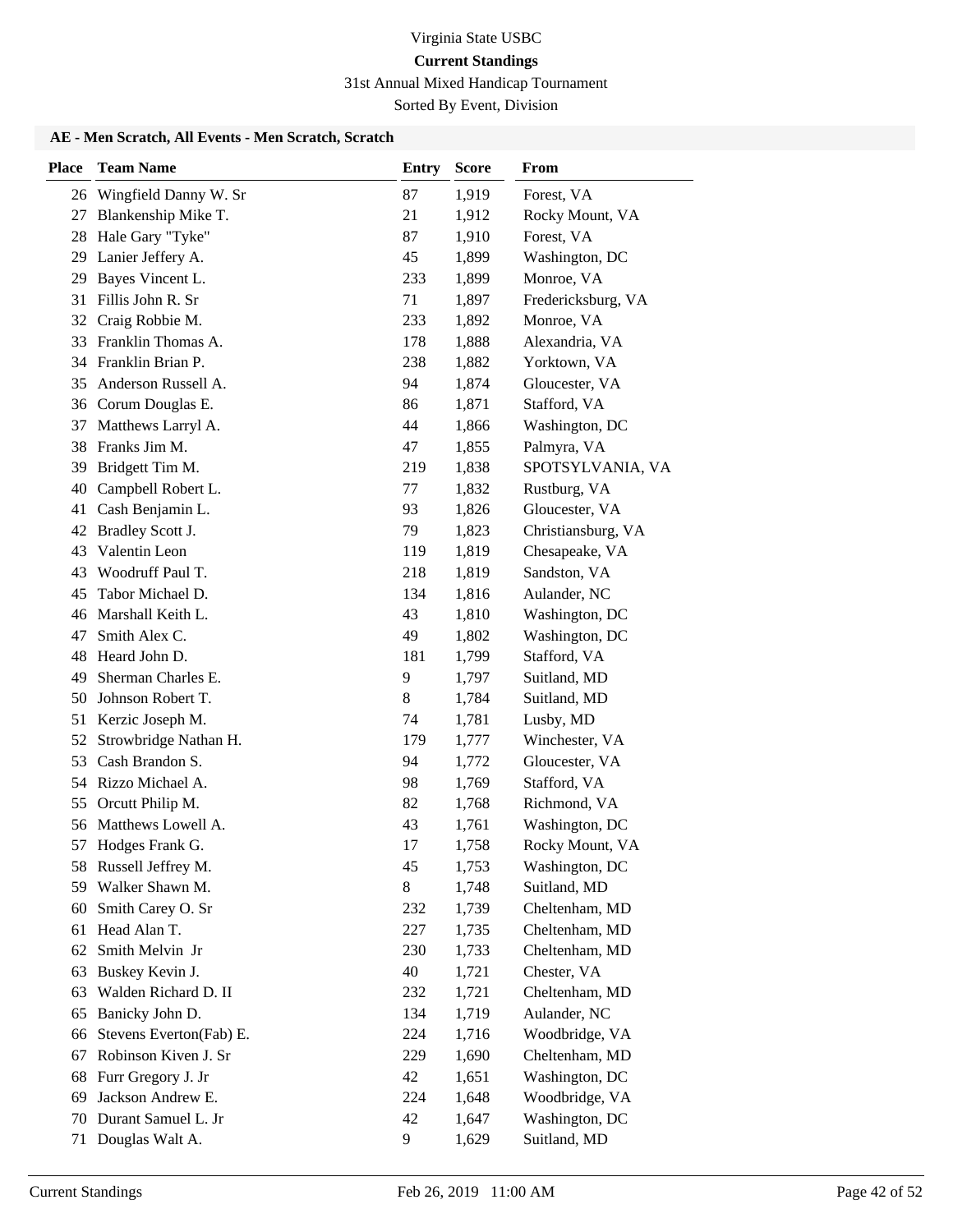Virginia State USBC

**Current Standings**

31st Annual Mixed Handicap Tournament

Sorted By Event, Division

### AE - Men Scratch, All Events - Men Scratch, Scratch

| Place | Team Name | Entry | Score | From |
|---|---|---|---|---|
| 26 | Wingfield Danny W. Sr | 87 | 1,919 | Forest, VA |
| 27 | Blankenship Mike T. | 21 | 1,912 | Rocky Mount, VA |
| 28 | Hale Gary "Tyke" | 87 | 1,910 | Forest, VA |
| 29 | Lanier Jeffery A. | 45 | 1,899 | Washington, DC |
| 29 | Bayes Vincent L. | 233 | 1,899 | Monroe, VA |
| 31 | Fillis John R. Sr | 71 | 1,897 | Fredericksburg, VA |
| 32 | Craig Robbie M. | 233 | 1,892 | Monroe, VA |
| 33 | Franklin Thomas A. | 178 | 1,888 | Alexandria, VA |
| 34 | Franklin Brian P. | 238 | 1,882 | Yorktown, VA |
| 35 | Anderson Russell A. | 94 | 1,874 | Gloucester, VA |
| 36 | Corum Douglas E. | 86 | 1,871 | Stafford, VA |
| 37 | Matthews Larryl A. | 44 | 1,866 | Washington, DC |
| 38 | Franks Jim M. | 47 | 1,855 | Palmyra, VA |
| 39 | Bridgett Tim M. | 219 | 1,838 | SPOTSYLVANIA, VA |
| 40 | Campbell Robert L. | 77 | 1,832 | Rustburg, VA |
| 41 | Cash Benjamin L. | 93 | 1,826 | Gloucester, VA |
| 42 | Bradley Scott J. | 79 | 1,823 | Christiansburg, VA |
| 43 | Valentin Leon | 119 | 1,819 | Chesapeake, VA |
| 43 | Woodruff Paul T. | 218 | 1,819 | Sandston, VA |
| 45 | Tabor Michael D. | 134 | 1,816 | Aulander, NC |
| 46 | Marshall Keith L. | 43 | 1,810 | Washington, DC |
| 47 | Smith Alex C. | 49 | 1,802 | Washington, DC |
| 48 | Heard John D. | 181 | 1,799 | Stafford, VA |
| 49 | Sherman Charles E. | 9 | 1,797 | Suitland, MD |
| 50 | Johnson Robert T. | 8 | 1,784 | Suitland, MD |
| 51 | Kerzic Joseph M. | 74 | 1,781 | Lusby, MD |
| 52 | Strowbridge Nathan H. | 179 | 1,777 | Winchester, VA |
| 53 | Cash Brandon S. | 94 | 1,772 | Gloucester, VA |
| 54 | Rizzo Michael A. | 98 | 1,769 | Stafford, VA |
| 55 | Orcutt Philip M. | 82 | 1,768 | Richmond, VA |
| 56 | Matthews Lowell A. | 43 | 1,761 | Washington, DC |
| 57 | Hodges Frank G. | 17 | 1,758 | Rocky Mount, VA |
| 58 | Russell Jeffrey M. | 45 | 1,753 | Washington, DC |
| 59 | Walker Shawn M. | 8 | 1,748 | Suitland, MD |
| 60 | Smith Carey O. Sr | 232 | 1,739 | Cheltenham, MD |
| 61 | Head Alan T. | 227 | 1,735 | Cheltenham, MD |
| 62 | Smith Melvin Jr | 230 | 1,733 | Cheltenham, MD |
| 63 | Buskey Kevin J. | 40 | 1,721 | Chester, VA |
| 63 | Walden Richard D. II | 232 | 1,721 | Cheltenham, MD |
| 65 | Banicky John D. | 134 | 1,719 | Aulander, NC |
| 66 | Stevens Everton(Fab) E. | 224 | 1,716 | Woodbridge, VA |
| 67 | Robinson Kiven J. Sr | 229 | 1,690 | Cheltenham, MD |
| 68 | Furr Gregory J. Jr | 42 | 1,651 | Washington, DC |
| 69 | Jackson Andrew E. | 224 | 1,648 | Woodbridge, VA |
| 70 | Durant Samuel L. Jr | 42 | 1,647 | Washington, DC |
| 71 | Douglas Walt A. | 9 | 1,629 | Suitland, MD |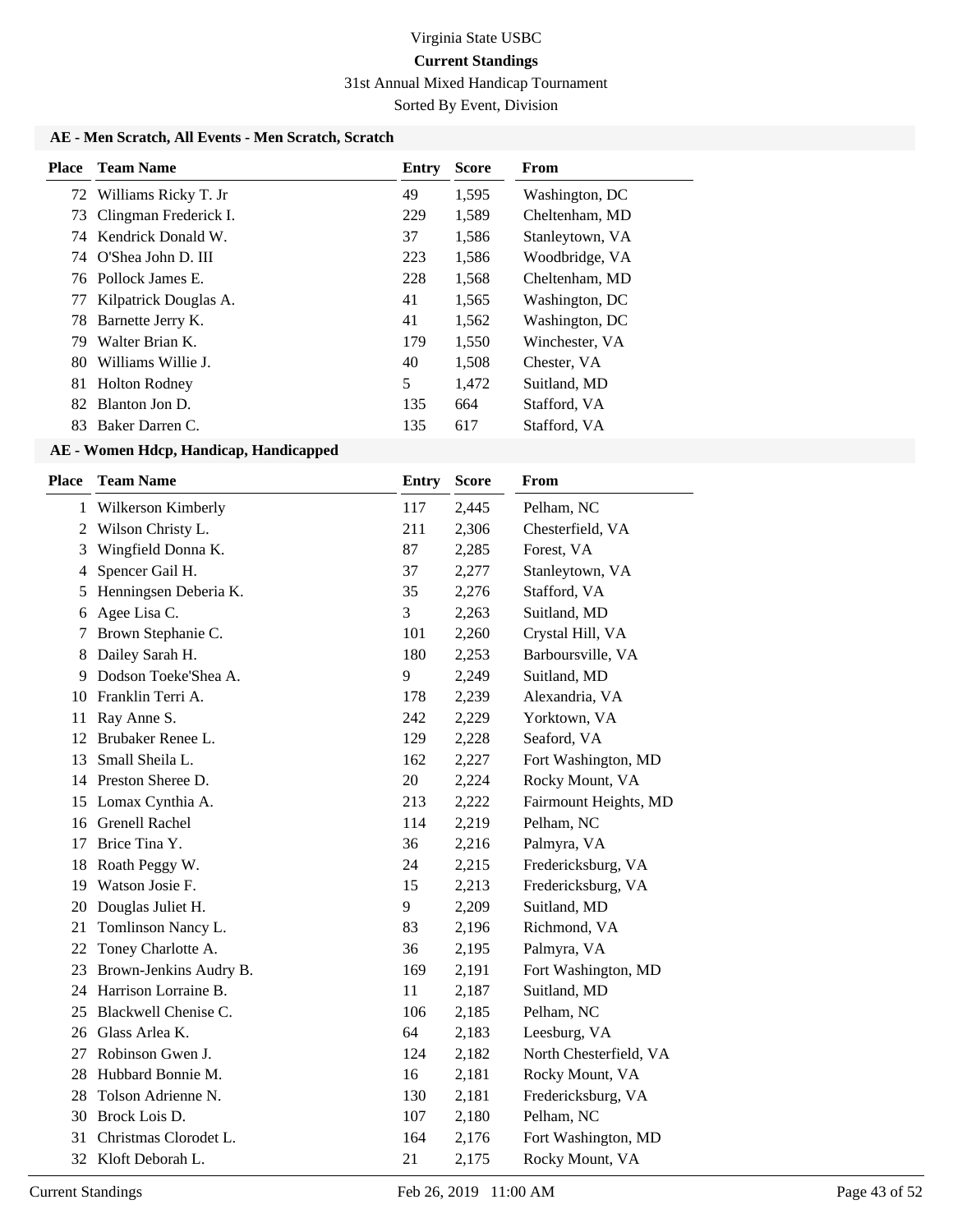Virginia State USBC

**Current Standings**

31st Annual Mixed Handicap Tournament

Sorted By Event, Division

### AE - Men Scratch, All Events - Men Scratch, Scratch

| Place | Team Name | Entry | Score | From |
|---|---|---|---|---|
| 72 | Williams Ricky T. Jr | 49 | 1,595 | Washington, DC |
| 73 | Clingman Frederick I. | 229 | 1,589 | Cheltenham, MD |
| 74 | Kendrick Donald W. | 37 | 1,586 | Stanleytown, VA |
| 74 | O'Shea John D. III | 223 | 1,586 | Woodbridge, VA |
| 76 | Pollock James E. | 228 | 1,568 | Cheltenham, MD |
| 77 | Kilpatrick Douglas A. | 41 | 1,565 | Washington, DC |
| 78 | Barnette Jerry K. | 41 | 1,562 | Washington, DC |
| 79 | Walter Brian K. | 179 | 1,550 | Winchester, VA |
| 80 | Williams Willie J. | 40 | 1,508 | Chester, VA |
| 81 | Holton Rodney | 5 | 1,472 | Suitland, MD |
| 82 | Blanton Jon D. | 135 | 664 | Stafford, VA |
| 83 | Baker Darren C. | 135 | 617 | Stafford, VA |

### AE - Women Hdcp, Handicap, Handicapped

| Place | Team Name | Entry | Score | From |
|---|---|---|---|---|
| 1 | Wilkerson Kimberly | 117 | 2,445 | Pelham, NC |
| 2 | Wilson Christy L. | 211 | 2,306 | Chesterfield, VA |
| 3 | Wingfield Donna K. | 87 | 2,285 | Forest, VA |
| 4 | Spencer Gail H. | 37 | 2,277 | Stanleytown, VA |
| 5 | Henningsen Deberia K. | 35 | 2,276 | Stafford, VA |
| 6 | Agee Lisa C. | 3 | 2,263 | Suitland, MD |
| 7 | Brown Stephanie C. | 101 | 2,260 | Crystal Hill, VA |
| 8 | Dailey Sarah H. | 180 | 2,253 | Barboursville, VA |
| 9 | Dodson Toeke'Shea A. | 9 | 2,249 | Suitland, MD |
| 10 | Franklin Terri A. | 178 | 2,239 | Alexandria, VA |
| 11 | Ray Anne S. | 242 | 2,229 | Yorktown, VA |
| 12 | Brubaker Renee L. | 129 | 2,228 | Seaford, VA |
| 13 | Small Sheila L. | 162 | 2,227 | Fort Washington, MD |
| 14 | Preston Sheree D. | 20 | 2,224 | Rocky Mount, VA |
| 15 | Lomax Cynthia A. | 213 | 2,222 | Fairmount Heights, MD |
| 16 | Grenell Rachel | 114 | 2,219 | Pelham, NC |
| 17 | Brice Tina Y. | 36 | 2,216 | Palmyra, VA |
| 18 | Roath Peggy W. | 24 | 2,215 | Fredericksburg, VA |
| 19 | Watson Josie F. | 15 | 2,213 | Fredericksburg, VA |
| 20 | Douglas Juliet H. | 9 | 2,209 | Suitland, MD |
| 21 | Tomlinson Nancy L. | 83 | 2,196 | Richmond, VA |
| 22 | Toney Charlotte A. | 36 | 2,195 | Palmyra, VA |
| 23 | Brown-Jenkins Audry B. | 169 | 2,191 | Fort Washington, MD |
| 24 | Harrison Lorraine B. | 11 | 2,187 | Suitland, MD |
| 25 | Blackwell Chenise C. | 106 | 2,185 | Pelham, NC |
| 26 | Glass Arlea K. | 64 | 2,183 | Leesburg, VA |
| 27 | Robinson Gwen J. | 124 | 2,182 | North Chesterfield, VA |
| 28 | Hubbard Bonnie M. | 16 | 2,181 | Rocky Mount, VA |
| 28 | Tolson Adrienne N. | 130 | 2,181 | Fredericksburg, VA |
| 30 | Brock Lois D. | 107 | 2,180 | Pelham, NC |
| 31 | Christmas Clorodet L. | 164 | 2,176 | Fort Washington, MD |
| 32 | Kloft Deborah L. | 21 | 2,175 | Rocky Mount, VA |

Current Standings Feb 26, 2019 11:00 AM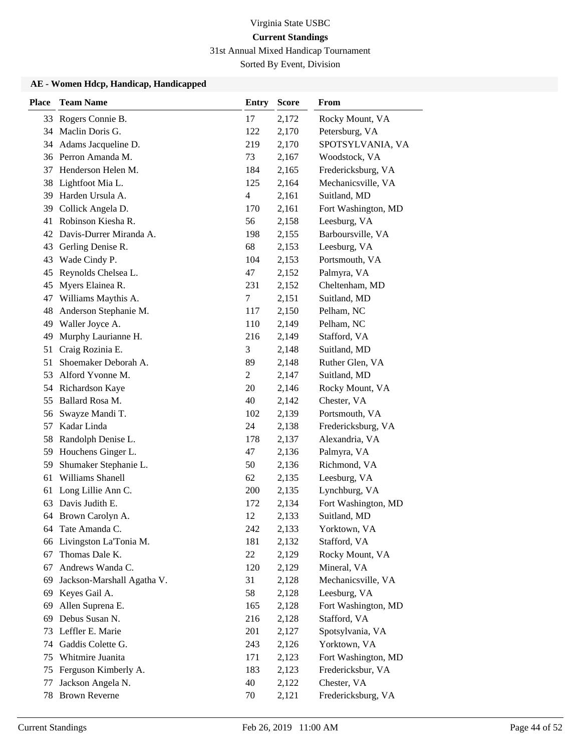Virginia State USBC

**Current Standings**

31st Annual Mixed Handicap Tournament

Sorted By Event, Division

### AE - Women Hdcp, Handicap, Handicapped

| Place | Team Name | Entry | Score | From |
|---|---|---|---|---|
| 33 | Rogers Connie B. | 17 | 2,172 | Rocky Mount, VA |
| 34 | Maclin Doris G. | 122 | 2,170 | Petersburg, VA |
| 34 | Adams Jacqueline D. | 219 | 2,170 | SPOTSYLVANIA, VA |
| 36 | Perron Amanda M. | 73 | 2,167 | Woodstock, VA |
| 37 | Henderson Helen M. | 184 | 2,165 | Fredericksburg, VA |
| 38 | Lightfoot Mia L. | 125 | 2,164 | Mechanicsville, VA |
| 39 | Harden Ursula A. | 4 | 2,161 | Suitland, MD |
| 39 | Collick Angela D. | 170 | 2,161 | Fort Washington, MD |
| 41 | Robinson Kiesha R. | 56 | 2,158 | Leesburg, VA |
| 42 | Davis-Durrer Miranda A. | 198 | 2,155 | Barboursville, VA |
| 43 | Gerling Denise R. | 68 | 2,153 | Leesburg, VA |
| 43 | Wade Cindy P. | 104 | 2,153 | Portsmouth, VA |
| 45 | Reynolds Chelsea L. | 47 | 2,152 | Palmyra, VA |
| 45 | Myers Elainea R. | 231 | 2,152 | Cheltenham, MD |
| 47 | Williams Maythis A. | 7 | 2,151 | Suitland, MD |
| 48 | Anderson Stephanie M. | 117 | 2,150 | Pelham, NC |
| 49 | Waller Joyce A. | 110 | 2,149 | Pelham, NC |
| 49 | Murphy Laurianne H. | 216 | 2,149 | Stafford, VA |
| 51 | Craig Rozinia E. | 3 | 2,148 | Suitland, MD |
| 51 | Shoemaker Deborah A. | 89 | 2,148 | Ruther Glen, VA |
| 53 | Alford Yvonne M. | 2 | 2,147 | Suitland, MD |
| 54 | Richardson Kaye | 20 | 2,146 | Rocky Mount, VA |
| 55 | Ballard Rosa M. | 40 | 2,142 | Chester, VA |
| 56 | Swayze Mandi T. | 102 | 2,139 | Portsmouth, VA |
| 57 | Kadar Linda | 24 | 2,138 | Fredericksburg, VA |
| 58 | Randolph Denise L. | 178 | 2,137 | Alexandria, VA |
| 59 | Houchens Ginger L. | 47 | 2,136 | Palmyra, VA |
| 59 | Shumaker Stephanie L. | 50 | 2,136 | Richmond, VA |
| 61 | Williams Shanell | 62 | 2,135 | Leesburg, VA |
| 61 | Long Lillie Ann C. | 200 | 2,135 | Lynchburg, VA |
| 63 | Davis Judith E. | 172 | 2,134 | Fort Washington, MD |
| 64 | Brown Carolyn A. | 12 | 2,133 | Suitland, MD |
| 64 | Tate Amanda C. | 242 | 2,133 | Yorktown, VA |
| 66 | Livingston La'Tonia M. | 181 | 2,132 | Stafford, VA |
| 67 | Thomas Dale K. | 22 | 2,129 | Rocky Mount, VA |
| 67 | Andrews Wanda C. | 120 | 2,129 | Mineral, VA |
| 69 | Jackson-Marshall Agatha V. | 31 | 2,128 | Mechanicsville, VA |
| 69 | Keyes Gail A. | 58 | 2,128 | Leesburg, VA |
| 69 | Allen Suprena E. | 165 | 2,128 | Fort Washington, MD |
| 69 | Debus Susan N. | 216 | 2,128 | Stafford, VA |
| 73 | Leffler E. Marie | 201 | 2,127 | Spotsylvania, VA |
| 74 | Gaddis Colette G. | 243 | 2,126 | Yorktown, VA |
| 75 | Whitmire Juanita | 171 | 2,123 | Fort Washington, MD |
| 75 | Ferguson Kimberly A. | 183 | 2,123 | Fredericksbur, VA |
| 77 | Jackson Angela N. | 40 | 2,122 | Chester, VA |
| 78 | Brown Reverne | 70 | 2,121 | Fredericksburg, VA |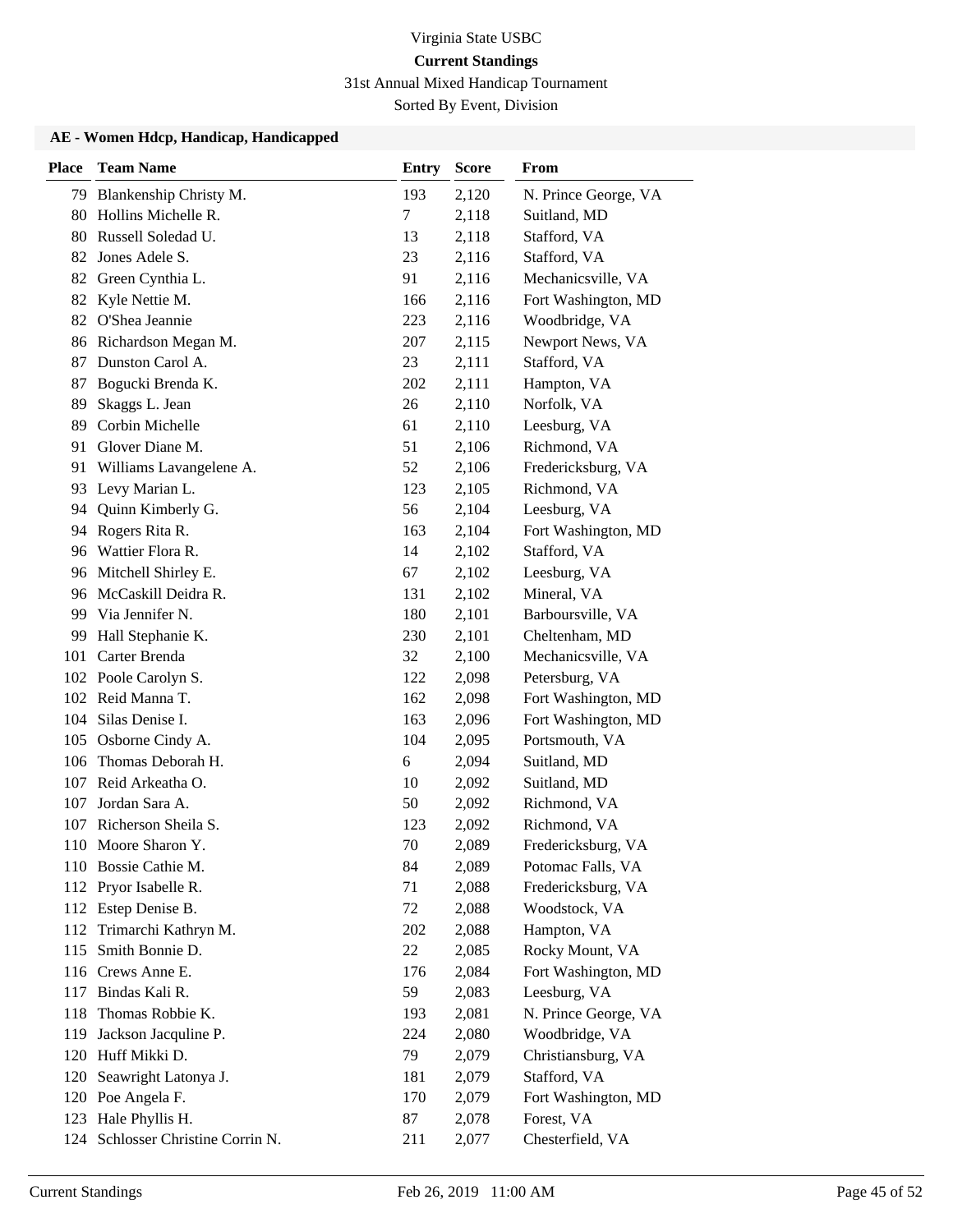Virginia State USBC

**Current Standings**

31st Annual Mixed Handicap Tournament

Sorted By Event, Division

### AE - Women Hdcp, Handicap, Handicapped

| Place | Team Name | Entry | Score | From |
|---|---|---|---|---|
| 79 | Blankenship Christy M. | 193 | 2,120 | N. Prince George, VA |
| 80 | Hollins Michelle R. | 7 | 2,118 | Suitland, MD |
| 80 | Russell Soledad U. | 13 | 2,118 | Stafford, VA |
| 82 | Jones Adele S. | 23 | 2,116 | Stafford, VA |
| 82 | Green Cynthia L. | 91 | 2,116 | Mechanicsville, VA |
| 82 | Kyle Nettie M. | 166 | 2,116 | Fort Washington, MD |
| 82 | O'Shea Jeannie | 223 | 2,116 | Woodbridge, VA |
| 86 | Richardson Megan M. | 207 | 2,115 | Newport News, VA |
| 87 | Dunston Carol A. | 23 | 2,111 | Stafford, VA |
| 87 | Bogucki Brenda K. | 202 | 2,111 | Hampton, VA |
| 89 | Skaggs L. Jean | 26 | 2,110 | Norfolk, VA |
| 89 | Corbin Michelle | 61 | 2,110 | Leesburg, VA |
| 91 | Glover Diane M. | 51 | 2,106 | Richmond, VA |
| 91 | Williams Lavangelene A. | 52 | 2,106 | Fredericksburg, VA |
| 93 | Levy Marian L. | 123 | 2,105 | Richmond, VA |
| 94 | Quinn Kimberly G. | 56 | 2,104 | Leesburg, VA |
| 94 | Rogers Rita R. | 163 | 2,104 | Fort Washington, MD |
| 96 | Wattier Flora R. | 14 | 2,102 | Stafford, VA |
| 96 | Mitchell Shirley E. | 67 | 2,102 | Leesburg, VA |
| 96 | McCaskill Deidra R. | 131 | 2,102 | Mineral, VA |
| 99 | Via Jennifer N. | 180 | 2,101 | Barboursville, VA |
| 99 | Hall Stephanie K. | 230 | 2,101 | Cheltenham, MD |
| 101 | Carter Brenda | 32 | 2,100 | Mechanicsville, VA |
| 102 | Poole Carolyn S. | 122 | 2,098 | Petersburg, VA |
| 102 | Reid Manna T. | 162 | 2,098 | Fort Washington, MD |
| 104 | Silas Denise I. | 163 | 2,096 | Fort Washington, MD |
| 105 | Osborne Cindy A. | 104 | 2,095 | Portsmouth, VA |
| 106 | Thomas Deborah H. | 6 | 2,094 | Suitland, MD |
| 107 | Reid Arkeatha O. | 10 | 2,092 | Suitland, MD |
| 107 | Jordan Sara A. | 50 | 2,092 | Richmond, VA |
| 107 | Richerson Sheila S. | 123 | 2,092 | Richmond, VA |
| 110 | Moore Sharon Y. | 70 | 2,089 | Fredericksburg, VA |
| 110 | Bossie Cathie M. | 84 | 2,089 | Potomac Falls, VA |
| 112 | Pryor Isabelle R. | 71 | 2,088 | Fredericksburg, VA |
| 112 | Estep Denise B. | 72 | 2,088 | Woodstock, VA |
| 112 | Trimarchi Kathryn M. | 202 | 2,088 | Hampton, VA |
| 115 | Smith Bonnie D. | 22 | 2,085 | Rocky Mount, VA |
| 116 | Crews Anne E. | 176 | 2,084 | Fort Washington, MD |
| 117 | Bindas Kali R. | 59 | 2,083 | Leesburg, VA |
| 118 | Thomas Robbie K. | 193 | 2,081 | N. Prince George, VA |
| 119 | Jackson Jacquline P. | 224 | 2,080 | Woodbridge, VA |
| 120 | Huff Mikki D. | 79 | 2,079 | Christiansburg, VA |
| 120 | Seawright Latonya J. | 181 | 2,079 | Stafford, VA |
| 120 | Poe Angela F. | 170 | 2,079 | Fort Washington, MD |
| 123 | Hale Phyllis H. | 87 | 2,078 | Forest, VA |
| 124 | Schlosser Christine Corrin N. | 211 | 2,077 | Chesterfield, VA |

Current Standings Feb 26, 2019 11:00 AM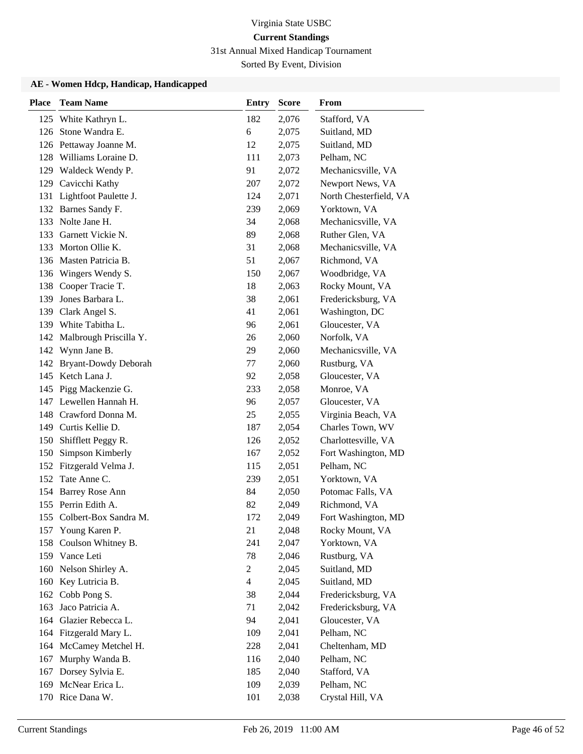Virginia State USBC

**Current Standings**

31st Annual Mixed Handicap Tournament

Sorted By Event, Division

### AE - Women Hdcp, Handicap, Handicapped

| Place | Team Name | Entry | Score | From |
|---|---|---|---|---|
| 125 | White Kathryn L. | 182 | 2,076 | Stafford, VA |
| 126 | Stone Wandra E. | 6 | 2,075 | Suitland, MD |
| 126 | Pettaway Joanne M. | 12 | 2,075 | Suitland, MD |
| 128 | Williams Loraine D. | 111 | 2,073 | Pelham, NC |
| 129 | Waldeck Wendy P. | 91 | 2,072 | Mechanicsville, VA |
| 129 | Cavicchi Kathy | 207 | 2,072 | Newport News, VA |
| 131 | Lightfoot Paulette J. | 124 | 2,071 | North Chesterfield, VA |
| 132 | Barnes Sandy F. | 239 | 2,069 | Yorktown, VA |
| 133 | Nolte Jane H. | 34 | 2,068 | Mechanicsville, VA |
| 133 | Garnett Vickie N. | 89 | 2,068 | Ruther Glen, VA |
| 133 | Morton Ollie K. | 31 | 2,068 | Mechanicsville, VA |
| 136 | Masten Patricia B. | 51 | 2,067 | Richmond, VA |
| 136 | Wingers Wendy S. | 150 | 2,067 | Woodbridge, VA |
| 138 | Cooper Tracie T. | 18 | 2,063 | Rocky Mount, VA |
| 139 | Jones Barbara L. | 38 | 2,061 | Fredericksburg, VA |
| 139 | Clark Angel S. | 41 | 2,061 | Washington, DC |
| 139 | White Tabitha L. | 96 | 2,061 | Gloucester, VA |
| 142 | Malbrough Priscilla Y. | 26 | 2,060 | Norfolk, VA |
| 142 | Wynn Jane B. | 29 | 2,060 | Mechanicsville, VA |
| 142 | Bryant-Dowdy Deborah | 77 | 2,060 | Rustburg, VA |
| 145 | Ketch Lana J. | 92 | 2,058 | Gloucester, VA |
| 145 | Pigg Mackenzie G. | 233 | 2,058 | Monroe, VA |
| 147 | Lewellen Hannah H. | 96 | 2,057 | Gloucester, VA |
| 148 | Crawford Donna M. | 25 | 2,055 | Virginia Beach, VA |
| 149 | Curtis Kellie D. | 187 | 2,054 | Charles Town, WV |
| 150 | Shifflett Peggy R. | 126 | 2,052 | Charlottesville, VA |
| 150 | Simpson Kimberly | 167 | 2,052 | Fort Washington, MD |
| 152 | Fitzgerald Velma J. | 115 | 2,051 | Pelham, NC |
| 152 | Tate Anne C. | 239 | 2,051 | Yorktown, VA |
| 154 | Barrey Rose Ann | 84 | 2,050 | Potomac Falls, VA |
| 155 | Perrin Edith A. | 82 | 2,049 | Richmond, VA |
| 155 | Colbert-Box Sandra M. | 172 | 2,049 | Fort Washington, MD |
| 157 | Young Karen P. | 21 | 2,048 | Rocky Mount, VA |
| 158 | Coulson Whitney B. | 241 | 2,047 | Yorktown, VA |
| 159 | Vance Leti | 78 | 2,046 | Rustburg, VA |
| 160 | Nelson Shirley A. | 2 | 2,045 | Suitland, MD |
| 160 | Key Lutricia B. | 4 | 2,045 | Suitland, MD |
| 162 | Cobb Pong S. | 38 | 2,044 | Fredericksburg, VA |
| 163 | Jaco Patricia A. | 71 | 2,042 | Fredericksburg, VA |
| 164 | Glazier Rebecca L. | 94 | 2,041 | Gloucester, VA |
| 164 | Fitzgerald Mary L. | 109 | 2,041 | Pelham, NC |
| 164 | McCamey Metchel H. | 228 | 2,041 | Cheltenham, MD |
| 167 | Murphy Wanda B. | 116 | 2,040 | Pelham, NC |
| 167 | Dorsey Sylvia E. | 185 | 2,040 | Stafford, VA |
| 169 | McNear Erica L. | 109 | 2,039 | Pelham, NC |
| 170 | Rice Dana W. | 101 | 2,038 | Crystal Hill, VA |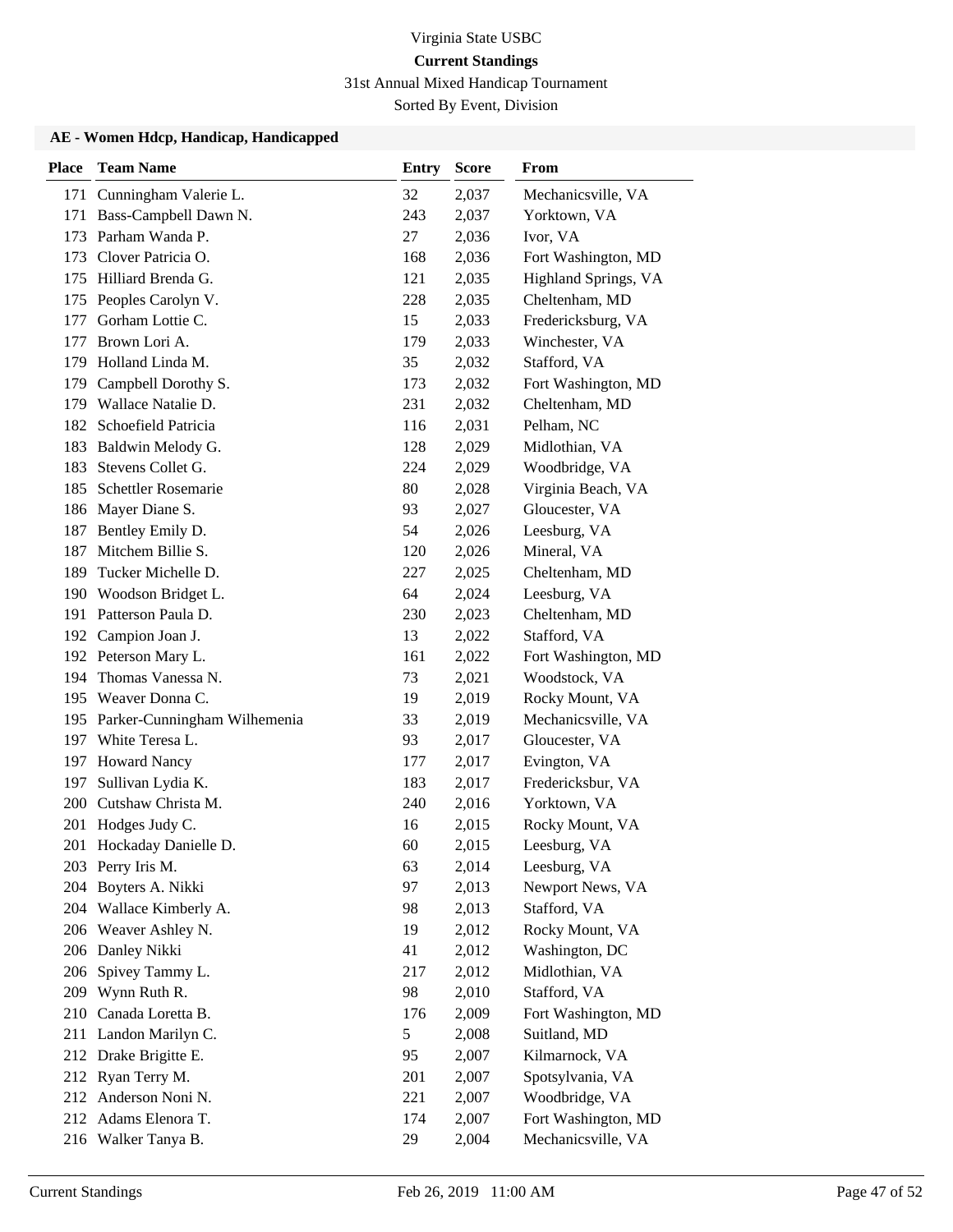Virginia State USBC

**Current Standings**

31st Annual Mixed Handicap Tournament

Sorted By Event, Division

### AE - Women Hdcp, Handicap, Handicapped

| Place | Team Name | Entry | Score | From |
|---|---|---|---|---|
| 171 | Cunningham Valerie L. | 32 | 2,037 | Mechanicsville, VA |
| 171 | Bass-Campbell Dawn N. | 243 | 2,037 | Yorktown, VA |
| 173 | Parham Wanda P. | 27 | 2,036 | Ivor, VA |
| 173 | Clover Patricia O. | 168 | 2,036 | Fort Washington, MD |
| 175 | Hilliard Brenda G. | 121 | 2,035 | Highland Springs, VA |
| 175 | Peoples Carolyn V. | 228 | 2,035 | Cheltenham, MD |
| 177 | Gorham Lottie C. | 15 | 2,033 | Fredericksburg, VA |
| 177 | Brown Lori A. | 179 | 2,033 | Winchester, VA |
| 179 | Holland Linda M. | 35 | 2,032 | Stafford, VA |
| 179 | Campbell Dorothy S. | 173 | 2,032 | Fort Washington, MD |
| 179 | Wallace Natalie D. | 231 | 2,032 | Cheltenham, MD |
| 182 | Schoefield Patricia | 116 | 2,031 | Pelham, NC |
| 183 | Baldwin Melody G. | 128 | 2,029 | Midlothian, VA |
| 183 | Stevens Collet G. | 224 | 2,029 | Woodbridge, VA |
| 185 | Schettler Rosemarie | 80 | 2,028 | Virginia Beach, VA |
| 186 | Mayer Diane S. | 93 | 2,027 | Gloucester, VA |
| 187 | Bentley Emily D. | 54 | 2,026 | Leesburg, VA |
| 187 | Mitchem Billie S. | 120 | 2,026 | Mineral, VA |
| 189 | Tucker Michelle D. | 227 | 2,025 | Cheltenham, MD |
| 190 | Woodson Bridget L. | 64 | 2,024 | Leesburg, VA |
| 191 | Patterson Paula D. | 230 | 2,023 | Cheltenham, MD |
| 192 | Campion Joan J. | 13 | 2,022 | Stafford, VA |
| 192 | Peterson Mary L. | 161 | 2,022 | Fort Washington, MD |
| 194 | Thomas Vanessa N. | 73 | 2,021 | Woodstock, VA |
| 195 | Weaver Donna C. | 19 | 2,019 | Rocky Mount, VA |
| 195 | Parker-Cunningham Wilhemenia | 33 | 2,019 | Mechanicsville, VA |
| 197 | White Teresa L. | 93 | 2,017 | Gloucester, VA |
| 197 | Howard Nancy | 177 | 2,017 | Evington, VA |
| 197 | Sullivan Lydia K. | 183 | 2,017 | Fredericksbur, VA |
| 200 | Cutshaw Christa M. | 240 | 2,016 | Yorktown, VA |
| 201 | Hodges Judy C. | 16 | 2,015 | Rocky Mount, VA |
| 201 | Hockaday Danielle D. | 60 | 2,015 | Leesburg, VA |
| 203 | Perry Iris M. | 63 | 2,014 | Leesburg, VA |
| 204 | Boyters A. Nikki | 97 | 2,013 | Newport News, VA |
| 204 | Wallace Kimberly A. | 98 | 2,013 | Stafford, VA |
| 206 | Weaver Ashley N. | 19 | 2,012 | Rocky Mount, VA |
| 206 | Danley Nikki | 41 | 2,012 | Washington, DC |
| 206 | Spivey Tammy L. | 217 | 2,012 | Midlothian, VA |
| 209 | Wynn Ruth R. | 98 | 2,010 | Stafford, VA |
| 210 | Canada Loretta B. | 176 | 2,009 | Fort Washington, MD |
| 211 | Landon Marilyn C. | 5 | 2,008 | Suitland, MD |
| 212 | Drake Brigitte E. | 95 | 2,007 | Kilmarnock, VA |
| 212 | Ryan Terry M. | 201 | 2,007 | Spotsylvania, VA |
| 212 | Anderson Noni N. | 221 | 2,007 | Woodbridge, VA |
| 212 | Adams Elenora T. | 174 | 2,007 | Fort Washington, MD |
| 216 | Walker Tanya B. | 29 | 2,004 | Mechanicsville, VA |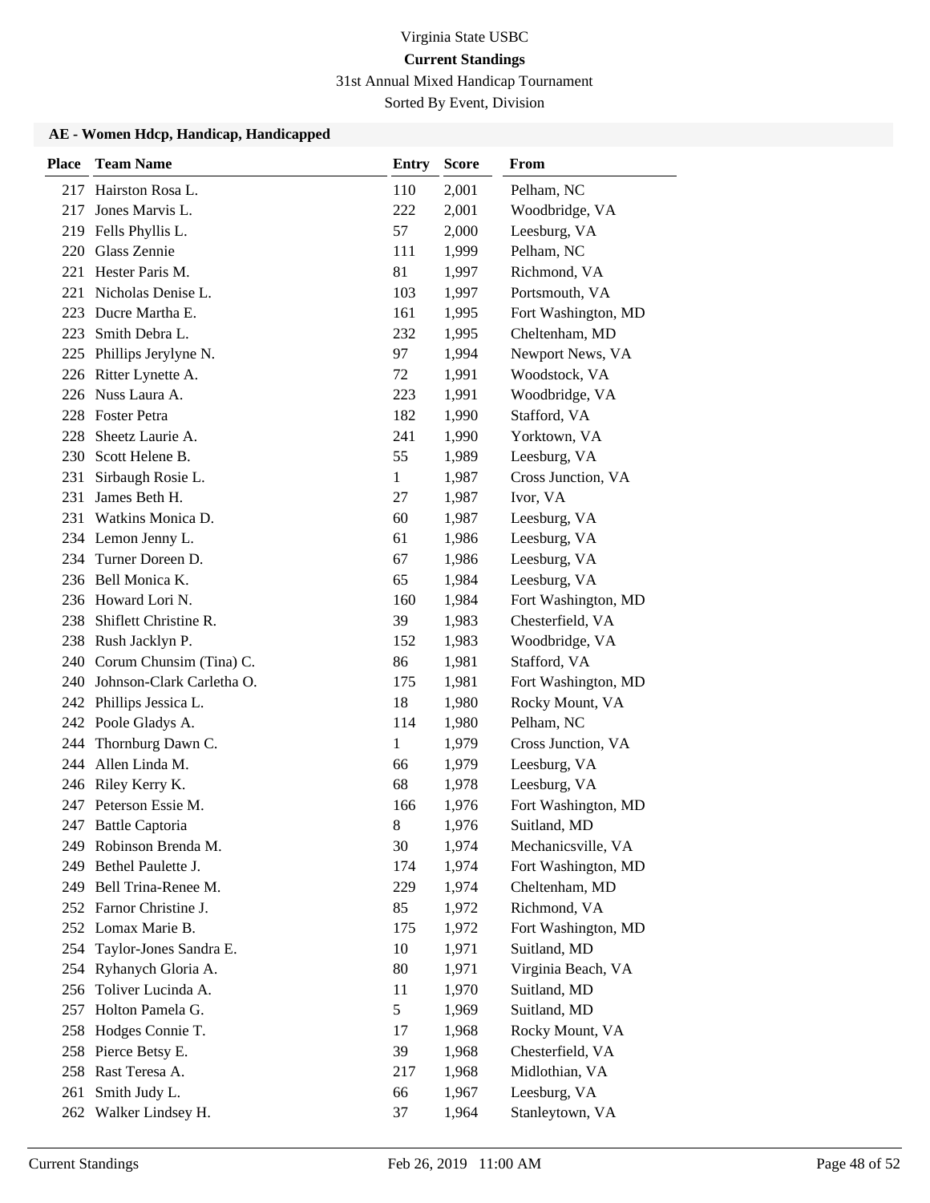Virginia State USBC

**Current Standings**

31st Annual Mixed Handicap Tournament

Sorted By Event, Division

### AE - Women Hdcp, Handicap, Handicapped

| Place | Team Name | Entry | Score | From |
|---|---|---|---|---|
| 217 | Hairston Rosa L. | 110 | 2,001 | Pelham, NC |
| 217 | Jones Marvis L. | 222 | 2,001 | Woodbridge, VA |
| 219 | Fells Phyllis L. | 57 | 2,000 | Leesburg, VA |
| 220 | Glass Zennie | 111 | 1,999 | Pelham, NC |
| 221 | Hester Paris M. | 81 | 1,997 | Richmond, VA |
| 221 | Nicholas Denise L. | 103 | 1,997 | Portsmouth, VA |
| 223 | Ducre Martha E. | 161 | 1,995 | Fort Washington, MD |
| 223 | Smith Debra L. | 232 | 1,995 | Cheltenham, MD |
| 225 | Phillips Jerylyne N. | 97 | 1,994 | Newport News, VA |
| 226 | Ritter Lynette A. | 72 | 1,991 | Woodstock, VA |
| 226 | Nuss Laura A. | 223 | 1,991 | Woodbridge, VA |
| 228 | Foster Petra | 182 | 1,990 | Stafford, VA |
| 228 | Sheetz Laurie A. | 241 | 1,990 | Yorktown, VA |
| 230 | Scott Helene B. | 55 | 1,989 | Leesburg, VA |
| 231 | Sirbaugh Rosie L. | 1 | 1,987 | Cross Junction, VA |
| 231 | James Beth H. | 27 | 1,987 | Ivor, VA |
| 231 | Watkins Monica D. | 60 | 1,987 | Leesburg, VA |
| 234 | Lemon Jenny L. | 61 | 1,986 | Leesburg, VA |
| 234 | Turner Doreen D. | 67 | 1,986 | Leesburg, VA |
| 236 | Bell Monica K. | 65 | 1,984 | Leesburg, VA |
| 236 | Howard Lori N. | 160 | 1,984 | Fort Washington, MD |
| 238 | Shiflett Christine R. | 39 | 1,983 | Chesterfield, VA |
| 238 | Rush Jacklyn P. | 152 | 1,983 | Woodbridge, VA |
| 240 | Corum Chunsim (Tina) C. | 86 | 1,981 | Stafford, VA |
| 240 | Johnson-Clark Carletha O. | 175 | 1,981 | Fort Washington, MD |
| 242 | Phillips Jessica L. | 18 | 1,980 | Rocky Mount, VA |
| 242 | Poole Gladys A. | 114 | 1,980 | Pelham, NC |
| 244 | Thornburg Dawn C. | 1 | 1,979 | Cross Junction, VA |
| 244 | Allen Linda M. | 66 | 1,979 | Leesburg, VA |
| 246 | Riley Kerry K. | 68 | 1,978 | Leesburg, VA |
| 247 | Peterson Essie M. | 166 | 1,976 | Fort Washington, MD |
| 247 | Battle Captoria | 8 | 1,976 | Suitland, MD |
| 249 | Robinson Brenda M. | 30 | 1,974 | Mechanicsville, VA |
| 249 | Bethel Paulette J. | 174 | 1,974 | Fort Washington, MD |
| 249 | Bell Trina-Renee M. | 229 | 1,974 | Cheltenham, MD |
| 252 | Farnor Christine J. | 85 | 1,972 | Richmond, VA |
| 252 | Lomax Marie B. | 175 | 1,972 | Fort Washington, MD |
| 254 | Taylor-Jones Sandra E. | 10 | 1,971 | Suitland, MD |
| 254 | Ryhanych Gloria A. | 80 | 1,971 | Virginia Beach, VA |
| 256 | Toliver Lucinda A. | 11 | 1,970 | Suitland, MD |
| 257 | Holton Pamela G. | 5 | 1,969 | Suitland, MD |
| 258 | Hodges Connie T. | 17 | 1,968 | Rocky Mount, VA |
| 258 | Pierce Betsy E. | 39 | 1,968 | Chesterfield, VA |
| 258 | Rast Teresa A. | 217 | 1,968 | Midlothian, VA |
| 261 | Smith Judy L. | 66 | 1,967 | Leesburg, VA |
| 262 | Walker Lindsey H. | 37 | 1,964 | Stanleytown, VA |

Current Standings Feb 26, 2019 11:00 AM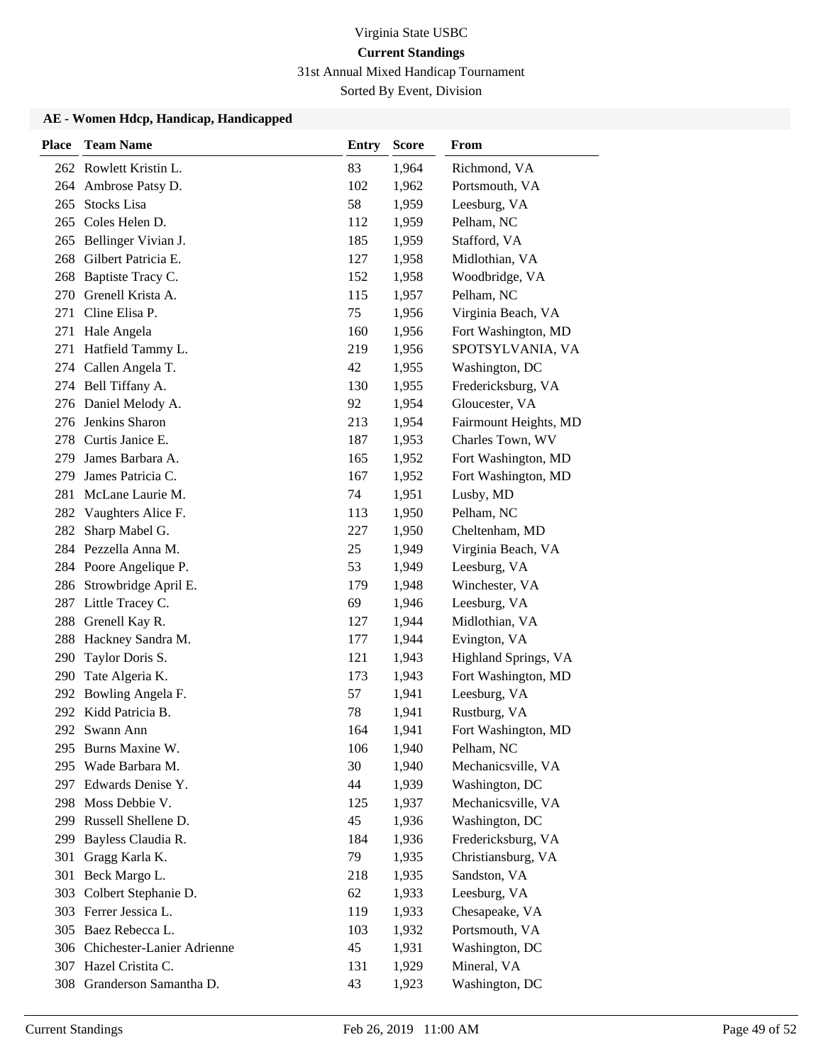Virginia State USBC

**Current Standings**

31st Annual Mixed Handicap Tournament

Sorted By Event, Division

### AE - Women Hdcp, Handicap, Handicapped

| Place | Team Name | Entry | Score | From |
|---|---|---|---|---|
| 262 | Rowlett Kristin L. | 83 | 1,964 | Richmond, VA |
| 264 | Ambrose Patsy D. | 102 | 1,962 | Portsmouth, VA |
| 265 | Stocks Lisa | 58 | 1,959 | Leesburg, VA |
| 265 | Coles Helen D. | 112 | 1,959 | Pelham, NC |
| 265 | Bellinger Vivian J. | 185 | 1,959 | Stafford, VA |
| 268 | Gilbert Patricia E. | 127 | 1,958 | Midlothian, VA |
| 268 | Baptiste Tracy C. | 152 | 1,958 | Woodbridge, VA |
| 270 | Grenell Krista A. | 115 | 1,957 | Pelham, NC |
| 271 | Cline Elisa P. | 75 | 1,956 | Virginia Beach, VA |
| 271 | Hale Angela | 160 | 1,956 | Fort Washington, MD |
| 271 | Hatfield Tammy L. | 219 | 1,956 | SPOTSYLVANIA, VA |
| 274 | Callen Angela T. | 42 | 1,955 | Washington, DC |
| 274 | Bell Tiffany A. | 130 | 1,955 | Fredericksburg, VA |
| 276 | Daniel Melody A. | 92 | 1,954 | Gloucester, VA |
| 276 | Jenkins Sharon | 213 | 1,954 | Fairmount Heights, MD |
| 278 | Curtis Janice E. | 187 | 1,953 | Charles Town, WV |
| 279 | James Barbara A. | 165 | 1,952 | Fort Washington, MD |
| 279 | James Patricia C. | 167 | 1,952 | Fort Washington, MD |
| 281 | McLane Laurie M. | 74 | 1,951 | Lusby, MD |
| 282 | Vaughters Alice F. | 113 | 1,950 | Pelham, NC |
| 282 | Sharp Mabel G. | 227 | 1,950 | Cheltenham, MD |
| 284 | Pezzella Anna M. | 25 | 1,949 | Virginia Beach, VA |
| 284 | Poore Angelique P. | 53 | 1,949 | Leesburg, VA |
| 286 | Strowbridge April E. | 179 | 1,948 | Winchester, VA |
| 287 | Little Tracey C. | 69 | 1,946 | Leesburg, VA |
| 288 | Grenell Kay R. | 127 | 1,944 | Midlothian, VA |
| 288 | Hackney Sandra M. | 177 | 1,944 | Evington, VA |
| 290 | Taylor Doris S. | 121 | 1,943 | Highland Springs, VA |
| 290 | Tate Algeria K. | 173 | 1,943 | Fort Washington, MD |
| 292 | Bowling Angela F. | 57 | 1,941 | Leesburg, VA |
| 292 | Kidd Patricia B. | 78 | 1,941 | Rustburg, VA |
| 292 | Swann Ann | 164 | 1,941 | Fort Washington, MD |
| 295 | Burns Maxine W. | 106 | 1,940 | Pelham, NC |
| 295 | Wade Barbara M. | 30 | 1,940 | Mechanicsville, VA |
| 297 | Edwards Denise Y. | 44 | 1,939 | Washington, DC |
| 298 | Moss Debbie V. | 125 | 1,937 | Mechanicsville, VA |
| 299 | Russell Shellene D. | 45 | 1,936 | Washington, DC |
| 299 | Bayless Claudia R. | 184 | 1,936 | Fredericksburg, VA |
| 301 | Gragg Karla K. | 79 | 1,935 | Christiansburg, VA |
| 301 | Beck Margo L. | 218 | 1,935 | Sandston, VA |
| 303 | Colbert Stephanie D. | 62 | 1,933 | Leesburg, VA |
| 303 | Ferrer Jessica L. | 119 | 1,933 | Chesapeake, VA |
| 305 | Baez Rebecca L. | 103 | 1,932 | Portsmouth, VA |
| 306 | Chichester-Lanier Adrienne | 45 | 1,931 | Washington, DC |
| 307 | Hazel Cristita C. | 131 | 1,929 | Mineral, VA |
| 308 | Granderson Samantha D. | 43 | 1,923 | Washington, DC |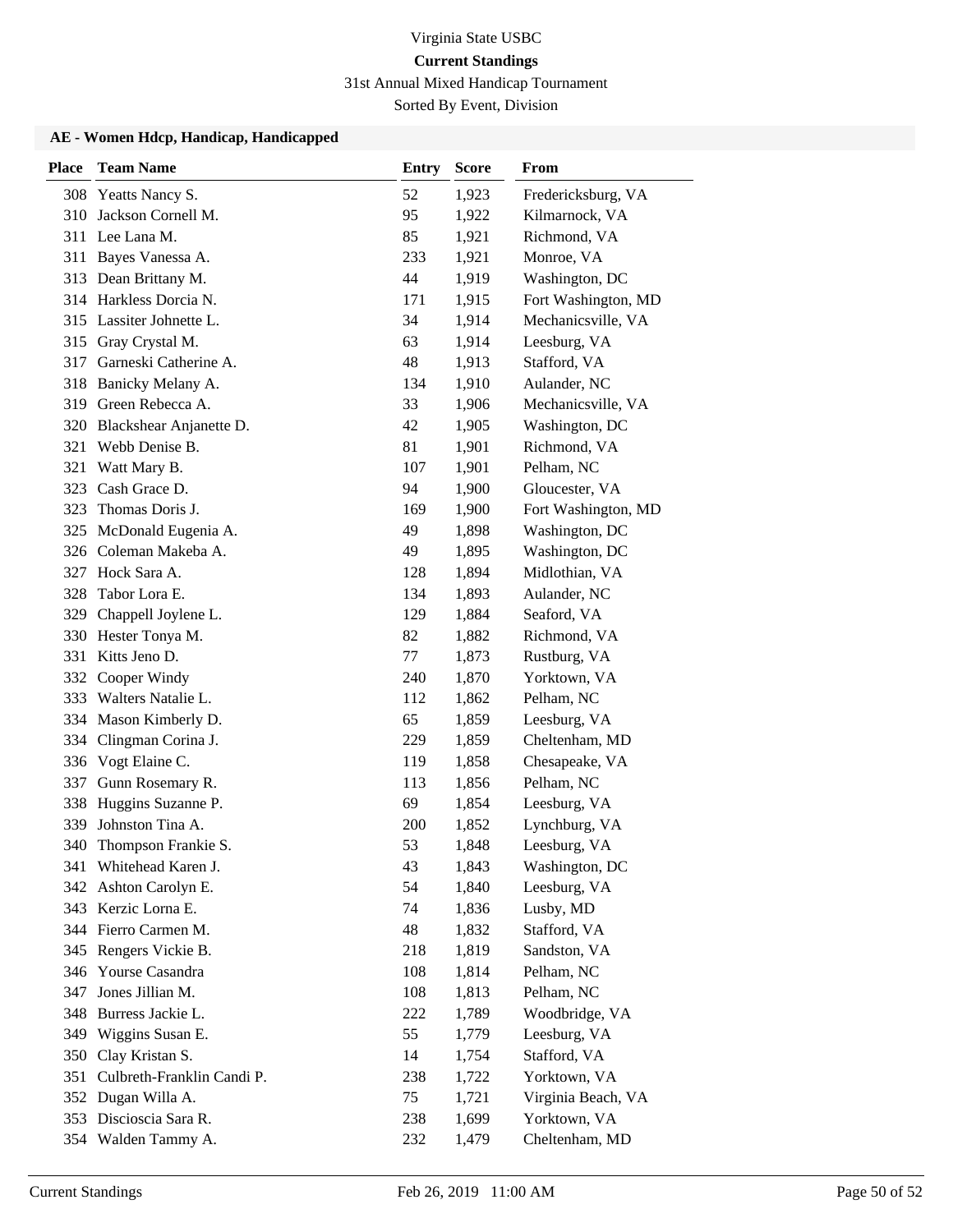Virginia State USBC

**Current Standings**

31st Annual Mixed Handicap Tournament

Sorted By Event, Division

### AE - Women Hdcp, Handicap, Handicapped

| Place | Team Name | Entry | Score | From |
|---|---|---|---|---|
| 308 | Yeatts Nancy S. | 52 | 1,923 | Fredericksburg, VA |
| 310 | Jackson Cornell M. | 95 | 1,922 | Kilmarnock, VA |
| 311 | Lee Lana M. | 85 | 1,921 | Richmond, VA |
| 311 | Bayes Vanessa A. | 233 | 1,921 | Monroe, VA |
| 313 | Dean Brittany M. | 44 | 1,919 | Washington, DC |
| 314 | Harkless Dorcia N. | 171 | 1,915 | Fort Washington, MD |
| 315 | Lassiter Johnette L. | 34 | 1,914 | Mechanicsville, VA |
| 315 | Gray Crystal M. | 63 | 1,914 | Leesburg, VA |
| 317 | Garneski Catherine A. | 48 | 1,913 | Stafford, VA |
| 318 | Banicky Melany A. | 134 | 1,910 | Aulander, NC |
| 319 | Green Rebecca A. | 33 | 1,906 | Mechanicsville, VA |
| 320 | Blackshear Anjanette D. | 42 | 1,905 | Washington, DC |
| 321 | Webb Denise B. | 81 | 1,901 | Richmond, VA |
| 321 | Watt Mary B. | 107 | 1,901 | Pelham, NC |
| 323 | Cash Grace D. | 94 | 1,900 | Gloucester, VA |
| 323 | Thomas Doris J. | 169 | 1,900 | Fort Washington, MD |
| 325 | McDonald Eugenia A. | 49 | 1,898 | Washington, DC |
| 326 | Coleman Makeba A. | 49 | 1,895 | Washington, DC |
| 327 | Hock Sara A. | 128 | 1,894 | Midlothian, VA |
| 328 | Tabor Lora E. | 134 | 1,893 | Aulander, NC |
| 329 | Chappell Joylene L. | 129 | 1,884 | Seaford, VA |
| 330 | Hester Tonya M. | 82 | 1,882 | Richmond, VA |
| 331 | Kitts Jeno D. | 77 | 1,873 | Rustburg, VA |
| 332 | Cooper Windy | 240 | 1,870 | Yorktown, VA |
| 333 | Walters Natalie L. | 112 | 1,862 | Pelham, NC |
| 334 | Mason Kimberly D. | 65 | 1,859 | Leesburg, VA |
| 334 | Clingman Corina J. | 229 | 1,859 | Cheltenham, MD |
| 336 | Vogt Elaine C. | 119 | 1,858 | Chesapeake, VA |
| 337 | Gunn Rosemary R. | 113 | 1,856 | Pelham, NC |
| 338 | Huggins Suzanne P. | 69 | 1,854 | Leesburg, VA |
| 339 | Johnston Tina A. | 200 | 1,852 | Lynchburg, VA |
| 340 | Thompson Frankie S. | 53 | 1,848 | Leesburg, VA |
| 341 | Whitehead Karen J. | 43 | 1,843 | Washington, DC |
| 342 | Ashton Carolyn E. | 54 | 1,840 | Leesburg, VA |
| 343 | Kerzic Lorna E. | 74 | 1,836 | Lusby, MD |
| 344 | Fierro Carmen M. | 48 | 1,832 | Stafford, VA |
| 345 | Rengers Vickie B. | 218 | 1,819 | Sandston, VA |
| 346 | Yourse Casandra | 108 | 1,814 | Pelham, NC |
| 347 | Jones Jillian M. | 108 | 1,813 | Pelham, NC |
| 348 | Burress Jackie L. | 222 | 1,789 | Woodbridge, VA |
| 349 | Wiggins Susan E. | 55 | 1,779 | Leesburg, VA |
| 350 | Clay Kristan S. | 14 | 1,754 | Stafford, VA |
| 351 | Culbreth-Franklin Candi P. | 238 | 1,722 | Yorktown, VA |
| 352 | Dugan Willa A. | 75 | 1,721 | Virginia Beach, VA |
| 353 | Discioscia Sara R. | 238 | 1,699 | Yorktown, VA |
| 354 | Walden Tammy A. | 232 | 1,479 | Cheltenham, MD |

Current Standings　　Feb 26, 2019 11:00 AM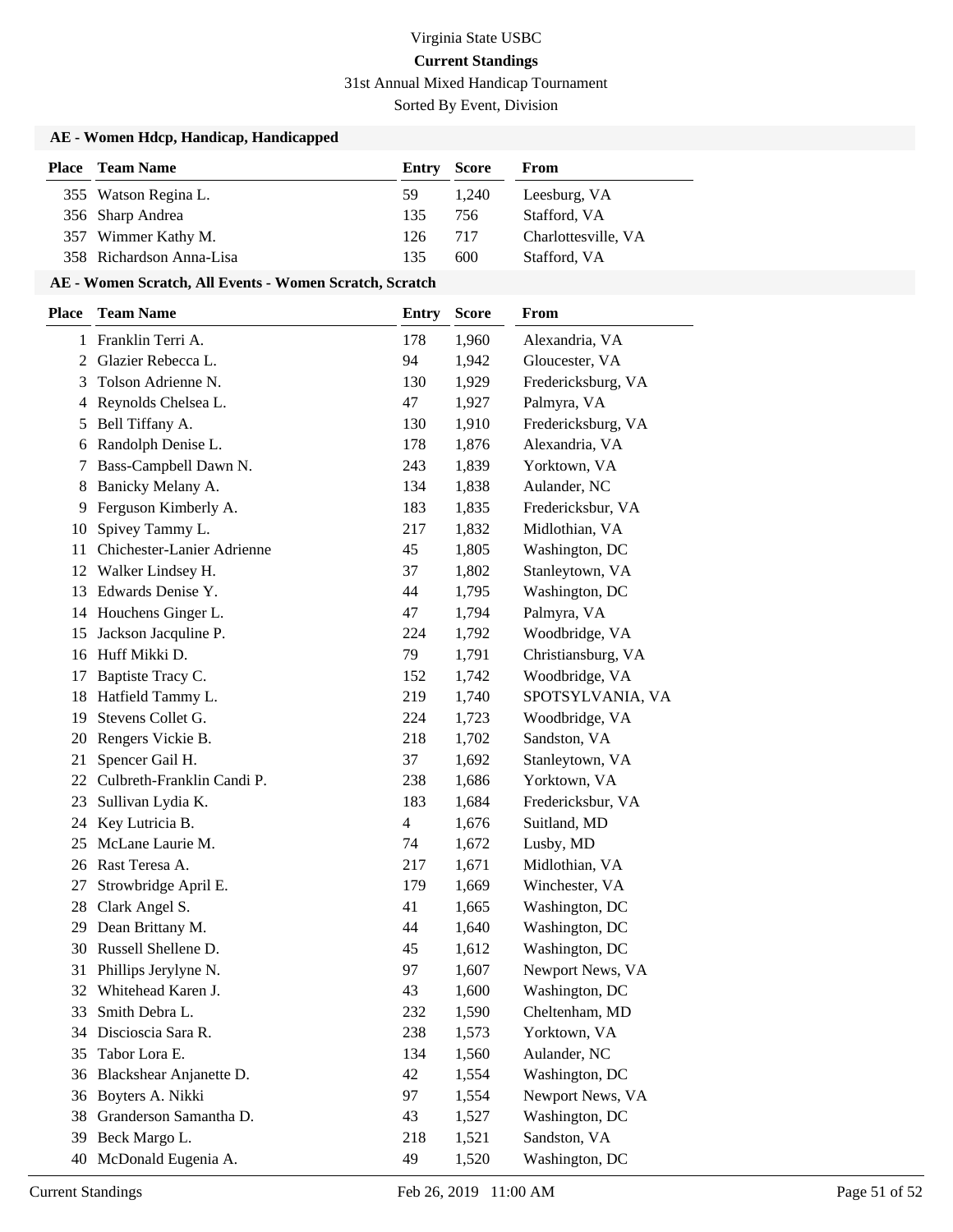# Virginia State USBC

**Current Standings**

31st Annual Mixed Handicap Tournament

Sorted By Event, Division

### AE - Women Hdcp, Handicap, Handicapped

| Place | Team Name | Entry | Score | From |
|---|---|---|---|---|
| 355 | Watson Regina L. | 59 | 1,240 | Leesburg, VA |
| 356 | Sharp Andrea | 135 | 756 | Stafford, VA |
| 357 | Wimmer Kathy M. | 126 | 717 | Charlottesville, VA |
| 358 | Richardson Anna-Lisa | 135 | 600 | Stafford, VA |

### AE - Women Scratch, All Events - Women Scratch, Scratch

| Place | Team Name | Entry | Score | From |
|---|---|---|---|---|
| 1 | Franklin Terri A. | 178 | 1,960 | Alexandria, VA |
| 2 | Glazier Rebecca L. | 94 | 1,942 | Gloucester, VA |
| 3 | Tolson Adrienne N. | 130 | 1,929 | Fredericksburg, VA |
| 4 | Reynolds Chelsea L. | 47 | 1,927 | Palmyra, VA |
| 5 | Bell Tiffany A. | 130 | 1,910 | Fredericksburg, VA |
| 6 | Randolph Denise L. | 178 | 1,876 | Alexandria, VA |
| 7 | Bass-Campbell Dawn N. | 243 | 1,839 | Yorktown, VA |
| 8 | Banicky Melany A. | 134 | 1,838 | Aulander, NC |
| 9 | Ferguson Kimberly A. | 183 | 1,835 | Fredericksbur, VA |
| 10 | Spivey Tammy L. | 217 | 1,832 | Midlothian, VA |
| 11 | Chichester-Lanier Adrienne | 45 | 1,805 | Washington, DC |
| 12 | Walker Lindsey H. | 37 | 1,802 | Stanleytown, VA |
| 13 | Edwards Denise Y. | 44 | 1,795 | Washington, DC |
| 14 | Houchens Ginger L. | 47 | 1,794 | Palmyra, VA |
| 15 | Jackson Jacquline P. | 224 | 1,792 | Woodbridge, VA |
| 16 | Huff Mikki D. | 79 | 1,791 | Christiansburg, VA |
| 17 | Baptiste Tracy C. | 152 | 1,742 | Woodbridge, VA |
| 18 | Hatfield Tammy L. | 219 | 1,740 | SPOTSYLVANIA, VA |
| 19 | Stevens Collet G. | 224 | 1,723 | Woodbridge, VA |
| 20 | Rengers Vickie B. | 218 | 1,702 | Sandston, VA |
| 21 | Spencer Gail H. | 37 | 1,692 | Stanleytown, VA |
| 22 | Culbreth-Franklin Candi P. | 238 | 1,686 | Yorktown, VA |
| 23 | Sullivan Lydia K. | 183 | 1,684 | Fredericksbur, VA |
| 24 | Key Lutricia B. | 4 | 1,676 | Suitland, MD |
| 25 | McLane Laurie M. | 74 | 1,672 | Lusby, MD |
| 26 | Rast Teresa A. | 217 | 1,671 | Midlothian, VA |
| 27 | Strowbridge April E. | 179 | 1,669 | Winchester, VA |
| 28 | Clark Angel S. | 41 | 1,665 | Washington, DC |
| 29 | Dean Brittany M. | 44 | 1,640 | Washington, DC |
| 30 | Russell Shellene D. | 45 | 1,612 | Washington, DC |
| 31 | Phillips Jerylyne N. | 97 | 1,607 | Newport News, VA |
| 32 | Whitehead Karen J. | 43 | 1,600 | Washington, DC |
| 33 | Smith Debra L. | 232 | 1,590 | Cheltenham, MD |
| 34 | Discioscia Sara R. | 238 | 1,573 | Yorktown, VA |
| 35 | Tabor Lora E. | 134 | 1,560 | Aulander, NC |
| 36 | Blackshear Anjanette D. | 42 | 1,554 | Washington, DC |
| 36 | Boyters A. Nikki | 97 | 1,554 | Newport News, VA |
| 38 | Granderson Samantha D. | 43 | 1,527 | Washington, DC |
| 39 | Beck Margo L. | 218 | 1,521 | Sandston, VA |
| 40 | McDonald Eugenia A. | 49 | 1,520 | Washington, DC |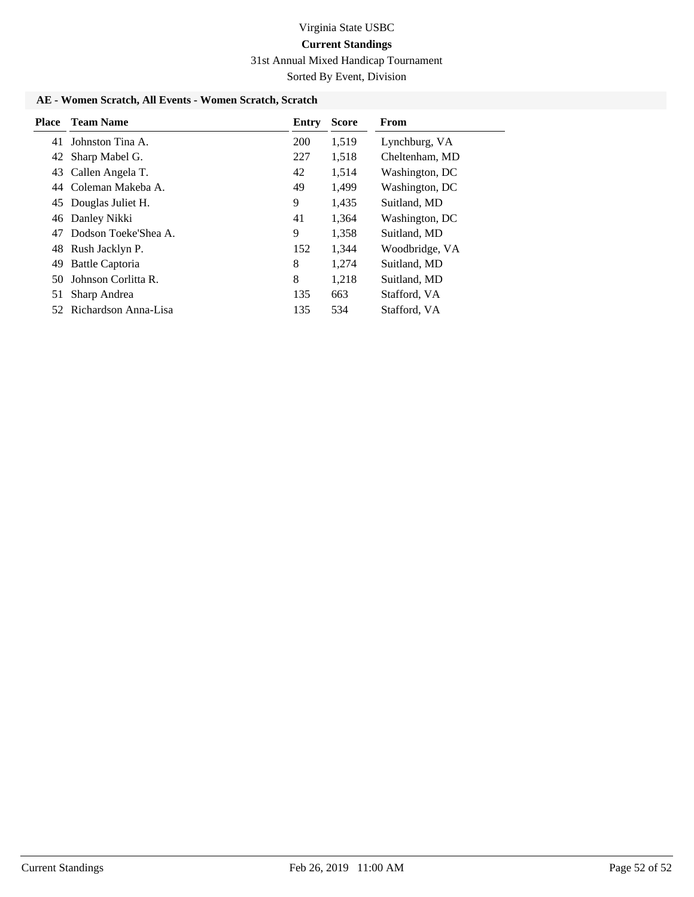Virginia State USBC

**Current Standings**

31st Annual Mixed Handicap Tournament

Sorted By Event, Division

### AE - Women Scratch, All Events - Women Scratch, Scratch

| Place | Team Name | Entry | Score | From |
|---|---|---|---|---|
| 41 | Johnston Tina A. | 200 | 1,519 | Lynchburg, VA |
| 42 | Sharp Mabel G. | 227 | 1,518 | Cheltenham, MD |
| 43 | Callen Angela T. | 42 | 1,514 | Washington, DC |
| 44 | Coleman Makeba A. | 49 | 1,499 | Washington, DC |
| 45 | Douglas Juliet H. | 9 | 1,435 | Suitland, MD |
| 46 | Danley Nikki | 41 | 1,364 | Washington, DC |
| 47 | Dodson Toeke'Shea A. | 9 | 1,358 | Suitland, MD |
| 48 | Rush Jacklyn P. | 152 | 1,344 | Woodbridge, VA |
| 49 | Battle Captoria | 8 | 1,274 | Suitland, MD |
| 50 | Johnson Corlitta R. | 8 | 1,218 | Suitland, MD |
| 51 | Sharp Andrea | 135 | 663 | Stafford, VA |
| 52 | Richardson Anna-Lisa | 135 | 534 | Stafford, VA |